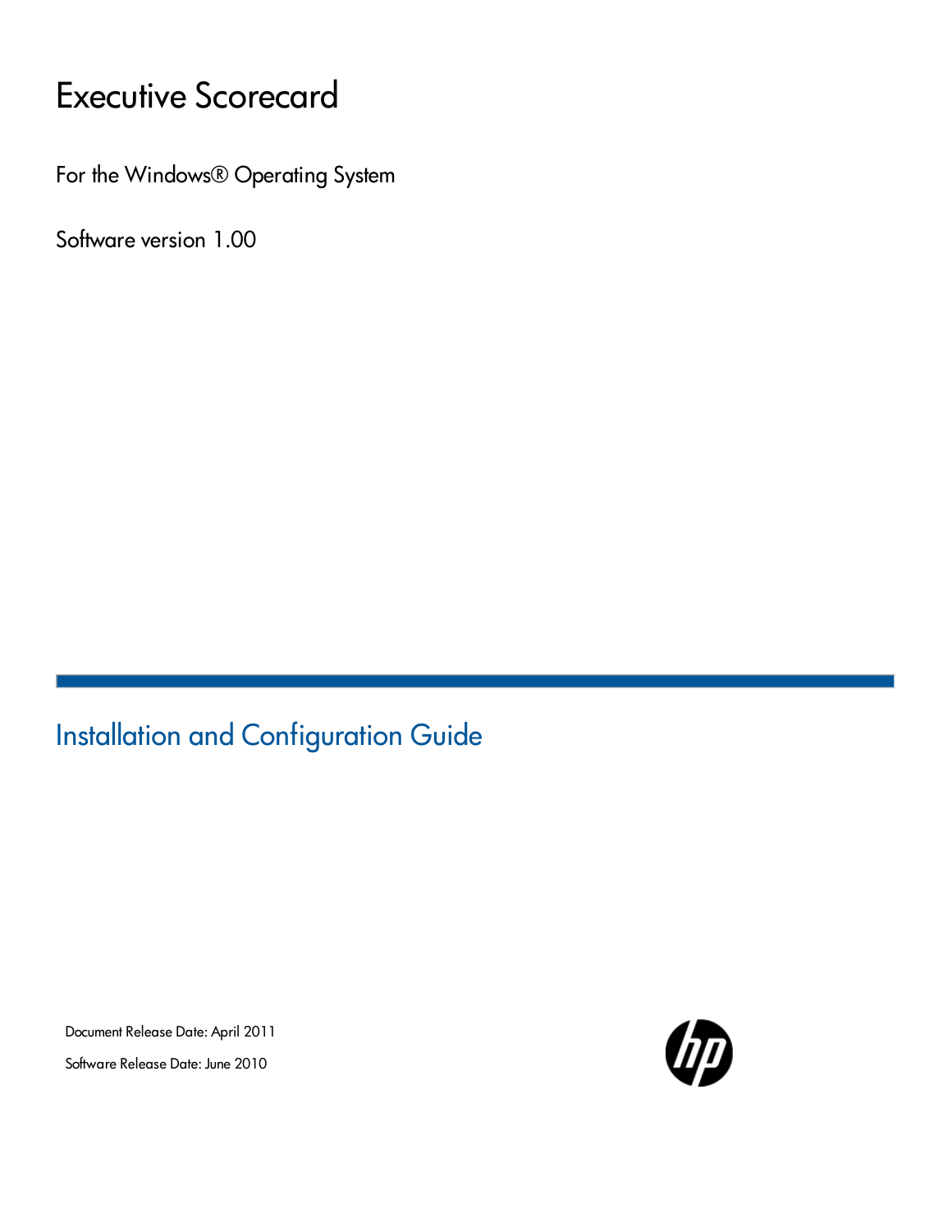# Executive Scorecard

For the Windows® Operating System

Software version 1.00

## Installation and Configuration Guide

Document Release Date: April 2011

Software Release Date: June 2010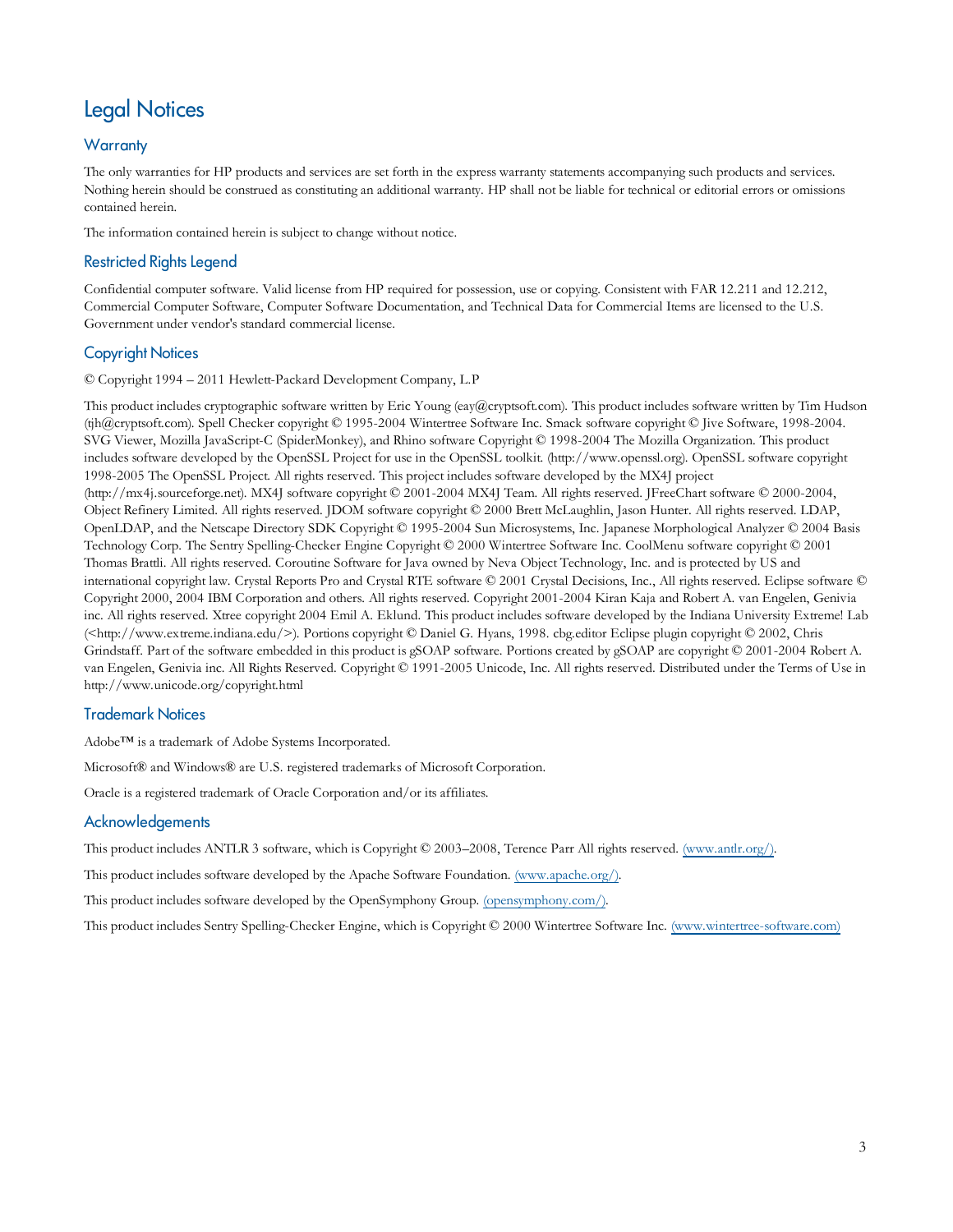# Legal Notices

## Warranty

The only warranties for HP products and services are set forth in the express warranty statements accompanying such products and services. Nothing herein should be construed as constituting an additional warranty. HP shall not be liable for technical or editorial errors or omissions contained herein.

The information contained herein is subject to change without notice.

## Restricted Rights Legend

Confidential computer software. Valid license from HP required for possession, use or copying. Consistent with FAR 12.211 and 12.212, Commercial Computer Software, Computer Software Documentation, and Technical Data for Commercial Items are licensed to the U.S. Government under vendor's standard commercial license.

## Copyright Notices

© Copyright 1994 – 2011 Hewlett-Packard Development Company, L.P

This product includes cryptographic software written by Eric Young (eay@cryptsoft.com). This product includes software written by Tim Hudson (tjh@cryptsoft.com). Spell Checker copyright © 1995-2004 Wintertree Software Inc. Smack software copyright © Jive Software, 1998-2004. SVG Viewer, Mozilla JavaScript-C (SpiderMonkey), and Rhino software Copyright © 1998-2004 The Mozilla Organization. This product includes software developed by the OpenSSL Project for use in the OpenSSL toolkit. (http://www.openssl.org). OpenSSL software copyright 1998-2005 The OpenSSL Project. All rights reserved. This project includes software developed by the MX4J project (http://mx4j.sourceforge.net). MX4J software copyright © 2001-2004 MX4J Team. All rights reserved. JFreeChart software © 2000-2004, Object Refinery Limited. All rights reserved. JDOM software copyright © 2000 Brett McLaughlin, Jason Hunter. All rights reserved. LDAP, OpenLDAP, and the Netscape Directory SDK Copyright © 1995-2004 Sun Microsystems, Inc. Japanese Morphological Analyzer © 2004 Basis Technology Corp. The Sentry Spelling-Checker Engine Copyright © 2000 Wintertree Software Inc. CoolMenu software copyright © 2001 Thomas Brattli. All rights reserved. Coroutine Software for Java owned by Neva Object Technology, Inc. and is protected by US and international copyright law. Crystal Reports Pro and Crystal RTE software © 2001 Crystal Decisions, Inc., All rights reserved. Eclipse software © Copyright 2000, 2004 IBM Corporation and others. All rights reserved. Copyright 2001-2004 Kiran Kaja and Robert A. van Engelen, Genivia inc. All rights reserved. Xtree copyright 2004 Emil A. Eklund. This product includes software developed by the Indiana University Extreme! Lab (<http://www.extreme.indiana.edu/>). Portions copyright © Daniel G. Hyans, 1998. cbg.editor Eclipse plugin copyright © 2002, Chris Grindstaff. Part of the software embedded in this product is gSOAP software. Portions created by gSOAP are copyright © 2001-2004 Robert A. van Engelen, Genivia inc. All Rights Reserved. Copyright © 1991-2005 Unicode, Inc. All rights reserved. Distributed under the Terms of Use in http://www.unicode.org/copyright.html

## Trademark Notices

Adobe™ is a trademark of Adobe Systems Incorporated.

Microsoft® and Windows® are U.S. registered trademarks of Microsoft Corporation.

Oracle is a registered trademark of Oracle Corporation and/or its affiliates.

## Acknowledgements

This product includes ANTLR 3 software, which is Copyright © 2003–2008, Terence Parr All rights reserved. (www.antlr.org/).

This product includes software developed by the Apache Software Foundation. (www.apache.org/).

This product includes software developed by the OpenSymphony Group. (opensymphony.com/).

This product includes Sentry Spelling-Checker Engine, which is Copyright © 2000 Wintertree Software Inc. (www.wintertree-software.com)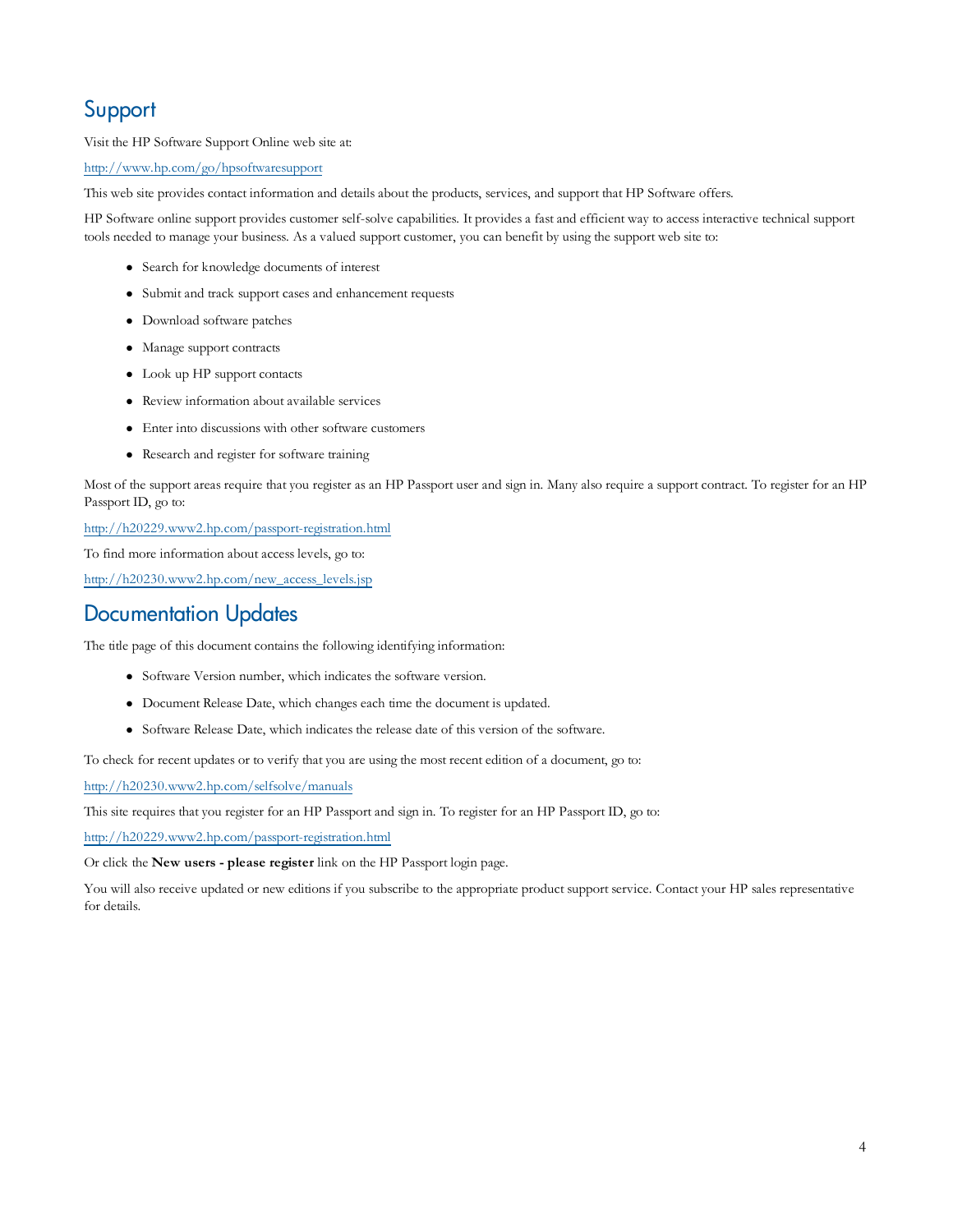## Support

Visit the HP Software Support Online web site at:

http://www.hp.com/go/hpsoftwaresupport

This web site provides contact information and details about the products, services, and support that HP Software offers.

HP Software online support provides customer self-solve capabilities. It provides a fast and efficient way to access interactive technical support tools needed to manage your business. As a valued support customer, you can benefit by using the support web site to:

- Search for knowledge documents of interest
- Submit and track support cases and enhancement requests
- Download software patches
- Manage support contracts
- Look up HP support contacts
- Review information about available services
- Enter into discussions with other software customers
- Research and register for software training

Most of the support areas require that you register as an HP Passport user and sign in. Many also require a support contract. To register for an HP Passport ID, go to:

http://h20229.www2.hp.com/passport-registration.html

To find more information about access levels, go to:

http://h20230.www2.hp.com/new_access_levels.jsp

## Documentation Updates

The title page of this document contains the following identifying information:

- Software Version number, which indicates the software version.
- Document Release Date, which changes each time the document is updated.
- Software Release Date, which indicates the release date of this version of the software.

To check for recent updates or to verify that you are using the most recent edition of a document, go to:

http://h20230.www2.hp.com/selfsolve/manuals

This site requires that you register for an HP Passport and sign in. To register for an HP Passport ID, go to:

http://h20229.www2.hp.com/passport-registration.html

Or click the **New users - please register** link on the HP Passport login page.

You will also receive updated or new editions if you subscribe to the appropriate product support service. Contact your HP sales representative for details.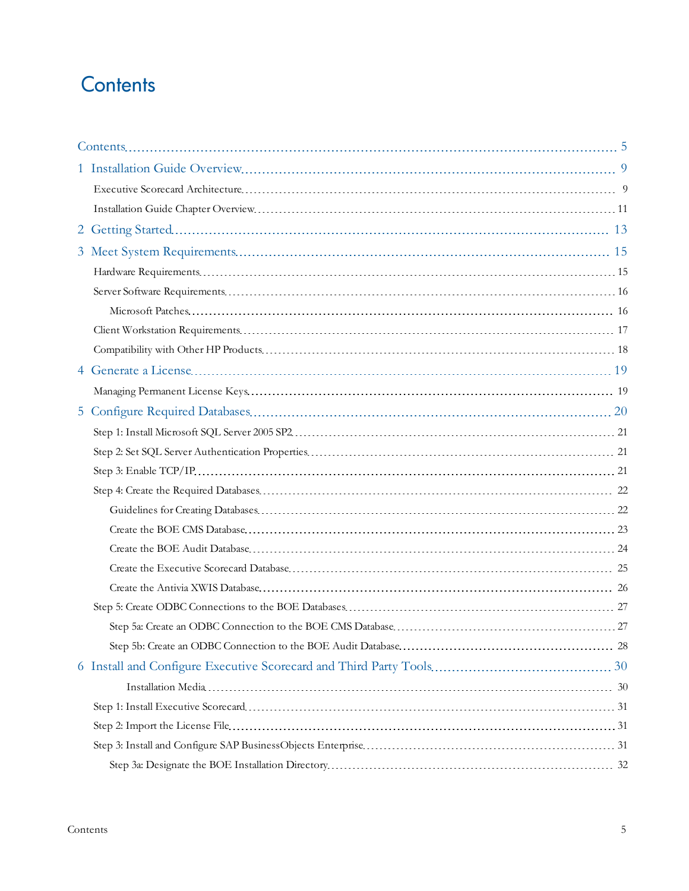# Contents

Contents ..... 5

1 Installation Guide Overview ..... 9

- Executive Scorecard Architecture ..... 9
- Installation Guide Chapter Overview ..... 11

2 Getting Started ..... 13

3 Meet System Requirements ..... 15

- Hardware Requirements ..... 15
- Server Software Requirements ..... 16
  - Microsoft Patches ..... 16
- Client Workstation Requirements ..... 17
- Compatibility with Other HP Products ..... 18

4 Generate a License ..... 19

- Managing Permanent License Keys ..... 19

5 Configure Required Databases ..... 20

- Step 1: Install Microsoft SQL Server 2005 SP2 ..... 21
- Step 2: Set SQL Server Authentication Properties ..... 21
- Step 3: Enable TCP/IP ..... 21
- Step 4: Create the Required Databases ..... 22
  - Guidelines for Creating Databases ..... 22
  - Create the BOE CMS Database ..... 23
  - Create the BOE Audit Database ..... 24
  - Create the Executive Scorecard Database ..... 25
  - Create the Antivia XWIS Database ..... 26
- Step 5: Create ODBC Connections to the BOE Databases ..... 27
  - Step 5a: Create an ODBC Connection to the BOE CMS Database ..... 27
  - Step 5b: Create an ODBC Connection to the BOE Audit Database ..... 28

6 Install and Configure Executive Scorecard and Third Party Tools ..... 30

- Installation Media ..... 30
- Step 1: Install Executive Scorecard ..... 31
- Step 2: Import the License File ..... 31
- Step 3: Install and Configure SAP BusinessObjects Enterprise ..... 31
  - Step 3a: Designate the BOE Installation Directory ..... 32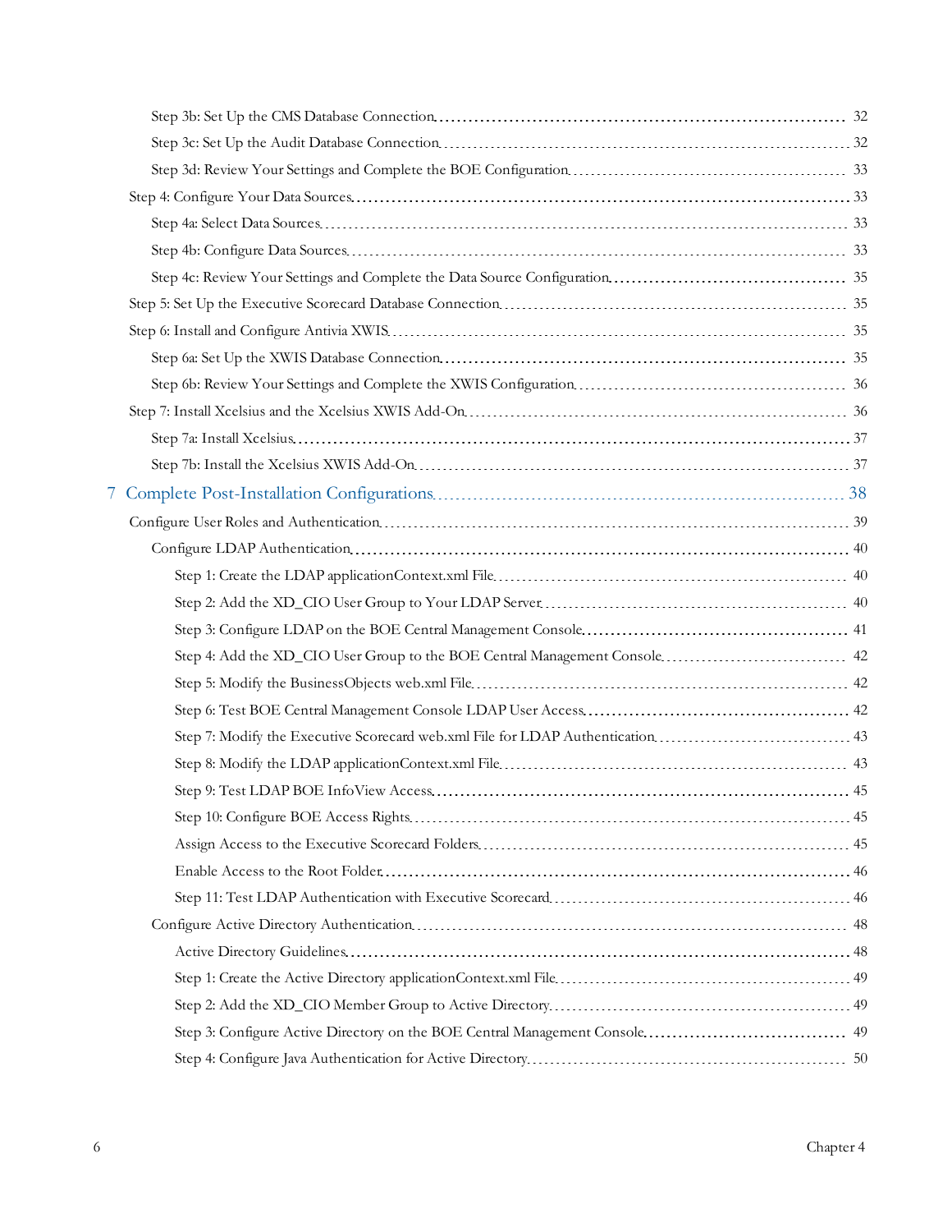Step 3b: Set Up the CMS Database Connection ........ 32

Step 3c: Set Up the Audit Database Connection ........ 32

Step 3d: Review Your Settings and Complete the BOE Configuration ........ 33

Step 4: Configure Your Data Sources ........ 33

Step 4a: Select Data Sources ........ 33

Step 4b: Configure Data Sources ........ 33

Step 4c: Review Your Settings and Complete the Data Source Configuration ........ 35

Step 5: Set Up the Executive Scorecard Database Connection ........ 35

Step 6: Install and Configure Antivia XWIS ........ 35

Step 6a: Set Up the XWIS Database Connection ........ 35

Step 6b: Review Your Settings and Complete the XWIS Configuration ........ 36

Step 7: Install Xcelsius and the Xcelsius XWIS Add-On ........ 36

Step 7a: Install Xcelsius ........ 37

Step 7b: Install the Xcelsius XWIS Add-On ........ 37

7 Complete Post-Installation Configurations ........ 38

Configure User Roles and Authentication ........ 39

Configure LDAP Authentication ........ 40

Step 1: Create the LDAP applicationContext.xml File ........ 40

Step 2: Add the XD_CIO User Group to Your LDAP Server ........ 40

Step 3: Configure LDAP on the BOE Central Management Console ........ 41

Step 4: Add the XD_CIO User Group to the BOE Central Management Console ........ 42

Step 5: Modify the BusinessObjects web.xml File ........ 42

Step 6: Test BOE Central Management Console LDAP User Access ........ 42

Step 7: Modify the Executive Scorecard web.xml File for LDAP Authentication ........ 43

Step 8: Modify the LDAP applicationContext.xml File ........ 43

Step 9: Test LDAP BOE InfoView Access ........ 45

Step 10: Configure BOE Access Rights ........ 45

Assign Access to the Executive Scorecard Folders ........ 45

Enable Access to the Root Folder ........ 46

Step 11: Test LDAP Authentication with Executive Scorecard ........ 46

Configure Active Directory Authentication ........ 48

Active Directory Guidelines ........ 48

Step 1: Create the Active Directory applicationContext.xml File ........ 49

Step 2: Add the XD_CIO Member Group to Active Directory ........ 49

Step 3: Configure Active Directory on the BOE Central Management Console ........ 49

Step 4: Configure Java Authentication for Active Directory ........ 50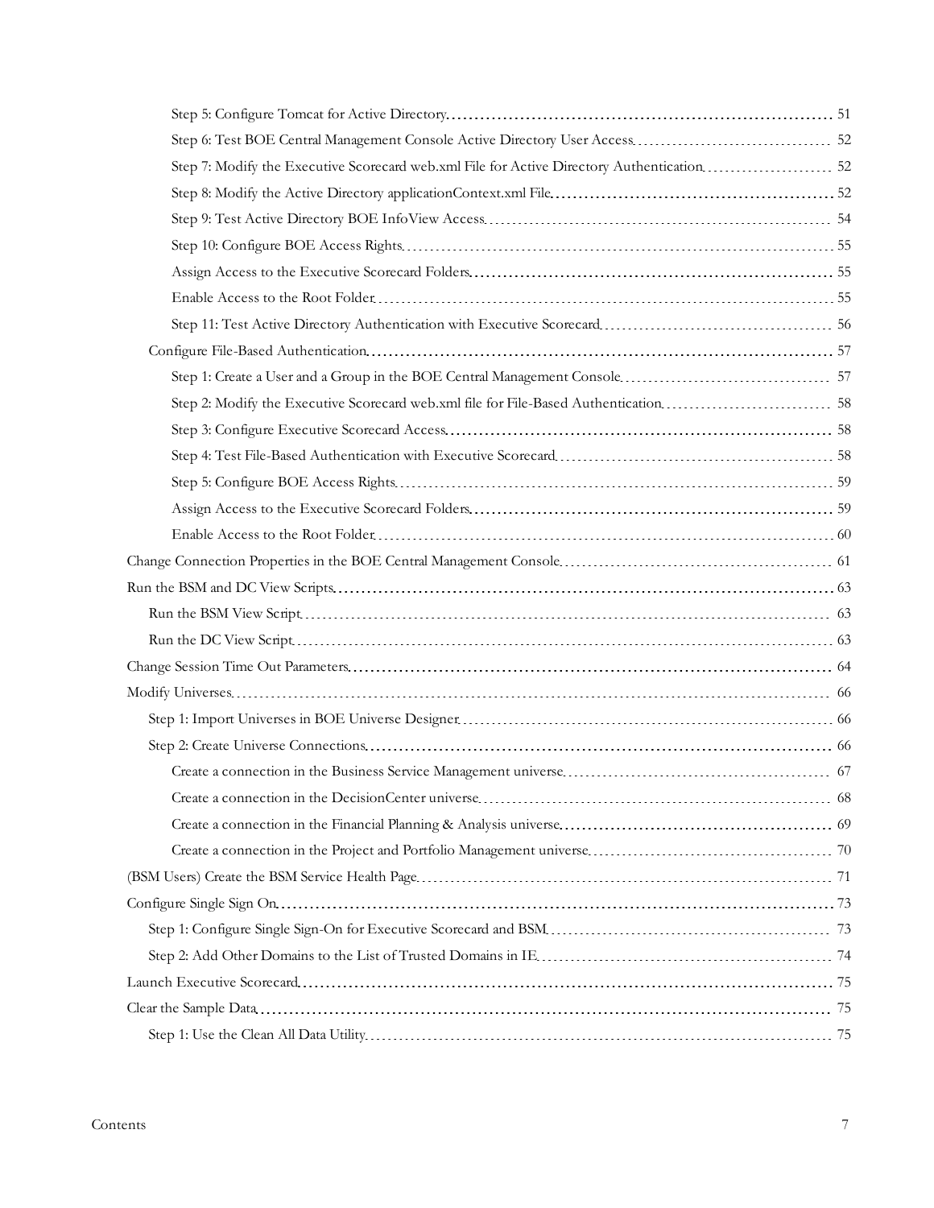- Step 5: Configure Tomcat for Active Directory ........ 51
- Step 6: Test BOE Central Management Console Active Directory User Access ........ 52
- Step 7: Modify the Executive Scorecard web.xml File for Active Directory Authentication ........ 52
- Step 8: Modify the Active Directory applicationContext.xml File ........ 52
- Step 9: Test Active Directory BOE InfoView Access ........ 54
- Step 10: Configure BOE Access Rights ........ 55
- Assign Access to the Executive Scorecard Folders ........ 55
- Enable Access to the Root Folder ........ 55
- Step 11: Test Active Directory Authentication with Executive Scorecard ........ 56

Configure File-Based Authentication ........ 57

- Step 1: Create a User and a Group in the BOE Central Management Console ........ 57
- Step 2: Modify the Executive Scorecard web.xml file for File-Based Authentication ........ 58
- Step 3: Configure Executive Scorecard Access ........ 58
- Step 4: Test File-Based Authentication with Executive Scorecard ........ 58
- Step 5: Configure BOE Access Rights ........ 59
- Assign Access to the Executive Scorecard Folders ........ 59
- Enable Access to the Root Folder ........ 60

Change Connection Properties in the BOE Central Management Console ........ 61

Run the BSM and DC View Scripts ........ 63

- Run the BSM View Script ........ 63
- Run the DC View Script ........ 63

Change Session Time Out Parameters ........ 64

Modify Universes ........ 66

- Step 1: Import Universes in BOE Universe Designer ........ 66
- Step 2: Create Universe Connections ........ 66
  - Create a connection in the Business Service Management universe ........ 67
  - Create a connection in the DecisionCenter universe ........ 68
  - Create a connection in the Financial Planning & Analysis universe ........ 69
  - Create a connection in the Project and Portfolio Management universe ........ 70

(BSM Users) Create the BSM Service Health Page ........ 71

Configure Single Sign On ........ 73

- Step 1: Configure Single Sign-On for Executive Scorecard and BSM ........ 73
- Step 2: Add Other Domains to the List of Trusted Domains in IE ........ 74

Launch Executive Scorecard ........ 75

Clear the Sample Data ........ 75

- Step 1: Use the Clean All Data Utility ........ 75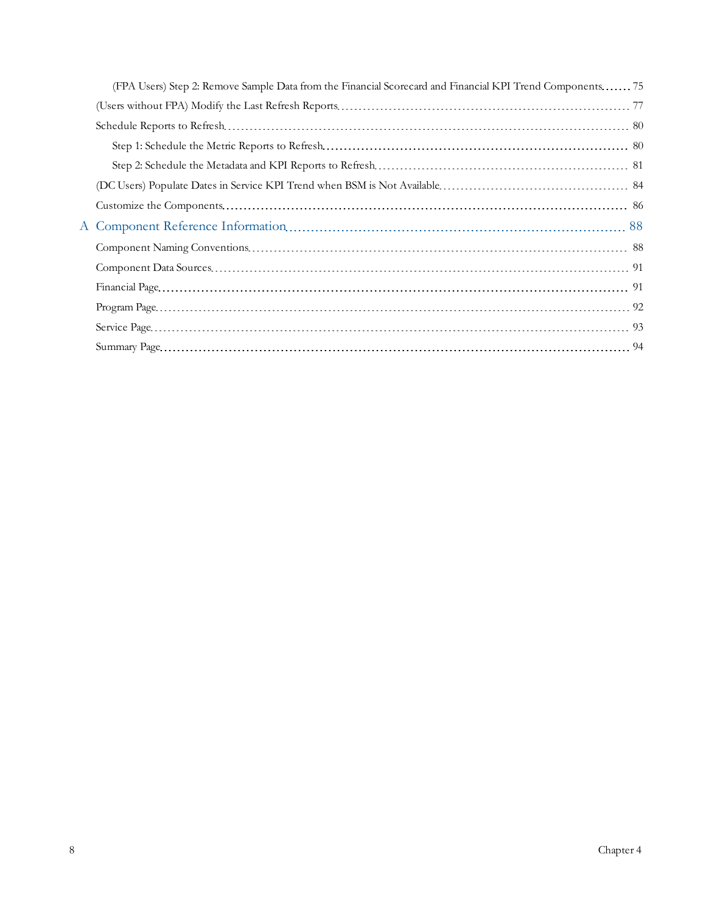- (FPA Users) Step 2: Remove Sample Data from the Financial Scorecard and Financial KPI Trend Components ...... 75
- (Users without FPA) Modify the Last Refresh Reports ...... 77
- Schedule Reports to Refresh ...... 80
  - Step 1: Schedule the Metric Reports to Refresh ...... 80
  - Step 2: Schedule the Metadata and KPI Reports to Refresh ...... 81
- (DC Users) Populate Dates in Service KPI Trend when BSM is Not Available ...... 84
- Customize the Components ...... 86

A Component Reference Information ...... 88

- Component Naming Conventions ...... 88
- Component Data Sources ...... 91
- Financial Page ...... 91
- Program Page ...... 92
- Service Page ...... 93
- Summary Page ...... 94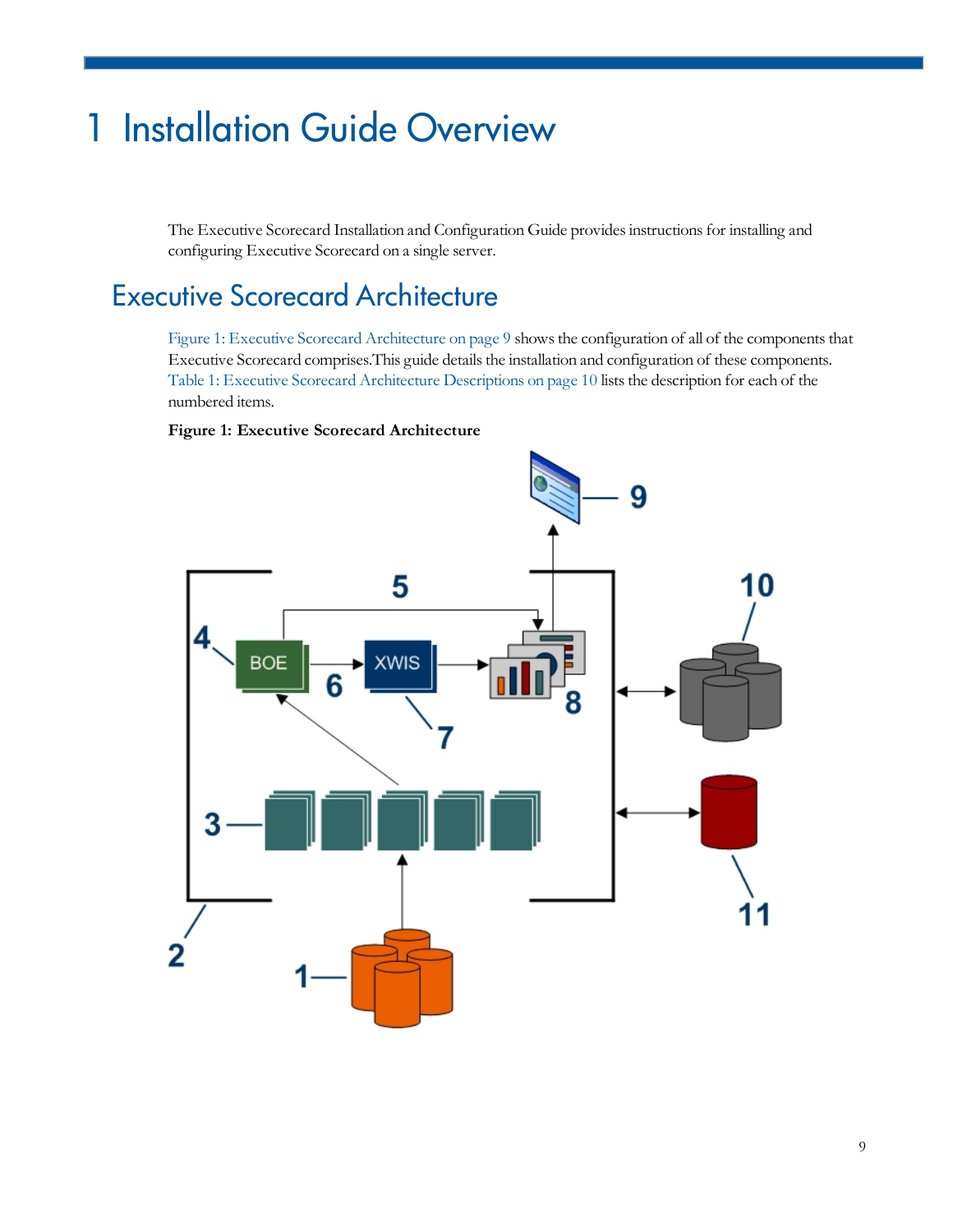# 1 Installation Guide Overview

The Executive Scorecard Installation and Configuration Guide provides instructions for installing and configuring Executive Scorecard on a single server.

## Executive Scorecard Architecture

Figure 1: Executive Scorecard Architecture on page 9 shows the configuration of all of the components that Executive Scorecard comprises.This guide details the installation and configuration of these components. Table 1: Executive Scorecard Architecture Descriptions on page 10 lists the description for each of the numbered items.

**Figure 1: Executive Scorecard Architecture**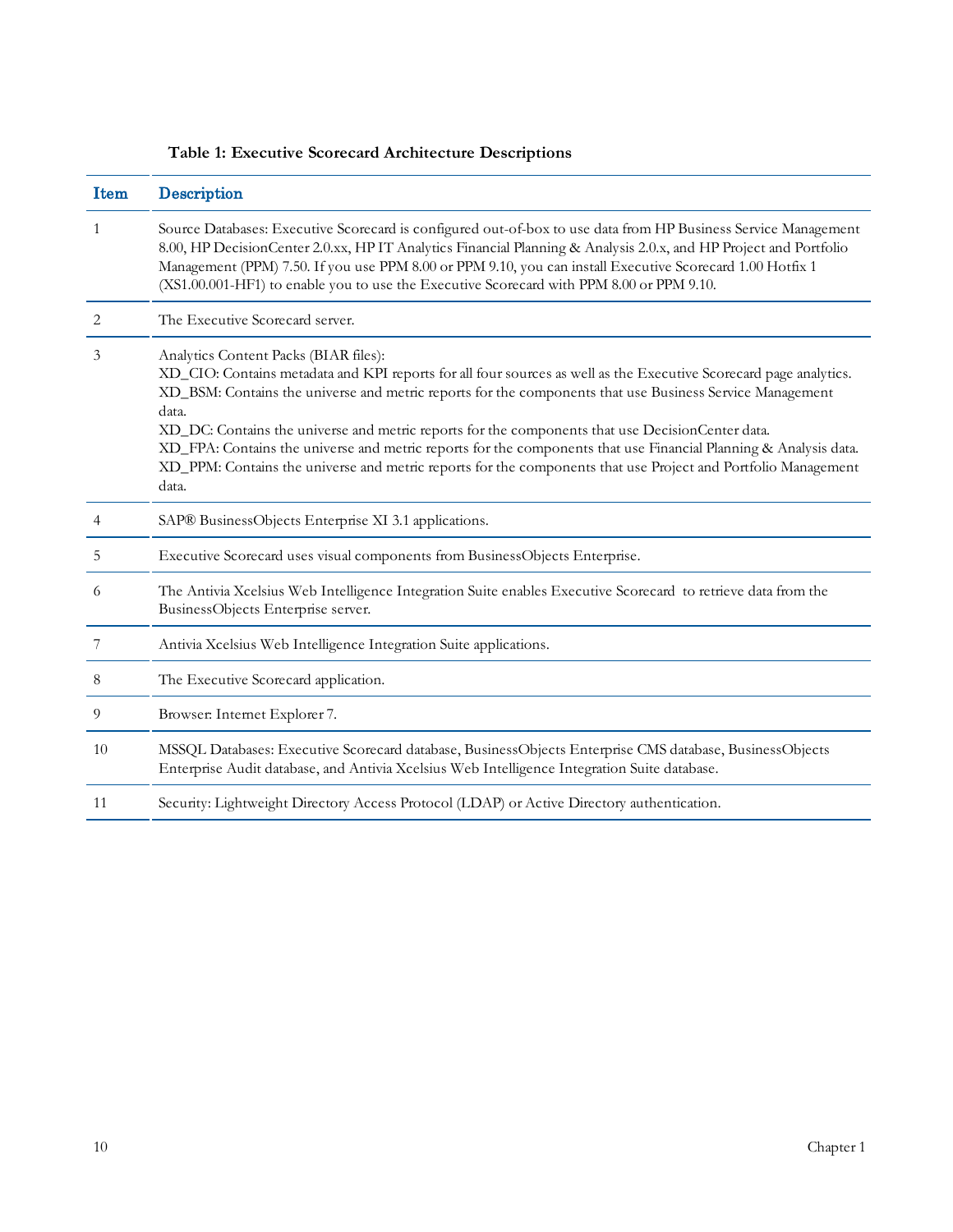**Table 1: Executive Scorecard Architecture Descriptions**

| Item | Description |
|---|---|
| 1 | Source Databases: Executive Scorecard is configured out-of-box to use data from HP Business Service Management 8.00, HP DecisionCenter 2.0.xx, HP IT Analytics Financial Planning & Analysis 2.0.x, and HP Project and Portfolio Management (PPM) 7.50. If you use PPM 8.00 or PPM 9.10, you can install Executive Scorecard 1.00 Hotfix 1 (XS1.00.001-HF1) to enable you to use the Executive Scorecard with PPM 8.00 or PPM 9.10. |
| 2 | The Executive Scorecard server. |
| 3 | Analytics Content Packs (BIAR files):<br>XD_CIO: Contains metadata and KPI reports for all four sources as well as the Executive Scorecard page analytics.<br>XD_BSM: Contains the universe and metric reports for the components that use Business Service Management data.<br>XD_DC: Contains the universe and metric reports for the components that use DecisionCenter data.<br>XD_FPA: Contains the universe and metric reports for the components that use Financial Planning & Analysis data.<br>XD_PPM: Contains the universe and metric reports for the components that use Project and Portfolio Management data. |
| 4 | SAP® BusinessObjects Enterprise XI 3.1 applications. |
| 5 | Executive Scorecard uses visual components from BusinessObjects Enterprise. |
| 6 | The Antivia Xcelsius Web Intelligence Integration Suite enables Executive Scorecard to retrieve data from the BusinessObjects Enterprise server. |
| 7 | Antivia Xcelsius Web Intelligence Integration Suite applications. |
| 8 | The Executive Scorecard application. |
| 9 | Browser: Internet Explorer 7. |
| 10 | MSSQL Databases: Executive Scorecard database, BusinessObjects Enterprise CMS database, BusinessObjects Enterprise Audit database, and Antivia Xcelsius Web Intelligence Integration Suite database. |
| 11 | Security: Lightweight Directory Access Protocol (LDAP) or Active Directory authentication. |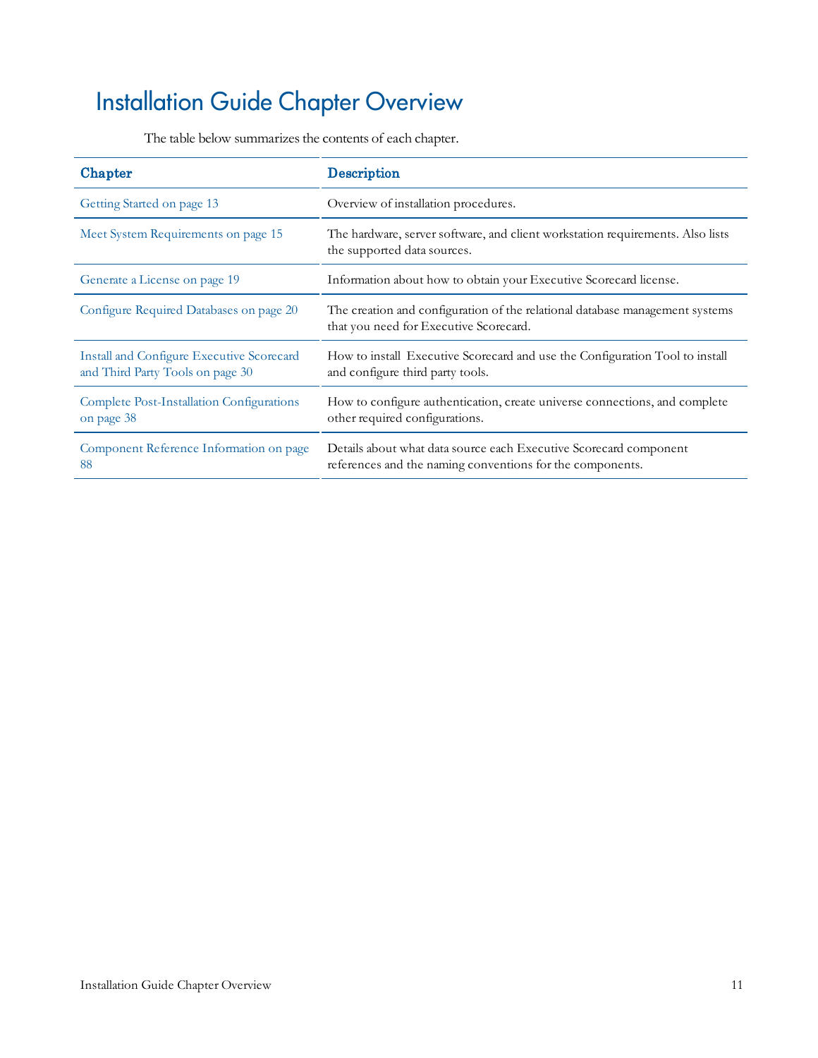# Installation Guide Chapter Overview

The table below summarizes the contents of each chapter.

| Chapter | Description |
| --- | --- |
| Getting Started on page 13 | Overview of installation procedures. |
| Meet System Requirements on page 15 | The hardware, server software, and client workstation requirements. Also lists the supported data sources. |
| Generate a License on page 19 | Information about how to obtain your Executive Scorecard license. |
| Configure Required Databases on page 20 | The creation and configuration of the relational database management systems that you need for Executive Scorecard. |
| Install and Configure Executive Scorecard and Third Party Tools on page 30 | How to install Executive Scorecard and use the Configuration Tool to install and configure third party tools. |
| Complete Post-Installation Configurations on page 38 | How to configure authentication, create universe connections, and complete other required configurations. |
| Component Reference Information on page 88 | Details about what data source each Executive Scorecard component references and the naming conventions for the components. |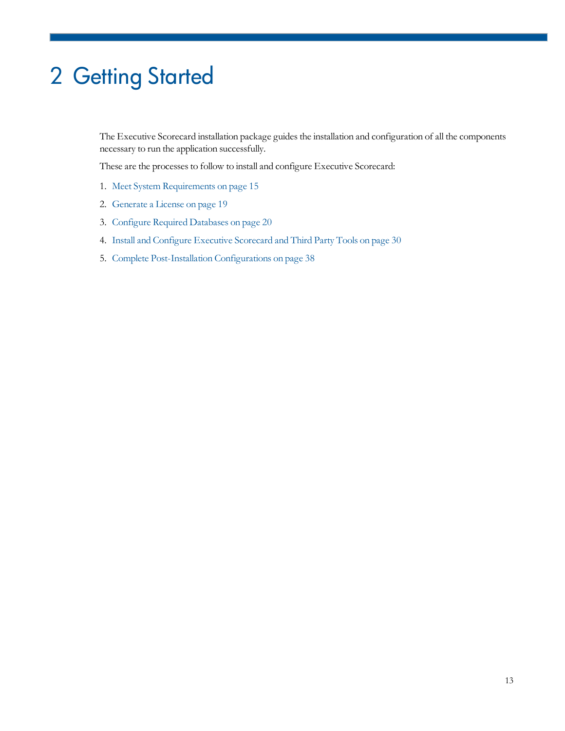# 2 Getting Started

The Executive Scorecard installation package guides the installation and configuration of all the components necessary to run the application successfully.

These are the processes to follow to install and configure Executive Scorecard:

1. Meet System Requirements on page 15
2. Generate a License on page 19
3. Configure Required Databases on page 20
4. Install and Configure Executive Scorecard and Third Party Tools on page 30
5. Complete Post-Installation Configurations on page 38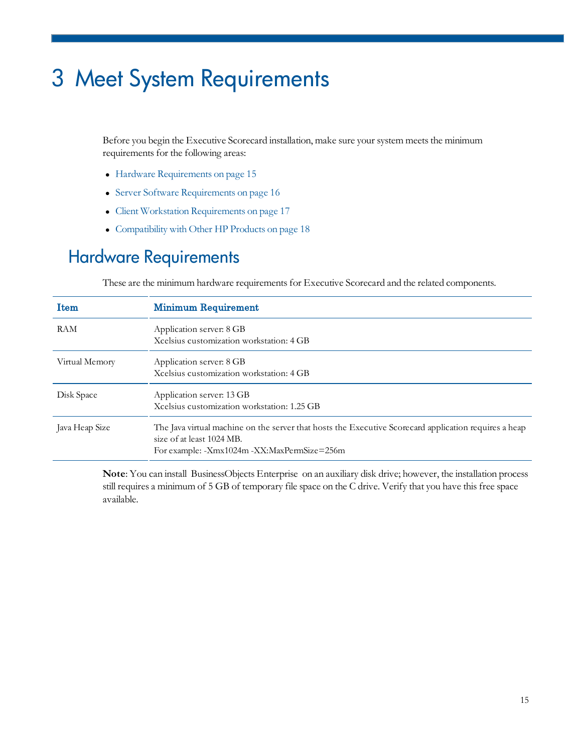# 3 Meet System Requirements

Before you begin the Executive Scorecard installation, make sure your system meets the minimum requirements for the following areas:

- Hardware Requirements on page 15
- Server Software Requirements on page 16
- Client Workstation Requirements on page 17
- Compatibility with Other HP Products on page 18

## Hardware Requirements

These are the minimum hardware requirements for Executive Scorecard and the related components.

| Item | Minimum Requirement |
|---|---|
| RAM | Application server: 8 GB<br>Xcelsius customization workstation: 4 GB |
| Virtual Memory | Application server: 8 GB<br>Xcelsius customization workstation: 4 GB |
| Disk Space | Application server: 13 GB<br>Xcelsius customization workstation: 1.25 GB |
| Java Heap Size | The Java virtual machine on the server that hosts the Executive Scorecard application requires a heap size of at least 1024 MB.<br>For example: -Xmx1024m -XX:MaxPermSize=256m |

**Note**: You can install BusinessObjects Enterprise on an auxiliary disk drive; however, the installation process still requires a minimum of 5 GB of temporary file space on the C drive. Verify that you have this free space available.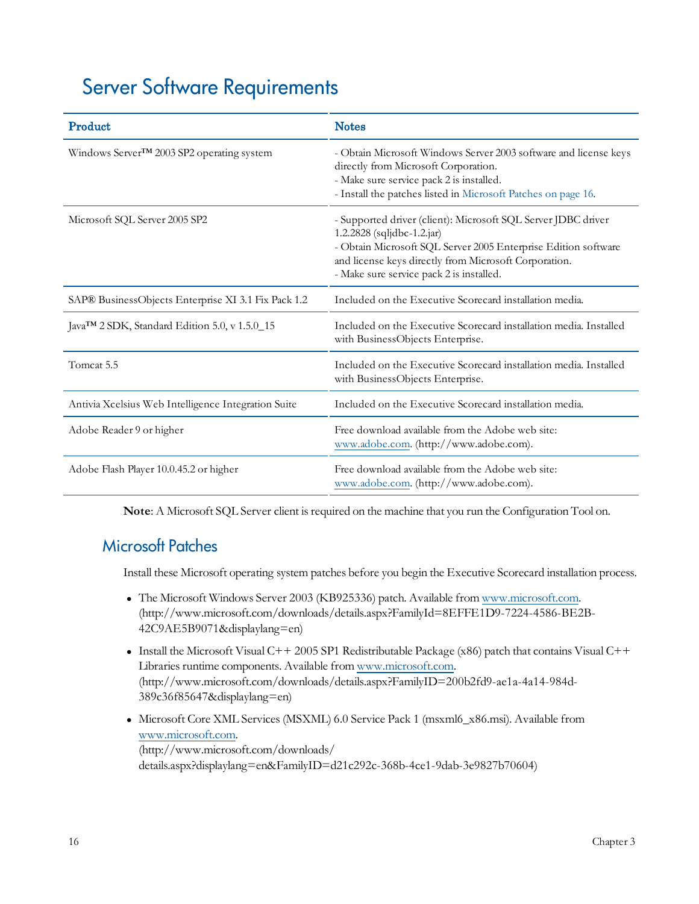# Server Software Requirements

| Product | Notes |
| --- | --- |
| Windows Server™ 2003 SP2 operating system | - Obtain Microsoft Windows Server 2003 software and license keys directly from Microsoft Corporation.<br>- Make sure service pack 2 is installed.<br>- Install the patches listed in Microsoft Patches on page 16. |
| Microsoft SQL Server 2005 SP2 | - Supported driver (client): Microsoft SQL Server JDBC driver 1.2.2828 (sqljdbc-1.2.jar)<br>- Obtain Microsoft SQL Server 2005 Enterprise Edition software and license keys directly from Microsoft Corporation.<br>- Make sure service pack 2 is installed. |
| SAP® BusinessObjects Enterprise XI 3.1 Fix Pack 1.2 | Included on the Executive Scorecard installation media. |
| Java™ 2 SDK, Standard Edition 5.0, v 1.5.0_15 | Included on the Executive Scorecard installation media. Installed with BusinessObjects Enterprise. |
| Tomcat 5.5 | Included on the Executive Scorecard installation media. Installed with BusinessObjects Enterprise. |
| Antivia Xcelsius Web Intelligence Integration Suite | Included on the Executive Scorecard installation media. |
| Adobe Reader 9 or higher | Free download available from the Adobe web site: www.adobe.com. (http://www.adobe.com). |
| Adobe Flash Player 10.0.45.2 or higher | Free download available from the Adobe web site: www.adobe.com. (http://www.adobe.com). |

**Note**: A Microsoft SQL Server client is required on the machine that you run the Configuration Tool on.

## Microsoft Patches

Install these Microsoft operating system patches before you begin the Executive Scorecard installation process.

- The Microsoft Windows Server 2003 (KB925336) patch. Available from www.microsoft.com. (http://www.microsoft.com/downloads/details.aspx?FamilyId=8EFFE1D9-7224-4586-BE2B-42C9AE5B9071&displaylang=en)
- Install the Microsoft Visual C++ 2005 SP1 Redistributable Package (x86) patch that contains Visual C++ Libraries runtime components. Available from www.microsoft.com. (http://www.microsoft.com/downloads/details.aspx?FamilyID=200b2fd9-ae1a-4a14-984d-389c36f85647&displaylang=en)
- Microsoft Core XML Services (MSXML) 6.0 Service Pack 1 (msxml6_x86.msi). Available from www.microsoft.com. (http://www.microsoft.com/downloads/details.aspx?displaylang=en&FamilyID=d21c292c-368b-4ce1-9dab-3e9827b70604)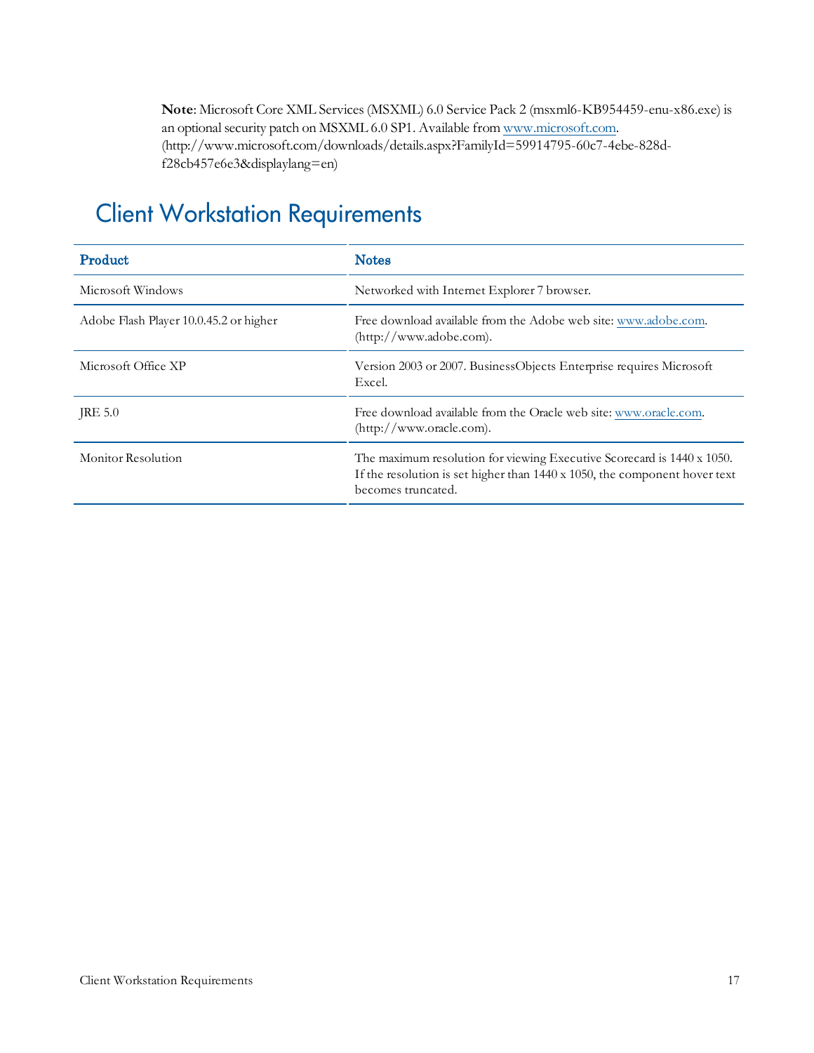**Note**: Microsoft Core XML Services (MSXML) 6.0 Service Pack 2 (msxml6-KB954459-enu-x86.exe) is an optional security patch on MSXML 6.0 SP1. Available from www.microsoft.com. (http://www.microsoft.com/downloads/details.aspx?FamilyId=59914795-60c7-4ebe-828d-f28cb457e6e3&displaylang=en)

## Client Workstation Requirements

| Product | Notes |
|---|---|
| Microsoft Windows | Networked with Internet Explorer 7 browser. |
| Adobe Flash Player 10.0.45.2 or higher | Free download available from the Adobe web site: www.adobe.com. (http://www.adobe.com). |
| Microsoft Office XP | Version 2003 or 2007. BusinessObjects Enterprise requires Microsoft Excel. |
| JRE 5.0 | Free download available from the Oracle web site: www.oracle.com. (http://www.oracle.com). |
| Monitor Resolution | The maximum resolution for viewing Executive Scorecard is 1440 x 1050. If the resolution is set higher than 1440 x 1050, the component hover text becomes truncated. |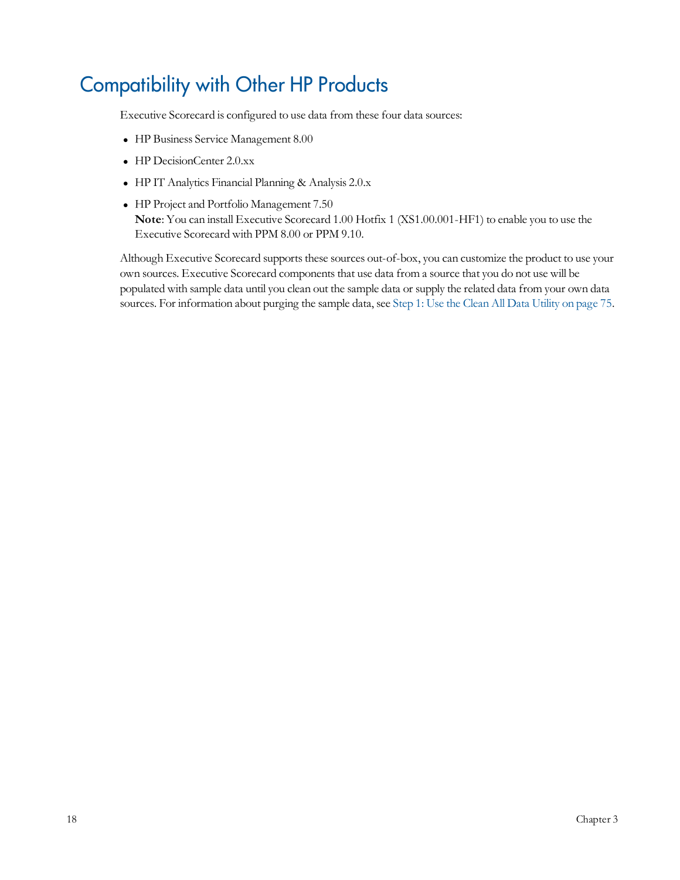# Compatibility with Other HP Products

Executive Scorecard is configured to use data from these four data sources:

- HP Business Service Management 8.00
- HP DecisionCenter 2.0.xx
- HP IT Analytics Financial Planning & Analysis 2.0.x
- HP Project and Portfolio Management 7.50
  **Note**: You can install Executive Scorecard 1.00 Hotfix 1 (XS1.00.001-HF1) to enable you to use the Executive Scorecard with PPM 8.00 or PPM 9.10.

Although Executive Scorecard supports these sources out-of-box, you can customize the product to use your own sources. Executive Scorecard components that use data from a source that you do not use will be populated with sample data until you clean out the sample data or supply the related data from your own data sources. For information about purging the sample data, see Step 1: Use the Clean All Data Utility on page 75.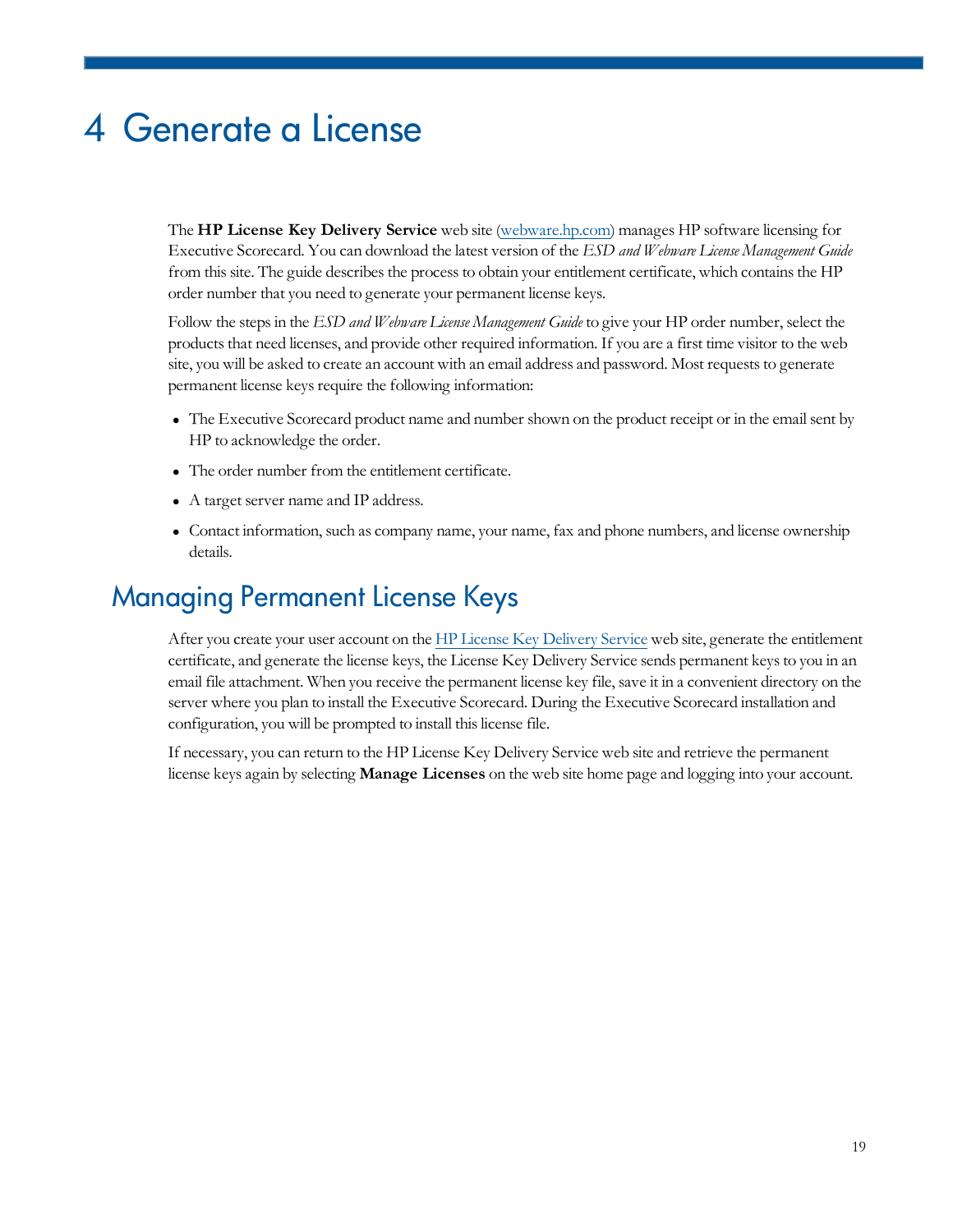# 4 Generate a License

The **HP License Key Delivery Service** web site (webware.hp.com) manages HP software licensing for Executive Scorecard. You can download the latest version of the *ESD and Webware License Management Guide* from this site. The guide describes the process to obtain your entitlement certificate, which contains the HP order number that you need to generate your permanent license keys.

Follow the steps in the *ESD and Webware License Management Guide* to give your HP order number, select the products that need licenses, and provide other required information. If you are a first time visitor to the web site, you will be asked to create an account with an email address and password. Most requests to generate permanent license keys require the following information:

- The Executive Scorecard product name and number shown on the product receipt or in the email sent by HP to acknowledge the order.
- The order number from the entitlement certificate.
- A target server name and IP address.
- Contact information, such as company name, your name, fax and phone numbers, and license ownership details.

## Managing Permanent License Keys

After you create your user account on the HP License Key Delivery Service web site, generate the entitlement certificate, and generate the license keys, the License Key Delivery Service sends permanent keys to you in an email file attachment. When you receive the permanent license key file, save it in a convenient directory on the server where you plan to install the Executive Scorecard. During the Executive Scorecard installation and configuration, you will be prompted to install this license file.

If necessary, you can return to the HP License Key Delivery Service web site and retrieve the permanent license keys again by selecting **Manage Licenses** on the web site home page and logging into your account.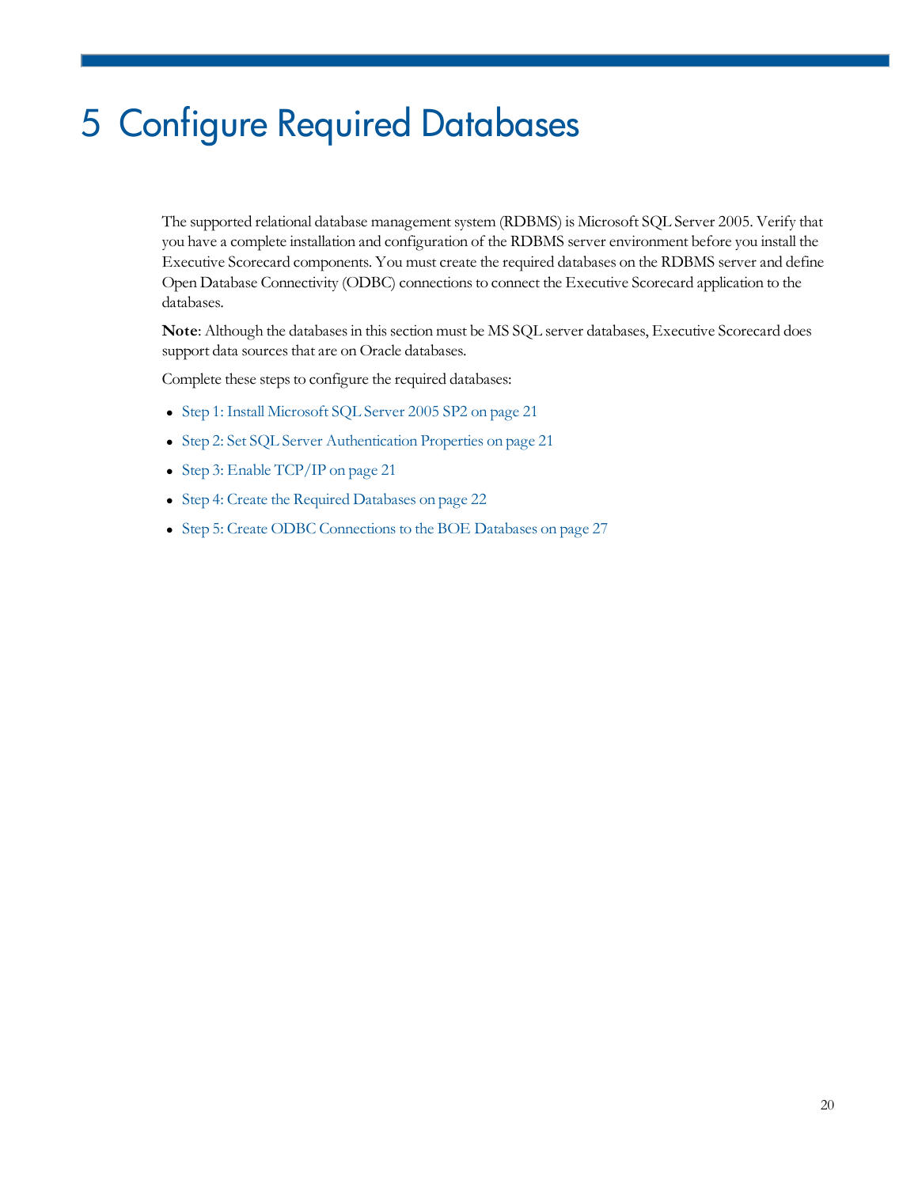# 5 Configure Required Databases

The supported relational database management system (RDBMS) is Microsoft SQL Server 2005. Verify that you have a complete installation and configuration of the RDBMS server environment before you install the Executive Scorecard components. You must create the required databases on the RDBMS server and define Open Database Connectivity (ODBC) connections to connect the Executive Scorecard application to the databases.

**Note**: Although the databases in this section must be MS SQL server databases, Executive Scorecard does support data sources that are on Oracle databases.

Complete these steps to configure the required databases:

- Step 1: Install Microsoft SQL Server 2005 SP2 on page 21
- Step 2: Set SQL Server Authentication Properties on page 21
- Step 3: Enable TCP/IP on page 21
- Step 4: Create the Required Databases on page 22
- Step 5: Create ODBC Connections to the BOE Databases on page 27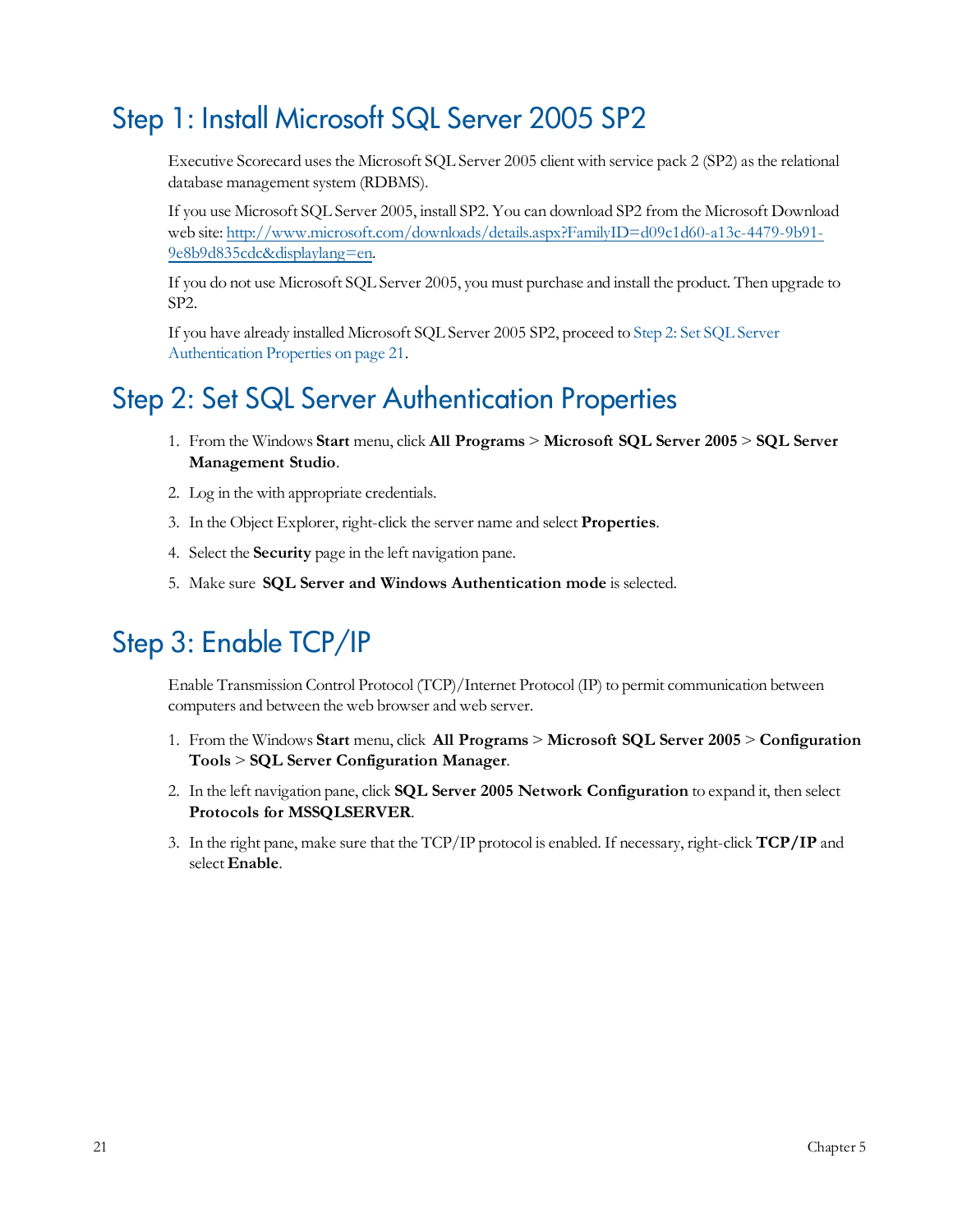# Step 1: Install Microsoft SQL Server 2005 SP2

Executive Scorecard uses the Microsoft SQL Server 2005 client with service pack 2 (SP2) as the relational database management system (RDBMS).

If you use Microsoft SQL Server 2005, install SP2. You can download SP2 from the Microsoft Download web site: http://www.microsoft.com/downloads/details.aspx?FamilyID=d09c1d60-a13c-4479-9b91-9e8b9d835cdc&displaylang=en.

If you do not use Microsoft SQL Server 2005, you must purchase and install the product. Then upgrade to SP2.

If you have already installed Microsoft SQL Server 2005 SP2, proceed to Step 2: Set SQL Server Authentication Properties on page 21.

# Step 2: Set SQL Server Authentication Properties

1. From the Windows **Start** menu, click **All Programs** > **Microsoft SQL Server 2005** > **SQL Server Management Studio**.
2. Log in the with appropriate credentials.
3. In the Object Explorer, right-click the server name and select **Properties**.
4. Select the **Security** page in the left navigation pane.
5. Make sure **SQL Server and Windows Authentication mode** is selected.

# Step 3: Enable TCP/IP

Enable Transmission Control Protocol (TCP)/Internet Protocol (IP) to permit communication between computers and between the web browser and web server.

1. From the Windows **Start** menu, click **All Programs** > **Microsoft SQL Server 2005** > **Configuration Tools** > **SQL Server Configuration Manager**.
2. In the left navigation pane, click **SQL Server 2005 Network Configuration** to expand it, then select **Protocols for MSSQLSERVER**.
3. In the right pane, make sure that the TCP/IP protocol is enabled. If necessary, right-click **TCP/IP** and select **Enable**.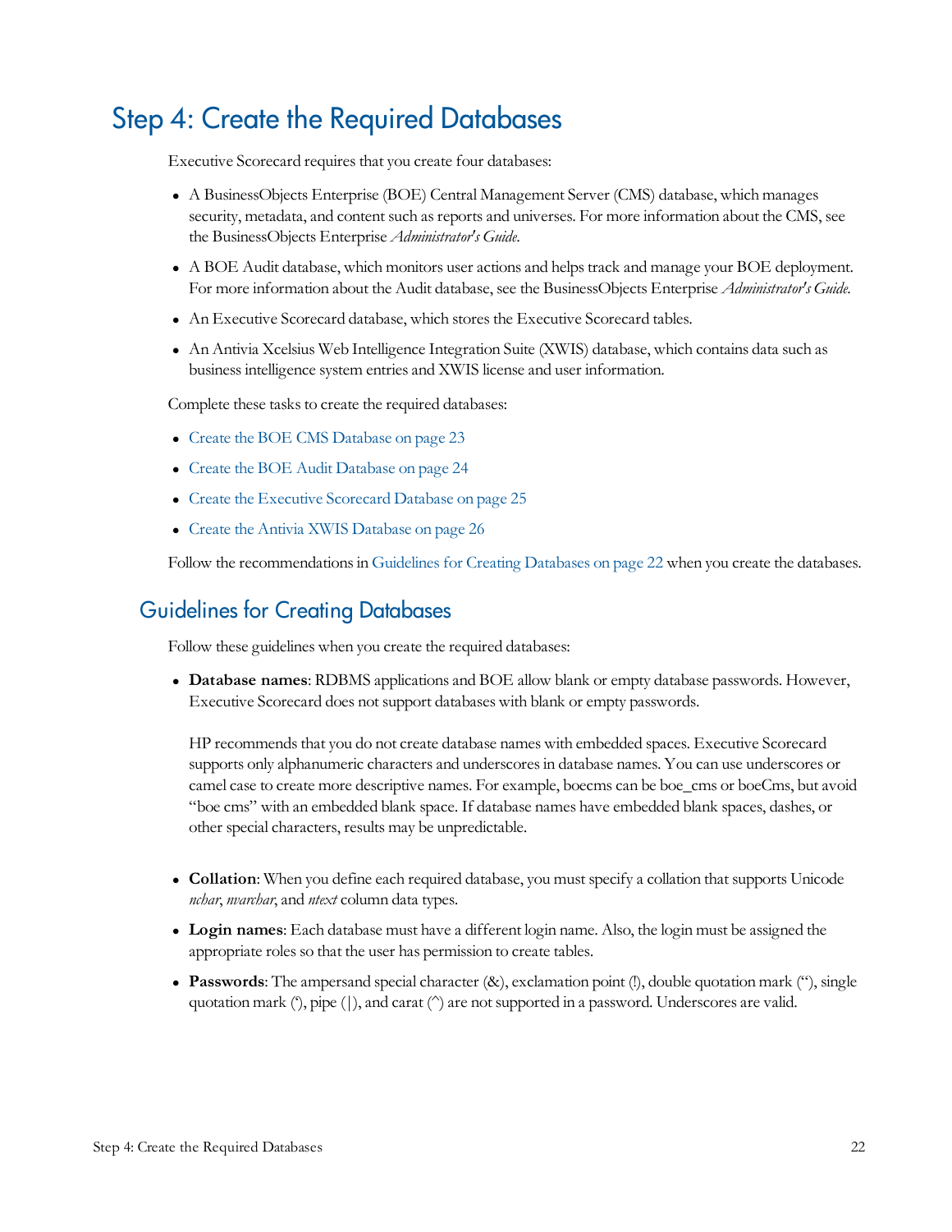# Step 4: Create the Required Databases

Executive Scorecard requires that you create four databases:

- A BusinessObjects Enterprise (BOE) Central Management Server (CMS) database, which manages security, metadata, and content such as reports and universes. For more information about the CMS, see the BusinessObjects Enterprise *Administrator's Guide*.
- A BOE Audit database, which monitors user actions and helps track and manage your BOE deployment. For more information about the Audit database, see the BusinessObjects Enterprise *Administrator's Guide*.
- An Executive Scorecard database, which stores the Executive Scorecard tables.
- An Antivia Xcelsius Web Intelligence Integration Suite (XWIS) database, which contains data such as business intelligence system entries and XWIS license and user information.

Complete these tasks to create the required databases:

- Create the BOE CMS Database on page 23
- Create the BOE Audit Database on page 24
- Create the Executive Scorecard Database on page 25
- Create the Antivia XWIS Database on page 26

Follow the recommendations in Guidelines for Creating Databases on page 22 when you create the databases.

## Guidelines for Creating Databases

Follow these guidelines when you create the required databases:

- **Database names**: RDBMS applications and BOE allow blank or empty database passwords. However, Executive Scorecard does not support databases with blank or empty passwords.

  HP recommends that you do not create database names with embedded spaces. Executive Scorecard supports only alphanumeric characters and underscores in database names. You can use underscores or camel case to create more descriptive names. For example, boecms can be boe_cms or boeCms, but avoid "boe cms" with an embedded blank space. If database names have embedded blank spaces, dashes, or other special characters, results may be unpredictable.

- **Collation**: When you define each required database, you must specify a collation that supports Unicode *nchar*, *nvarchar*, and *ntext* column data types.
- **Login names**: Each database must have a different login name. Also, the login must be assigned the appropriate roles so that the user has permission to create tables.
- **Passwords**: The ampersand special character (&), exclamation point (!), double quotation mark ("), single quotation mark ('), pipe (|), and carat (^) are not supported in a password. Underscores are valid.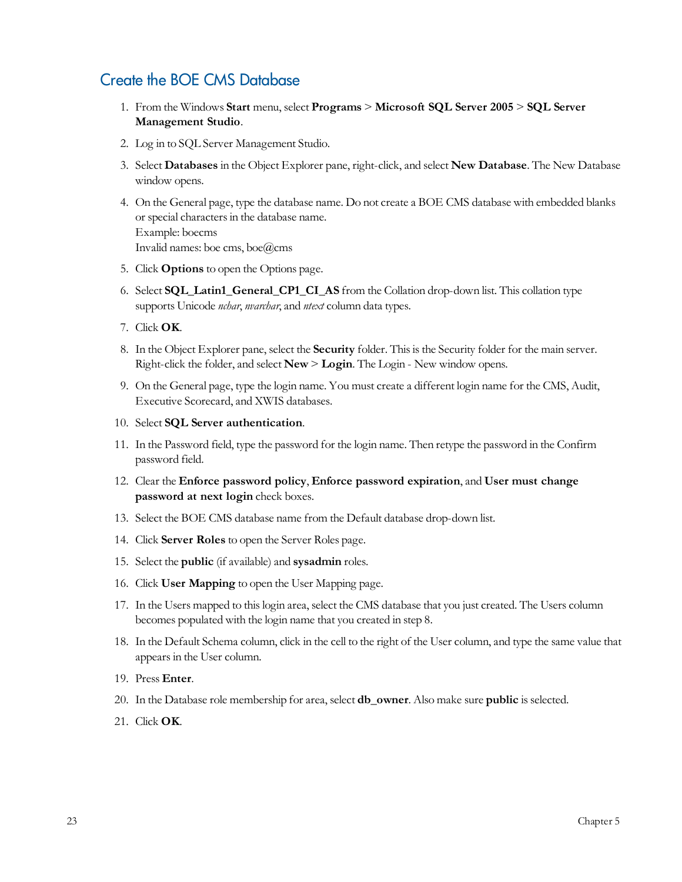## Create the BOE CMS Database

1. From the Windows **Start** menu, select **Programs** > **Microsoft SQL Server 2005** > **SQL Server Management Studio**.
2. Log in to SQL Server Management Studio.
3. Select **Databases** in the Object Explorer pane, right-click, and select **New Database**. The New Database window opens.
4. On the General page, type the database name. Do not create a BOE CMS database with embedded blanks or special characters in the database name.
   Example: boecms
   Invalid names: boe cms, boe@cms
5. Click **Options** to open the Options page.
6. Select **SQL_Latin1_General_CP1_CI_AS** from the Collation drop-down list. This collation type supports Unicode *nchar*, *nvarchar*, and *ntext* column data types.
7. Click **OK**.
8. In the Object Explorer pane, select the **Security** folder. This is the Security folder for the main server. Right-click the folder, and select **New** > **Login**. The Login - New window opens.
9. On the General page, type the login name. You must create a different login name for the CMS, Audit, Executive Scorecard, and XWIS databases.
10. Select **SQL Server authentication**.
11. In the Password field, type the password for the login name. Then retype the password in the Confirm password field.
12. Clear the **Enforce password policy**, **Enforce password expiration**, and **User must change password at next login** check boxes.
13. Select the BOE CMS database name from the Default database drop-down list.
14. Click **Server Roles** to open the Server Roles page.
15. Select the **public** (if available) and **sysadmin** roles.
16. Click **User Mapping** to open the User Mapping page.
17. In the Users mapped to this login area, select the CMS database that you just created. The Users column becomes populated with the login name that you created in step 8.
18. In the Default Schema column, click in the cell to the right of the User column, and type the same value that appears in the User column.
19. Press **Enter**.
20. In the Database role membership for area, select **db_owner**. Also make sure **public** is selected.
21. Click **OK**.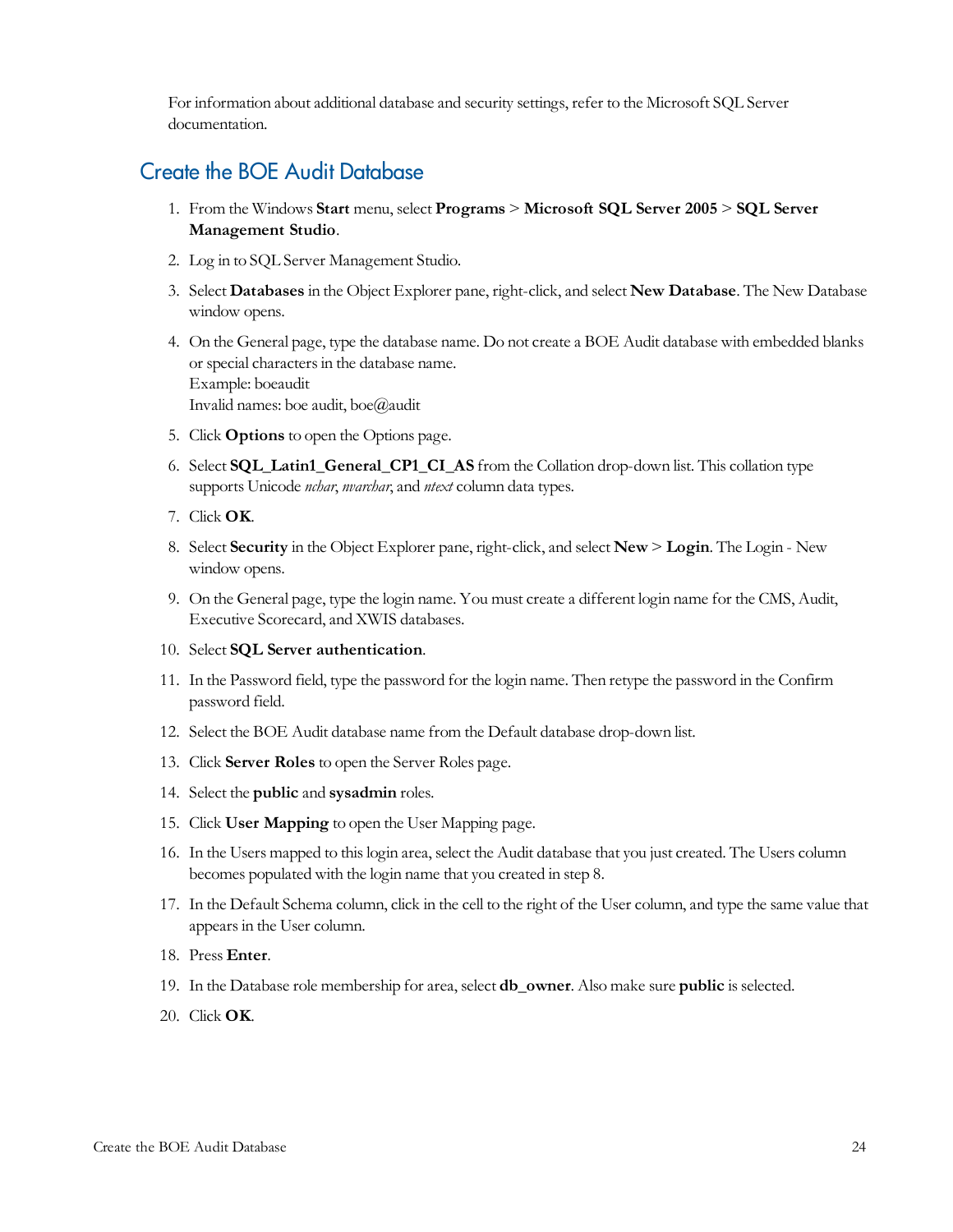For information about additional database and security settings, refer to the Microsoft SQL Server documentation.

## Create the BOE Audit Database

1. From the Windows **Start** menu, select **Programs** > **Microsoft SQL Server 2005** > **SQL Server Management Studio**.
2. Log in to SQL Server Management Studio.
3. Select **Databases** in the Object Explorer pane, right-click, and select **New Database**. The New Database window opens.
4. On the General page, type the database name. Do not create a BOE Audit database with embedded blanks or special characters in the database name.
   Example: boeaudit
   Invalid names: boe audit, boe@audit
5. Click **Options** to open the Options page.
6. Select **SQL_Latin1_General_CP1_CI_AS** from the Collation drop-down list. This collation type supports Unicode *nchar*, *nvarchar*, and *ntext* column data types.
7. Click **OK**.
8. Select **Security** in the Object Explorer pane, right-click, and select **New** > **Login**. The Login - New window opens.
9. On the General page, type the login name. You must create a different login name for the CMS, Audit, Executive Scorecard, and XWIS databases.
10. Select **SQL Server authentication**.
11. In the Password field, type the password for the login name. Then retype the password in the Confirm password field.
12. Select the BOE Audit database name from the Default database drop-down list.
13. Click **Server Roles** to open the Server Roles page.
14. Select the **public** and **sysadmin** roles.
15. Click **User Mapping** to open the User Mapping page.
16. In the Users mapped to this login area, select the Audit database that you just created. The Users column becomes populated with the login name that you created in step 8.
17. In the Default Schema column, click in the cell to the right of the User column, and type the same value that appears in the User column.
18. Press **Enter**.
19. In the Database role membership for area, select **db_owner**. Also make sure **public** is selected.
20. Click **OK**.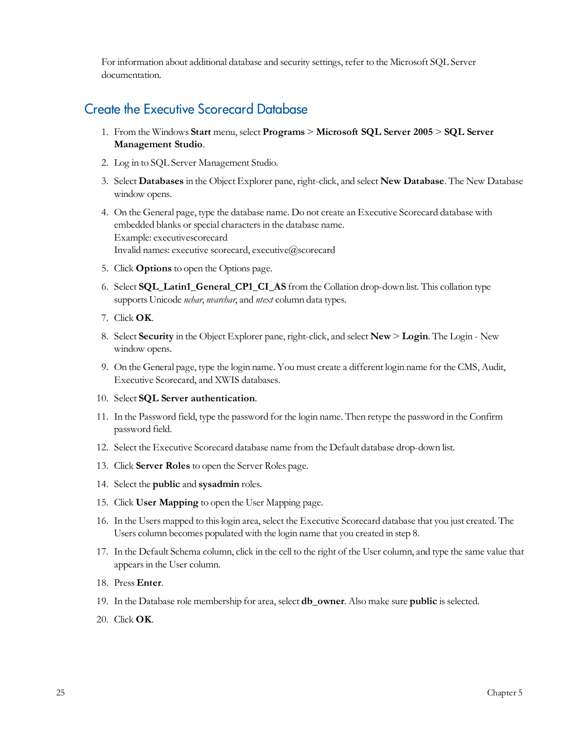For information about additional database and security settings, refer to the Microsoft SQL Server documentation.

## Create the Executive Scorecard Database

1. From the Windows **Start** menu, select **Programs** > **Microsoft SQL Server 2005** > **SQL Server Management Studio**.
2. Log in to SQL Server Management Studio.
3. Select **Databases** in the Object Explorer pane, right-click, and select **New Database**. The New Database window opens.
4. On the General page, type the database name. Do not create an Executive Scorecard database with embedded blanks or special characters in the database name.
   Example: executivescorecard
   Invalid names: executive scorecard, executive@scorecard
5. Click **Options** to open the Options page.
6. Select **SQL_Latin1_General_CP1_CI_AS** from the Collation drop-down list. This collation type supports Unicode *nchar*, *nvarchar*, and *ntext* column data types.
7. Click **OK**.
8. Select **Security** in the Object Explorer pane, right-click, and select **New** > **Login**. The Login - New window opens.
9. On the General page, type the login name. You must create a different login name for the CMS, Audit, Executive Scorecard, and XWIS databases.
10. Select **SQL Server authentication**.
11. In the Password field, type the password for the login name. Then retype the password in the Confirm password field.
12. Select the Executive Scorecard database name from the Default database drop-down list.
13. Click **Server Roles** to open the Server Roles page.
14. Select the **public** and **sysadmin** roles.
15. Click **User Mapping** to open the User Mapping page.
16. In the Users mapped to this login area, select the Executive Scorecard database that you just created. The Users column becomes populated with the login name that you created in step 8.
17. In the Default Schema column, click in the cell to the right of the User column, and type the same value that appears in the User column.
18. Press **Enter**.
19. In the Database role membership for area, select **db_owner**. Also make sure **public** is selected.
20. Click **OK**.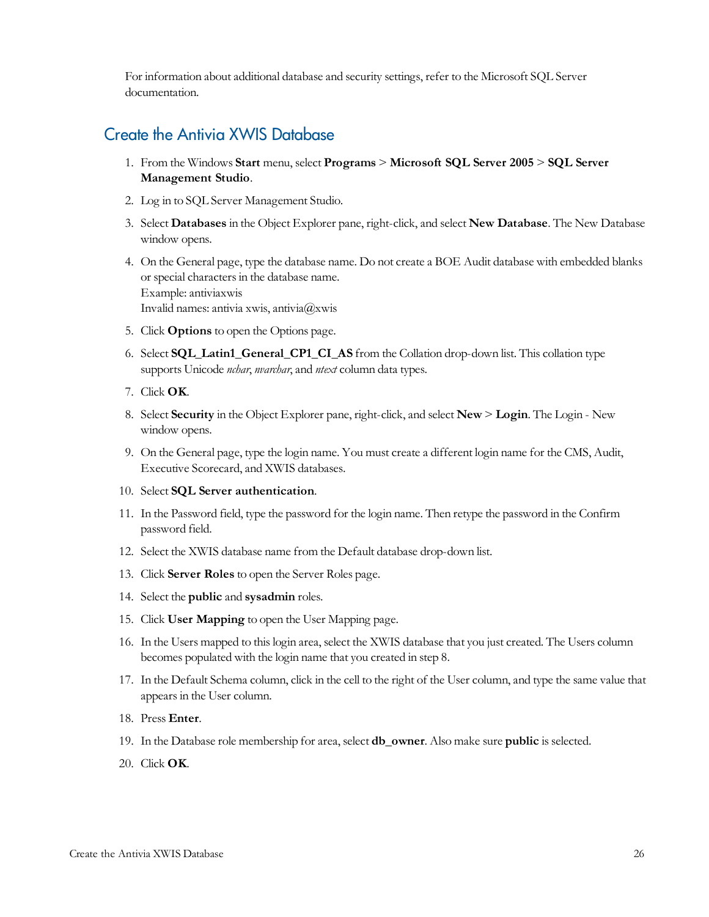For information about additional database and security settings, refer to the Microsoft SQL Server documentation.

## Create the Antivia XWIS Database

1. From the Windows **Start** menu, select **Programs** > **Microsoft SQL Server 2005** > **SQL Server Management Studio**.
2. Log in to SQL Server Management Studio.
3. Select **Databases** in the Object Explorer pane, right-click, and select **New Database**. The New Database window opens.
4. On the General page, type the database name. Do not create a BOE Audit database with embedded blanks or special characters in the database name.
   Example: antiviaxwis
   Invalid names: antivia xwis, antivia@xwis
5. Click **Options** to open the Options page.
6. Select **SQL_Latin1_General_CP1_CI_AS** from the Collation drop-down list. This collation type supports Unicode *nchar*, *nvarchar*, and *ntext* column data types.
7. Click **OK**.
8. Select **Security** in the Object Explorer pane, right-click, and select **New** > **Login**. The Login - New window opens.
9. On the General page, type the login name. You must create a different login name for the CMS, Audit, Executive Scorecard, and XWIS databases.
10. Select **SQL Server authentication**.
11. In the Password field, type the password for the login name. Then retype the password in the Confirm password field.
12. Select the XWIS database name from the Default database drop-down list.
13. Click **Server Roles** to open the Server Roles page.
14. Select the **public** and **sysadmin** roles.
15. Click **User Mapping** to open the User Mapping page.
16. In the Users mapped to this login area, select the XWIS database that you just created. The Users column becomes populated with the login name that you created in step 8.
17. In the Default Schema column, click in the cell to the right of the User column, and type the same value that appears in the User column.
18. Press **Enter**.
19. In the Database role membership for area, select **db_owner**. Also make sure **public** is selected.
20. Click **OK**.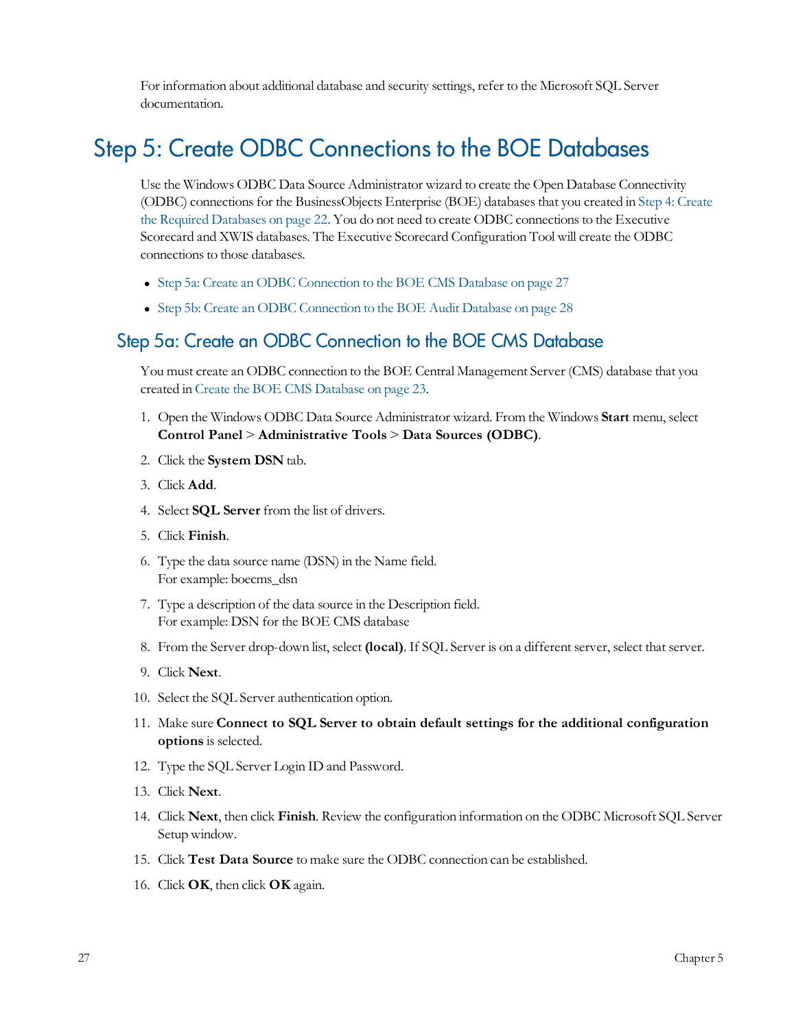For information about additional database and security settings, refer to the Microsoft SQL Server documentation.

# Step 5: Create ODBC Connections to the BOE Databases

Use the Windows ODBC Data Source Administrator wizard to create the Open Database Connectivity (ODBC) connections for the BusinessObjects Enterprise (BOE) databases that you created in Step 4: Create the Required Databases on page 22. You do not need to create ODBC connections to the Executive Scorecard and XWIS databases. The Executive Scorecard Configuration Tool will create the ODBC connections to those databases.

- Step 5a: Create an ODBC Connection to the BOE CMS Database on page 27
- Step 5b: Create an ODBC Connection to the BOE Audit Database on page 28

## Step 5a: Create an ODBC Connection to the BOE CMS Database

You must create an ODBC connection to the BOE Central Management Server (CMS) database that you created in Create the BOE CMS Database on page 23.

1. Open the Windows ODBC Data Source Administrator wizard. From the Windows **Start** menu, select **Control Panel** > **Administrative Tools** > **Data Sources (ODBC)**.
2. Click the **System DSN** tab.
3. Click **Add**.
4. Select **SQL Server** from the list of drivers.
5. Click **Finish**.
6. Type the data source name (DSN) in the Name field.
   For example: boecms_dsn
7. Type a description of the data source in the Description field.
   For example: DSN for the BOE CMS database
8. From the Server drop-down list, select **(local)**. If SQL Server is on a different server, select that server.
9. Click **Next**.
10. Select the SQL Server authentication option.
11. Make sure **Connect to SQL Server to obtain default settings for the additional configuration options** is selected.
12. Type the SQL Server Login ID and Password.
13. Click **Next**.
14. Click **Next**, then click **Finish**. Review the configuration information on the ODBC Microsoft SQL Server Setup window.
15. Click **Test Data Source** to make sure the ODBC connection can be established.
16. Click **OK**, then click **OK** again.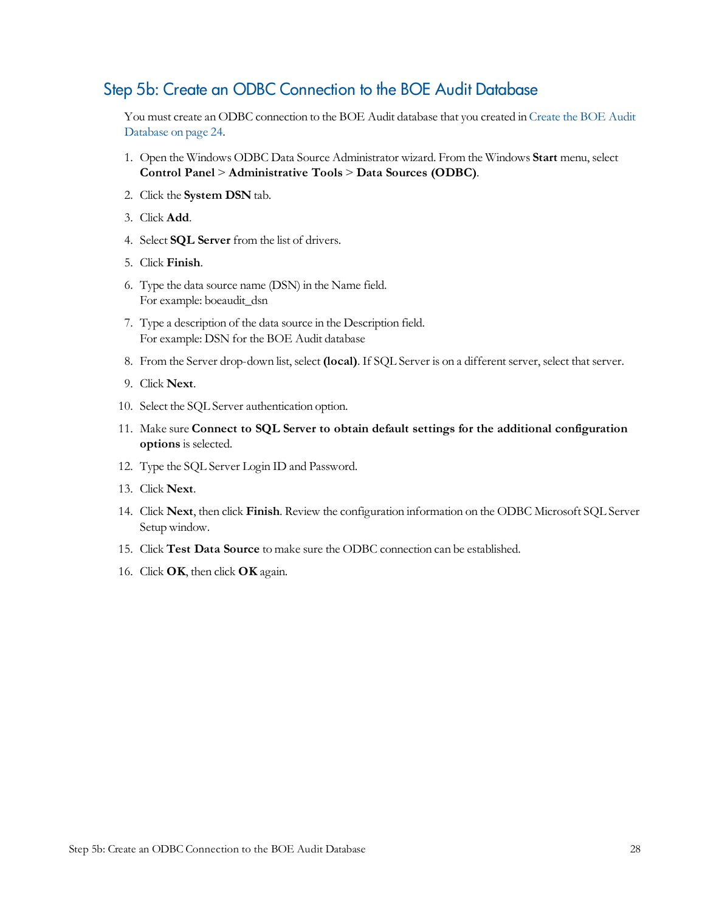## Step 5b: Create an ODBC Connection to the BOE Audit Database

You must create an ODBC connection to the BOE Audit database that you created in Create the BOE Audit Database on page 24.

1. Open the Windows ODBC Data Source Administrator wizard. From the Windows **Start** menu, select **Control Panel** > **Administrative Tools** > **Data Sources (ODBC)**.
2. Click the **System DSN** tab.
3. Click **Add**.
4. Select **SQL Server** from the list of drivers.
5. Click **Finish**.
6. Type the data source name (DSN) in the Name field.
   For example: boeaudit_dsn
7. Type a description of the data source in the Description field.
   For example: DSN for the BOE Audit database
8. From the Server drop-down list, select **(local)**. If SQL Server is on a different server, select that server.
9. Click **Next**.
10. Select the SQL Server authentication option.
11. Make sure **Connect to SQL Server to obtain default settings for the additional configuration options** is selected.
12. Type the SQL Server Login ID and Password.
13. Click **Next**.
14. Click **Next**, then click **Finish**. Review the configuration information on the ODBC Microsoft SQL Server Setup window.
15. Click **Test Data Source** to make sure the ODBC connection can be established.
16. Click **OK**, then click **OK** again.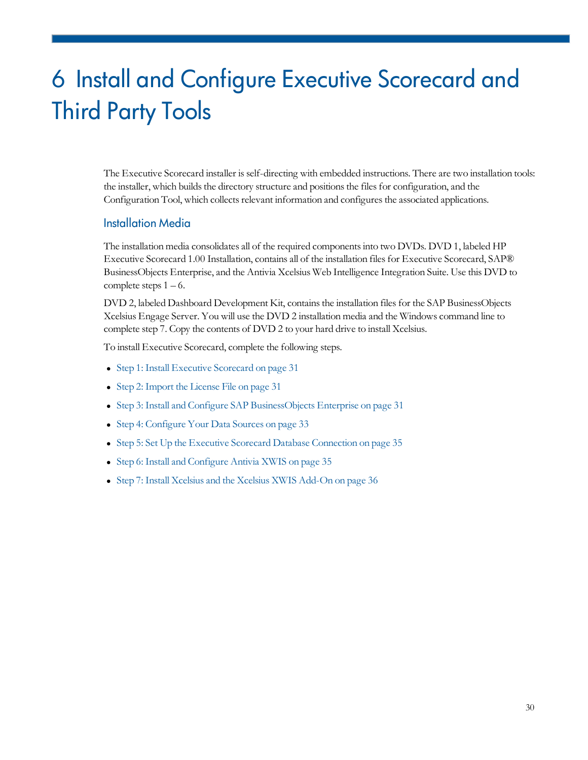# 6 Install and Configure Executive Scorecard and Third Party Tools

The Executive Scorecard installer is self-directing with embedded instructions. There are two installation tools: the installer, which builds the directory structure and positions the files for configuration, and the Configuration Tool, which collects relevant information and configures the associated applications.

## Installation Media

The installation media consolidates all of the required components into two DVDs. DVD 1, labeled HP Executive Scorecard 1.00 Installation, contains all of the installation files for Executive Scorecard, SAP® BusinessObjects Enterprise, and the Antivia Xcelsius Web Intelligence Integration Suite. Use this DVD to complete steps 1 – 6.

DVD 2, labeled Dashboard Development Kit, contains the installation files for the SAP BusinessObjects Xcelsius Engage Server. You will use the DVD 2 installation media and the Windows command line to complete step 7. Copy the contents of DVD 2 to your hard drive to install Xcelsius.

To install Executive Scorecard, complete the following steps.

- Step 1: Install Executive Scorecard on page 31
- Step 2: Import the License File on page 31
- Step 3: Install and Configure SAP BusinessObjects Enterprise on page 31
- Step 4: Configure Your Data Sources on page 33
- Step 5: Set Up the Executive Scorecard Database Connection on page 35
- Step 6: Install and Configure Antivia XWIS on page 35
- Step 7: Install Xcelsius and the Xcelsius XWIS Add-On on page 36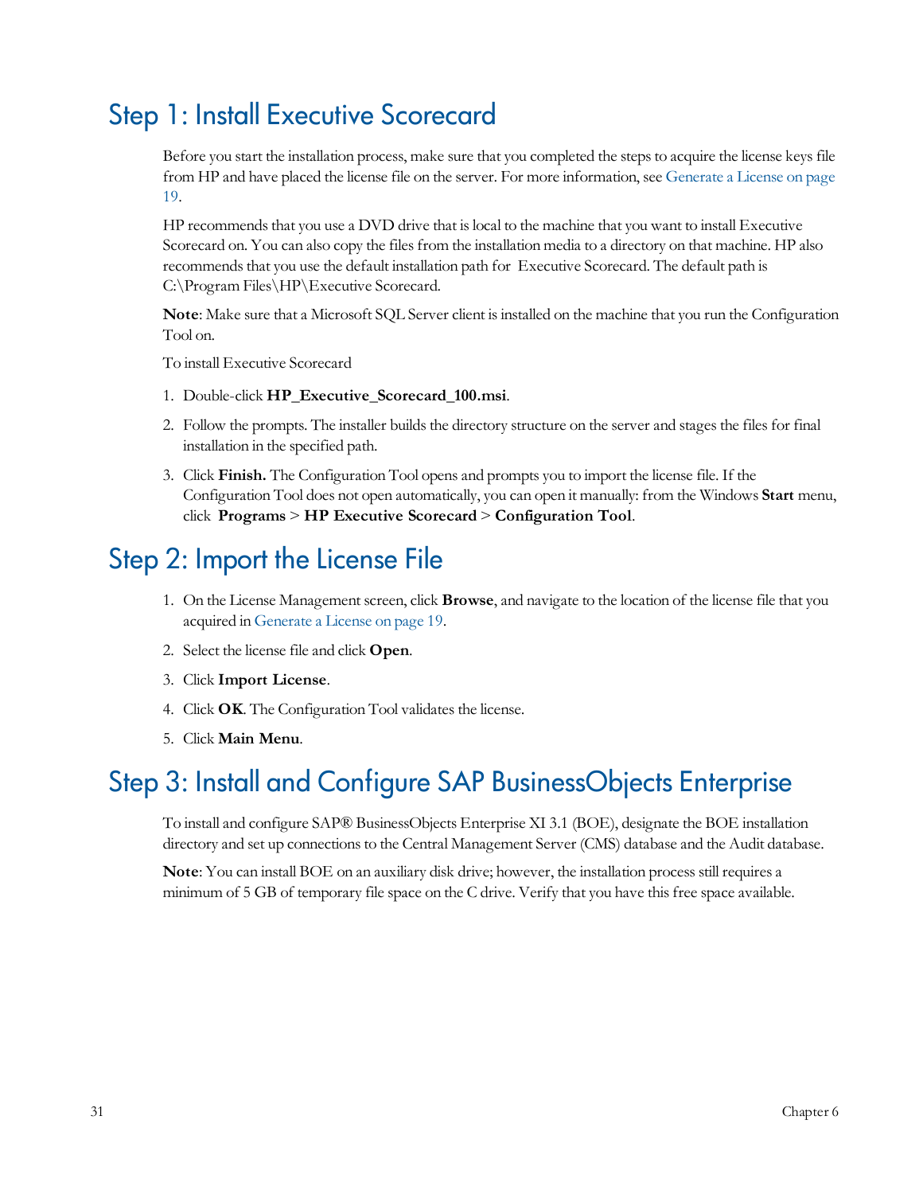## Step 1: Install Executive Scorecard

Before you start the installation process, make sure that you completed the steps to acquire the license keys file from HP and have placed the license file on the server. For more information, see Generate a License on page 19.

HP recommends that you use a DVD drive that is local to the machine that you want to install Executive Scorecard on. You can also copy the files from the installation media to a directory on that machine. HP also recommends that you use the default installation path for Executive Scorecard. The default path is C:\Program Files\HP\Executive Scorecard.

**Note**: Make sure that a Microsoft SQL Server client is installed on the machine that you run the Configuration Tool on.

To install Executive Scorecard

1. Double-click **HP_Executive_Scorecard_100.msi**.
2. Follow the prompts. The installer builds the directory structure on the server and stages the files for final installation in the specified path.
3. Click **Finish.** The Configuration Tool opens and prompts you to import the license file. If the Configuration Tool does not open automatically, you can open it manually: from the Windows **Start** menu, click **Programs** > **HP Executive Scorecard** > **Configuration Tool**.

## Step 2: Import the License File

1. On the License Management screen, click **Browse**, and navigate to the location of the license file that you acquired in Generate a License on page 19.
2. Select the license file and click **Open**.
3. Click **Import License**.
4. Click **OK**. The Configuration Tool validates the license.
5. Click **Main Menu**.

## Step 3: Install and Configure SAP BusinessObjects Enterprise

To install and configure SAP® BusinessObjects Enterprise XI 3.1 (BOE), designate the BOE installation directory and set up connections to the Central Management Server (CMS) database and the Audit database.

**Note**: You can install BOE on an auxiliary disk drive; however, the installation process still requires a minimum of 5 GB of temporary file space on the C drive. Verify that you have this free space available.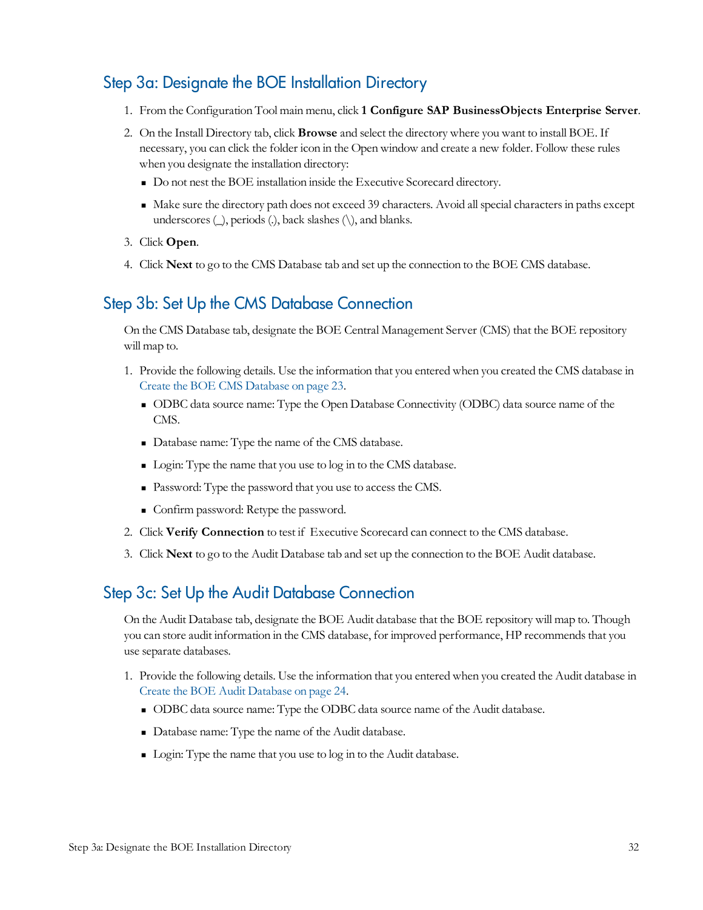## Step 3a: Designate the BOE Installation Directory

1. From the Configuration Tool main menu, click **1 Configure SAP BusinessObjects Enterprise Server**.
2. On the Install Directory tab, click **Browse** and select the directory where you want to install BOE. If necessary, you can click the folder icon in the Open window and create a new folder. Follow these rules when you designate the installation directory:
   - Do not nest the BOE installation inside the Executive Scorecard directory.
   - Make sure the directory path does not exceed 39 characters. Avoid all special characters in paths except underscores (_), periods (.), back slashes (\), and blanks.
3. Click **Open**.
4. Click **Next** to go to the CMS Database tab and set up the connection to the BOE CMS database.

## Step 3b: Set Up the CMS Database Connection

On the CMS Database tab, designate the BOE Central Management Server (CMS) that the BOE repository will map to.

1. Provide the following details. Use the information that you entered when you created the CMS database in Create the BOE CMS Database on page 23.
   - ODBC data source name: Type the Open Database Connectivity (ODBC) data source name of the CMS.
   - Database name: Type the name of the CMS database.
   - Login: Type the name that you use to log in to the CMS database.
   - Password: Type the password that you use to access the CMS.
   - Confirm password: Retype the password.
2. Click **Verify Connection** to test if Executive Scorecard can connect to the CMS database.
3. Click **Next** to go to the Audit Database tab and set up the connection to the BOE Audit database.

## Step 3c: Set Up the Audit Database Connection

On the Audit Database tab, designate the BOE Audit database that the BOE repository will map to. Though you can store audit information in the CMS database, for improved performance, HP recommends that you use separate databases.

1. Provide the following details. Use the information that you entered when you created the Audit database in Create the BOE Audit Database on page 24.
   - ODBC data source name: Type the ODBC data source name of the Audit database.
   - Database name: Type the name of the Audit database.
   - Login: Type the name that you use to log in to the Audit database.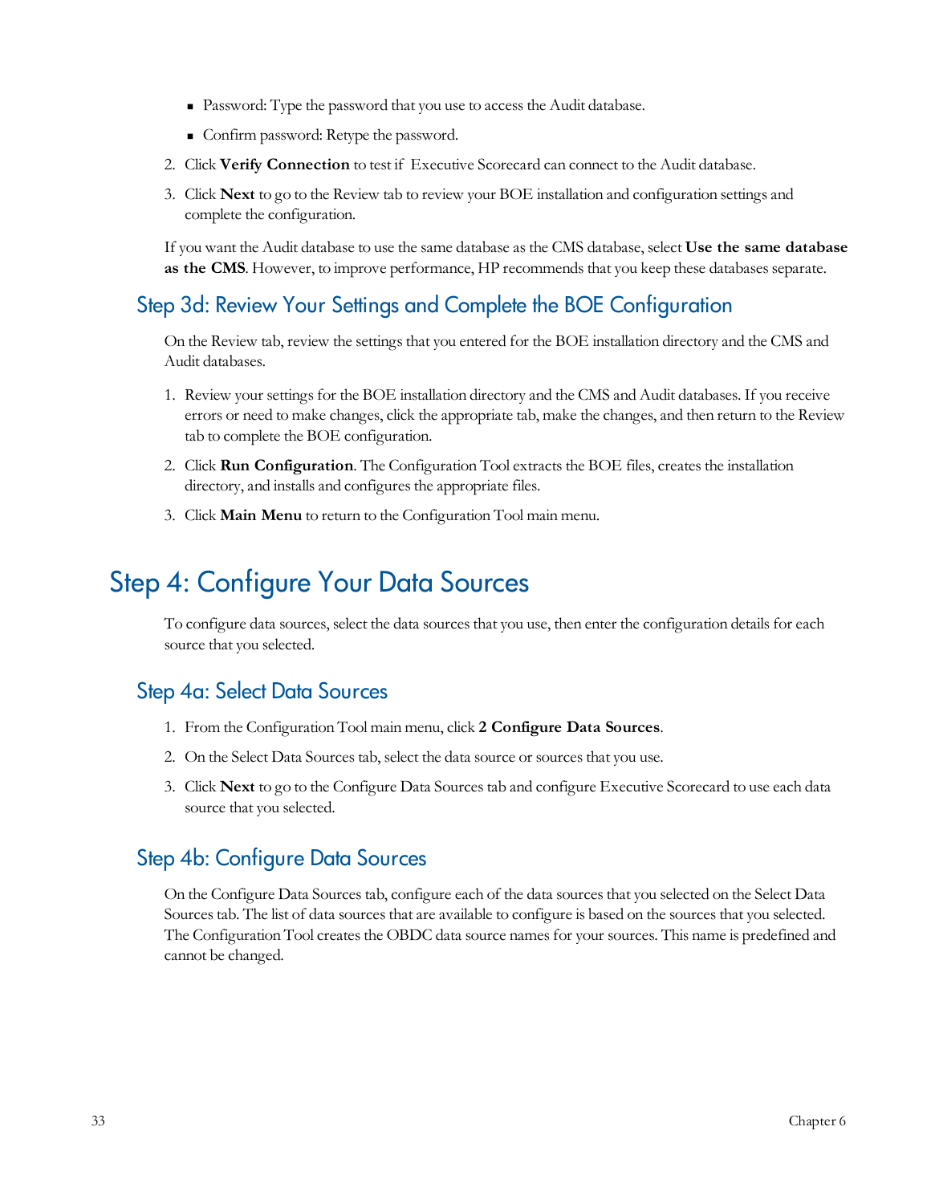- Password: Type the password that you use to access the Audit database.
- Confirm password: Retype the password.

2. Click **Verify Connection** to test if Executive Scorecard can connect to the Audit database.
3. Click **Next** to go to the Review tab to review your BOE installation and configuration settings and complete the configuration.

If you want the Audit database to use the same database as the CMS database, select **Use the same database as the CMS**. However, to improve performance, HP recommends that you keep these databases separate.

### Step 3d: Review Your Settings and Complete the BOE Configuration

On the Review tab, review the settings that you entered for the BOE installation directory and the CMS and Audit databases.

1. Review your settings for the BOE installation directory and the CMS and Audit databases. If you receive errors or need to make changes, click the appropriate tab, make the changes, and then return to the Review tab to complete the BOE configuration.
2. Click **Run Configuration**. The Configuration Tool extracts the BOE files, creates the installation directory, and installs and configures the appropriate files.
3. Click **Main Menu** to return to the Configuration Tool main menu.

## Step 4: Configure Your Data Sources

To configure data sources, select the data sources that you use, then enter the configuration details for each source that you selected.

### Step 4a: Select Data Sources

1. From the Configuration Tool main menu, click **2 Configure Data Sources**.
2. On the Select Data Sources tab, select the data source or sources that you use.
3. Click **Next** to go to the Configure Data Sources tab and configure Executive Scorecard to use each data source that you selected.

### Step 4b: Configure Data Sources

On the Configure Data Sources tab, configure each of the data sources that you selected on the Select Data Sources tab. The list of data sources that are available to configure is based on the sources that you selected. The Configuration Tool creates the OBDC data source names for your sources. This name is predefined and cannot be changed.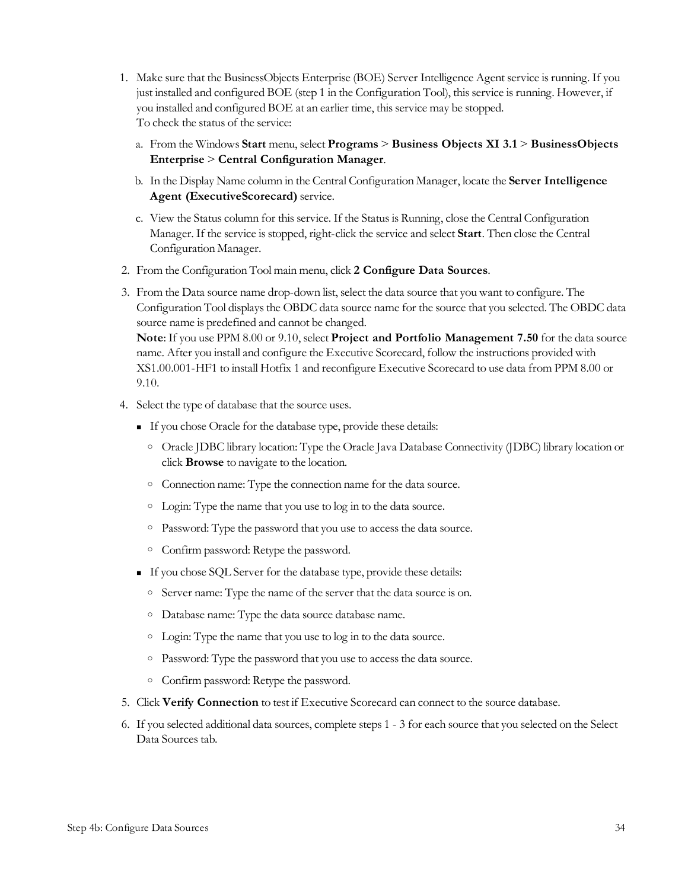1. Make sure that the BusinessObjects Enterprise (BOE) Server Intelligence Agent service is running. If you just installed and configured BOE (step 1 in the Configuration Tool), this service is running. However, if you installed and configured BOE at an earlier time, this service may be stopped.
   To check the status of the service:

   a. From the Windows **Start** menu, select **Programs** > **Business Objects XI 3.1** > **BusinessObjects Enterprise** > **Central Configuration Manager**.

   b. In the Display Name column in the Central Configuration Manager, locate the **Server Intelligence Agent (ExecutiveScorecard)** service.

   c. View the Status column for this service. If the Status is Running, close the Central Configuration Manager. If the service is stopped, right-click the service and select **Start**. Then close the Central Configuration Manager.

2. From the Configuration Tool main menu, click **2 Configure Data Sources**.

3. From the Data source name drop-down list, select the data source that you want to configure. The Configuration Tool displays the OBDC data source name for the source that you selected. The OBDC data source name is predefined and cannot be changed.
   **Note**: If you use PPM 8.00 or 9.10, select **Project and Portfolio Management 7.50** for the data source name. After you install and configure the Executive Scorecard, follow the instructions provided with XS1.00.001-HF1 to install Hotfix 1 and reconfigure Executive Scorecard to use data from PPM 8.00 or 9.10.

4. Select the type of database that the source uses.

   - If you chose Oracle for the database type, provide these details:
     - Oracle JDBC library location: Type the Oracle Java Database Connectivity (JDBC) library location or click **Browse** to navigate to the location.
     - Connection name: Type the connection name for the data source.
     - Login: Type the name that you use to log in to the data source.
     - Password: Type the password that you use to access the data source.
     - Confirm password: Retype the password.
   - If you chose SQL Server for the database type, provide these details:
     - Server name: Type the name of the server that the data source is on.
     - Database name: Type the data source database name.
     - Login: Type the name that you use to log in to the data source.
     - Password: Type the password that you use to access the data source.
     - Confirm password: Retype the password.

5. Click **Verify Connection** to test if Executive Scorecard can connect to the source database.

6. If you selected additional data sources, complete steps 1 - 3 for each source that you selected on the Select Data Sources tab.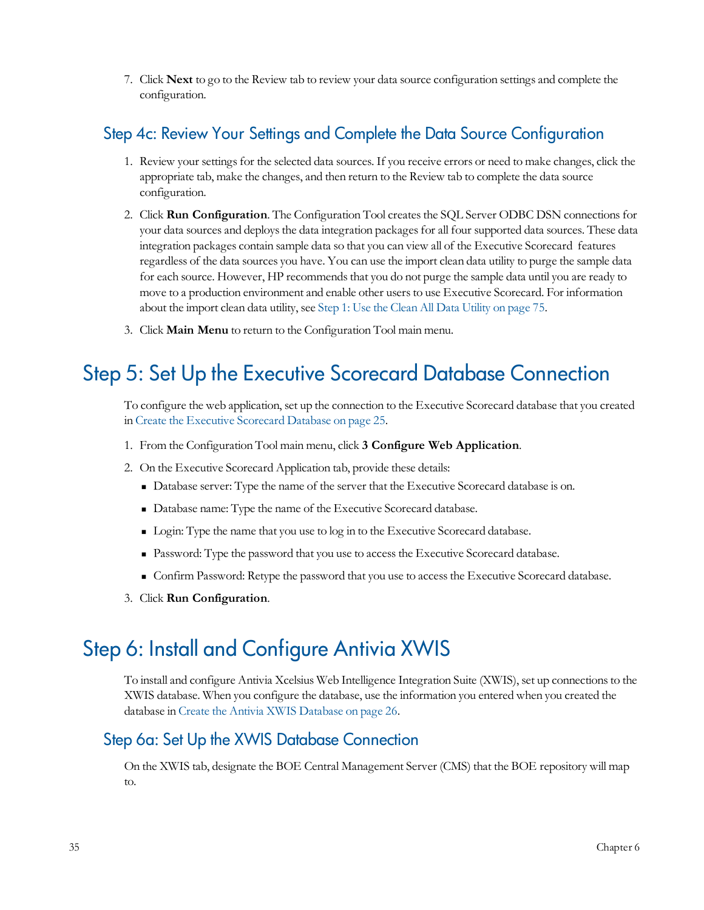7. Click **Next** to go to the Review tab to review your data source configuration settings and complete the configuration.

### Step 4c: Review Your Settings and Complete the Data Source Configuration

1. Review your settings for the selected data sources. If you receive errors or need to make changes, click the appropriate tab, make the changes, and then return to the Review tab to complete the data source configuration.
2. Click **Run Configuration**. The Configuration Tool creates the SQL Server ODBC DSN connections for your data sources and deploys the data integration packages for all four supported data sources. These data integration packages contain sample data so that you can view all of the Executive Scorecard features regardless of the data sources you have. You can use the import clean data utility to purge the sample data for each source. However, HP recommends that you do not purge the sample data until you are ready to move to a production environment and enable other users to use Executive Scorecard. For information about the import clean data utility, see Step 1: Use the Clean All Data Utility on page 75.
3. Click **Main Menu** to return to the Configuration Tool main menu.

## Step 5: Set Up the Executive Scorecard Database Connection

To configure the web application, set up the connection to the Executive Scorecard database that you created in Create the Executive Scorecard Database on page 25.

1. From the Configuration Tool main menu, click **3 Configure Web Application**.
2. On the Executive Scorecard Application tab, provide these details:
   - Database server: Type the name of the server that the Executive Scorecard database is on.
   - Database name: Type the name of the Executive Scorecard database.
   - Login: Type the name that you use to log in to the Executive Scorecard database.
   - Password: Type the password that you use to access the Executive Scorecard database.
   - Confirm Password: Retype the password that you use to access the Executive Scorecard database.
3. Click **Run Configuration**.

## Step 6: Install and Configure Antivia XWIS

To install and configure Antivia Xcelsius Web Intelligence Integration Suite (XWIS), set up connections to the XWIS database. When you configure the database, use the information you entered when you created the database in Create the Antivia XWIS Database on page 26.

### Step 6a: Set Up the XWIS Database Connection

On the XWIS tab, designate the BOE Central Management Server (CMS) that the BOE repository will map to.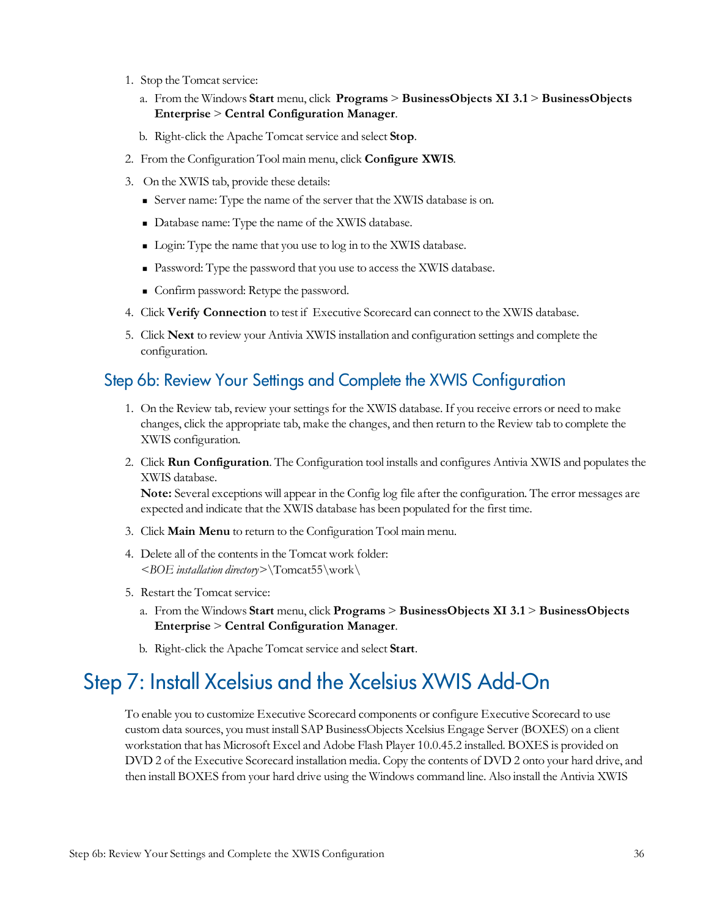1. Stop the Tomcat service:
   a. From the Windows **Start** menu, click **Programs** > **BusinessObjects XI 3.1** > **BusinessObjects Enterprise** > **Central Configuration Manager**.
   b. Right-click the Apache Tomcat service and select **Stop**.
2. From the Configuration Tool main menu, click **Configure XWIS**.
3. On the XWIS tab, provide these details:
   - Server name: Type the name of the server that the XWIS database is on.
   - Database name: Type the name of the XWIS database.
   - Login: Type the name that you use to log in to the XWIS database.
   - Password: Type the password that you use to access the XWIS database.
   - Confirm password: Retype the password.
4. Click **Verify Connection** to test if Executive Scorecard can connect to the XWIS database.
5. Click **Next** to review your Antivia XWIS installation and configuration settings and complete the configuration.

## Step 6b: Review Your Settings and Complete the XWIS Configuration

1. On the Review tab, review your settings for the XWIS database. If you receive errors or need to make changes, click the appropriate tab, make the changes, and then return to the Review tab to complete the XWIS configuration.
2. Click **Run Configuration**. The Configuration tool installs and configures Antivia XWIS and populates the XWIS database.
   **Note:** Several exceptions will appear in the Config log file after the configuration. The error messages are expected and indicate that the XWIS database has been populated for the first time.
3. Click **Main Menu** to return to the Configuration Tool main menu.
4. Delete all of the contents in the Tomcat work folder:
   <*BOE installation directory*>\Tomcat55\work\
5. Restart the Tomcat service:
   a. From the Windows **Start** menu, click **Programs** > **BusinessObjects XI 3.1** > **BusinessObjects Enterprise** > **Central Configuration Manager**.
   b. Right-click the Apache Tomcat service and select **Start**.

# Step 7: Install Xcelsius and the Xcelsius XWIS Add-On

To enable you to customize Executive Scorecard components or configure Executive Scorecard to use custom data sources, you must install SAP BusinessObjects Xcelsius Engage Server (BOXES) on a client workstation that has Microsoft Excel and Adobe Flash Player 10.0.45.2 installed. BOXES is provided on DVD 2 of the Executive Scorecard installation media. Copy the contents of DVD 2 onto your hard drive, and then install BOXES from your hard drive using the Windows command line. Also install the Antivia XWIS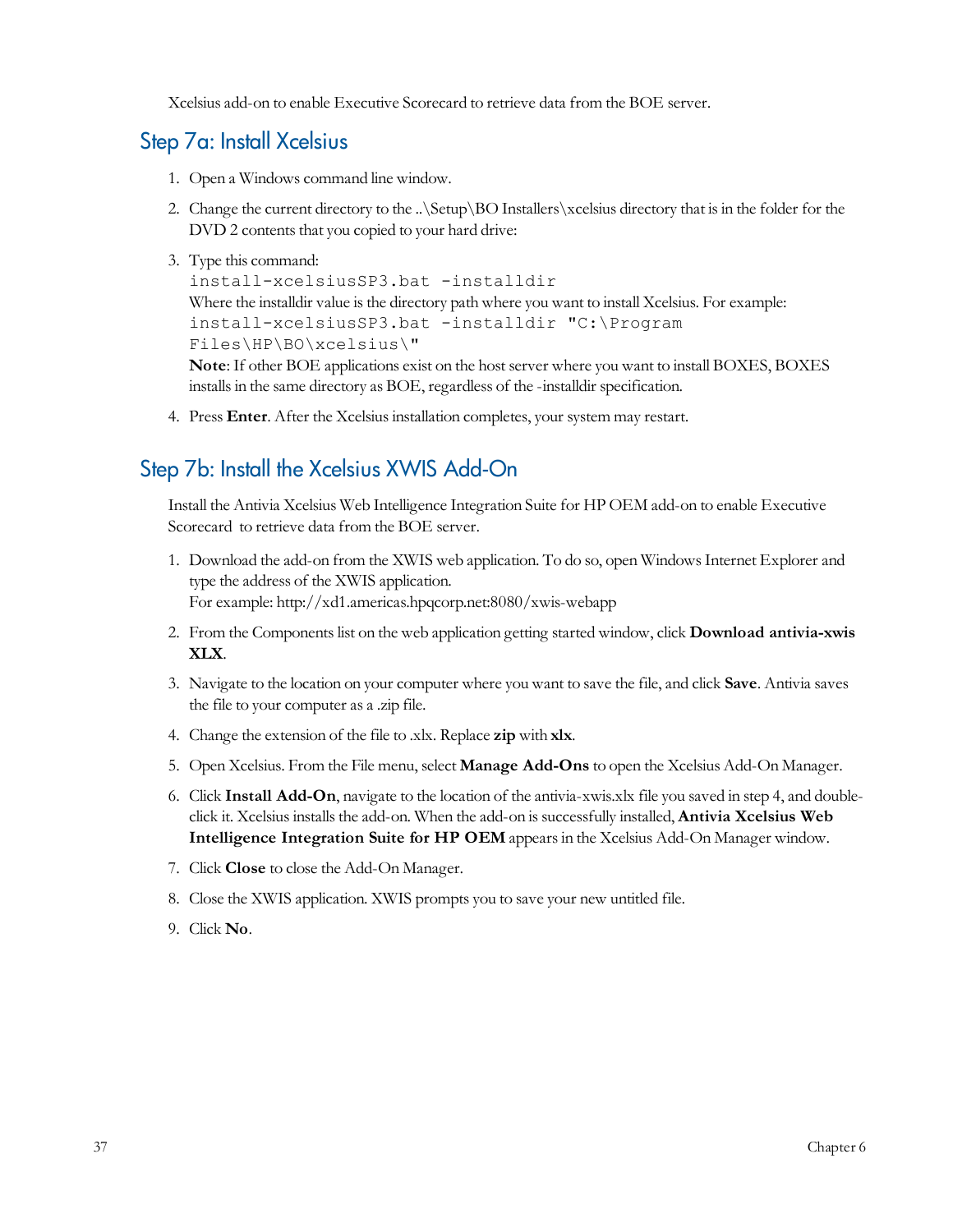Xcelsius add-on to enable Executive Scorecard to retrieve data from the BOE server.

## Step 7a: Install Xcelsius

1. Open a Windows command line window.
2. Change the current directory to the ..\Setup\BO Installers\xcelsius directory that is in the folder for the DVD 2 contents that you copied to your hard drive:
3. Type this command:
   `install-xcelsiusSP3.bat -installdir`
   Where the installdir value is the directory path where you want to install Xcelsius. For example:
   `install-xcelsiusSP3.bat -installdir "C:\Program Files\HP\BO\xcelsius\"`
   **Note**: If other BOE applications exist on the host server where you want to install BOXES, BOXES installs in the same directory as BOE, regardless of the -installdir specification.
4. Press **Enter**. After the Xcelsius installation completes, your system may restart.

## Step 7b: Install the Xcelsius XWIS Add-On

Install the Antivia Xcelsius Web Intelligence Integration Suite for HP OEM add-on to enable Executive Scorecard to retrieve data from the BOE server.

1. Download the add-on from the XWIS web application. To do so, open Windows Internet Explorer and type the address of the XWIS application.
   For example: http://xd1.americas.hpqcorp.net:8080/xwis-webapp
2. From the Components list on the web application getting started window, click **Download antivia-xwis XLX**.
3. Navigate to the location on your computer where you want to save the file, and click **Save**. Antivia saves the file to your computer as a .zip file.
4. Change the extension of the file to .xlx. Replace **zip** with **xlx**.
5. Open Xcelsius. From the File menu, select **Manage Add-Ons** to open the Xcelsius Add-On Manager.
6. Click **Install Add-On**, navigate to the location of the antivia-xwis.xlx file you saved in step 4, and double-click it. Xcelsius installs the add-on. When the add-on is successfully installed, **Antivia Xcelsius Web Intelligence Integration Suite for HP OEM** appears in the Xcelsius Add-On Manager window.
7. Click **Close** to close the Add-On Manager.
8. Close the XWIS application. XWIS prompts you to save your new untitled file.
9. Click **No**.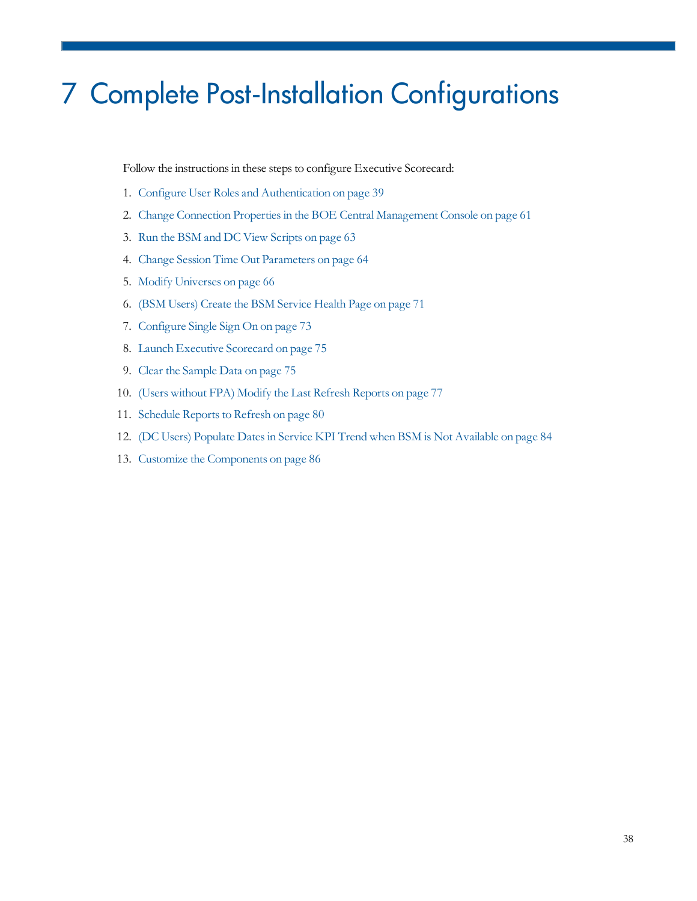# 7 Complete Post-Installation Configurations

Follow the instructions in these steps to configure Executive Scorecard:

1. Configure User Roles and Authentication on page 39
2. Change Connection Properties in the BOE Central Management Console on page 61
3. Run the BSM and DC View Scripts on page 63
4. Change Session Time Out Parameters on page 64
5. Modify Universes on page 66
6. (BSM Users) Create the BSM Service Health Page on page 71
7. Configure Single Sign On on page 73
8. Launch Executive Scorecard on page 75
9. Clear the Sample Data on page 75
10. (Users without FPA) Modify the Last Refresh Reports on page 77
11. Schedule Reports to Refresh on page 80
12. (DC Users) Populate Dates in Service KPI Trend when BSM is Not Available on page 84
13. Customize the Components on page 86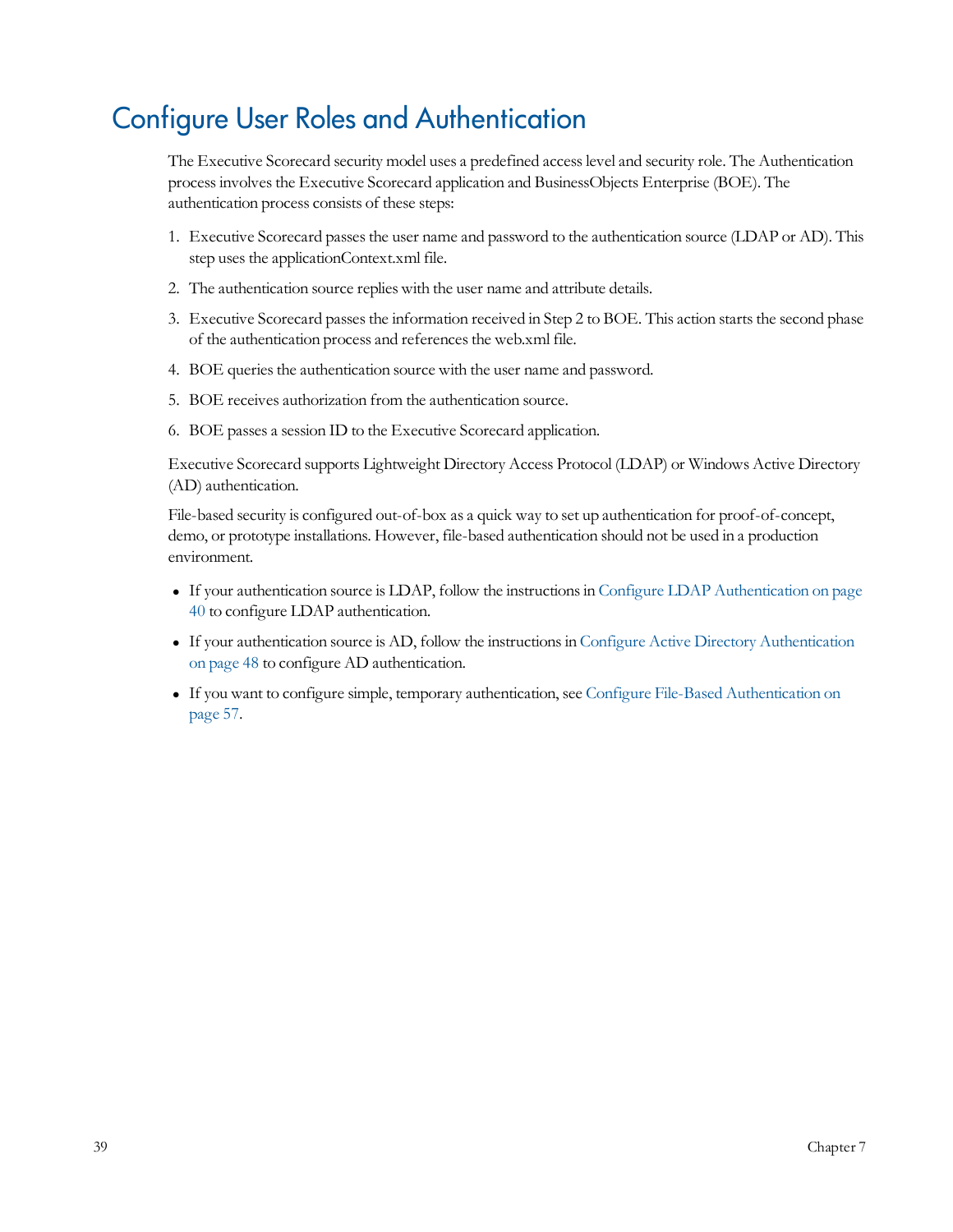# Configure User Roles and Authentication

The Executive Scorecard security model uses a predefined access level and security role. The Authentication process involves the Executive Scorecard application and BusinessObjects Enterprise (BOE). The authentication process consists of these steps:

1. Executive Scorecard passes the user name and password to the authentication source (LDAP or AD). This step uses the applicationContext.xml file.
2. The authentication source replies with the user name and attribute details.
3. Executive Scorecard passes the information received in Step 2 to BOE. This action starts the second phase of the authentication process and references the web.xml file.
4. BOE queries the authentication source with the user name and password.
5. BOE receives authorization from the authentication source.
6. BOE passes a session ID to the Executive Scorecard application.

Executive Scorecard supports Lightweight Directory Access Protocol (LDAP) or Windows Active Directory (AD) authentication.

File-based security is configured out-of-box as a quick way to set up authentication for proof-of-concept, demo, or prototype installations. However, file-based authentication should not be used in a production environment.

- If your authentication source is LDAP, follow the instructions in Configure LDAP Authentication on page 40 to configure LDAP authentication.
- If your authentication source is AD, follow the instructions in Configure Active Directory Authentication on page 48 to configure AD authentication.
- If you want to configure simple, temporary authentication, see Configure File-Based Authentication on page 57.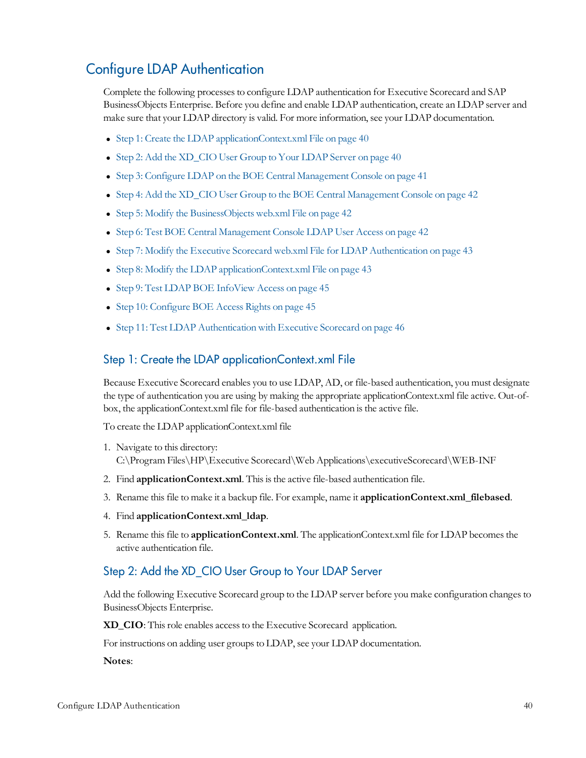## Configure LDAP Authentication

Complete the following processes to configure LDAP authentication for Executive Scorecard and SAP BusinessObjects Enterprise. Before you define and enable LDAP authentication, create an LDAP server and make sure that your LDAP directory is valid. For more information, see your LDAP documentation.

- Step 1: Create the LDAP applicationContext.xml File on page 40
- Step 2: Add the XD_CIO User Group to Your LDAP Server on page 40
- Step 3: Configure LDAP on the BOE Central Management Console on page 41
- Step 4: Add the XD_CIO User Group to the BOE Central Management Console on page 42
- Step 5: Modify the BusinessObjects web.xml File on page 42
- Step 6: Test BOE Central Management Console LDAP User Access on page 42
- Step 7: Modify the Executive Scorecard web.xml File for LDAP Authentication on page 43
- Step 8: Modify the LDAP applicationContext.xml File on page 43
- Step 9: Test LDAP BOE InfoView Access on page 45
- Step 10: Configure BOE Access Rights on page 45
- Step 11: Test LDAP Authentication with Executive Scorecard on page 46

### Step 1: Create the LDAP applicationContext.xml File

Because Executive Scorecard enables you to use LDAP, AD, or file-based authentication, you must designate the type of authentication you are using by making the appropriate applicationContext.xml file active. Out-of-box, the applicationContext.xml file for file-based authentication is the active file.

To create the LDAP applicationContext.xml file

1. Navigate to this directory:
   C:\Program Files\HP\Executive Scorecard\Web Applications\executiveScorecard\WEB-INF
2. Find **applicationContext.xml**. This is the active file-based authentication file.
3. Rename this file to make it a backup file. For example, name it **applicationContext.xml_filebased**.
4. Find **applicationContext.xml_ldap**.
5. Rename this file to **applicationContext.xml**. The applicationContext.xml file for LDAP becomes the active authentication file.

### Step 2: Add the XD_CIO User Group to Your LDAP Server

Add the following Executive Scorecard group to the LDAP server before you make configuration changes to BusinessObjects Enterprise.

**XD_CIO**: This role enables access to the Executive Scorecard application.

For instructions on adding user groups to LDAP, see your LDAP documentation.

**Notes**: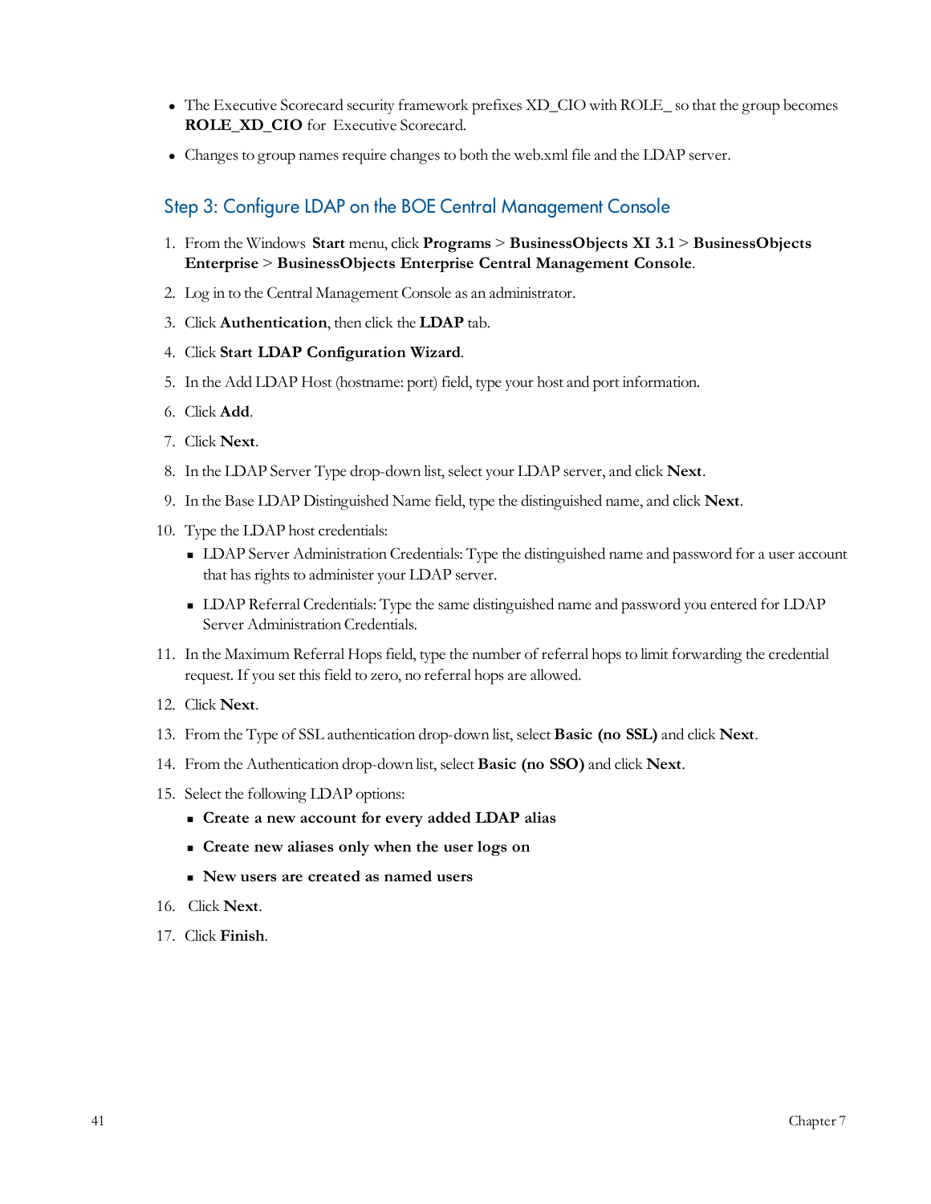- The Executive Scorecard security framework prefixes XD_CIO with ROLE_ so that the group becomes **ROLE_XD_CIO** for Executive Scorecard.
- Changes to group names require changes to both the web.xml file and the LDAP server.

## Step 3: Configure LDAP on the BOE Central Management Console

1. From the Windows **Start** menu, click **Programs** > **BusinessObjects XI 3.1** > **BusinessObjects Enterprise** > **BusinessObjects Enterprise Central Management Console**.
2. Log in to the Central Management Console as an administrator.
3. Click **Authentication**, then click the **LDAP** tab.
4. Click **Start LDAP Configuration Wizard**.
5. In the Add LDAP Host (hostname: port) field, type your host and port information.
6. Click **Add**.
7. Click **Next**.
8. In the LDAP Server Type drop-down list, select your LDAP server, and click **Next**.
9. In the Base LDAP Distinguished Name field, type the distinguished name, and click **Next**.
10. Type the LDAP host credentials:
    - LDAP Server Administration Credentials: Type the distinguished name and password for a user account that has rights to administer your LDAP server.
    - LDAP Referral Credentials: Type the same distinguished name and password you entered for LDAP Server Administration Credentials.
11. In the Maximum Referral Hops field, type the number of referral hops to limit forwarding the credential request. If you set this field to zero, no referral hops are allowed.
12. Click **Next**.
13. From the Type of SSL authentication drop-down list, select **Basic (no SSL)** and click **Next**.
14. From the Authentication drop-down list, select **Basic (no SSO)** and click **Next**.
15. Select the following LDAP options:
    - **Create a new account for every added LDAP alias**
    - **Create new aliases only when the user logs on**
    - **New users are created as named users**
16. Click **Next**.
17. Click **Finish**.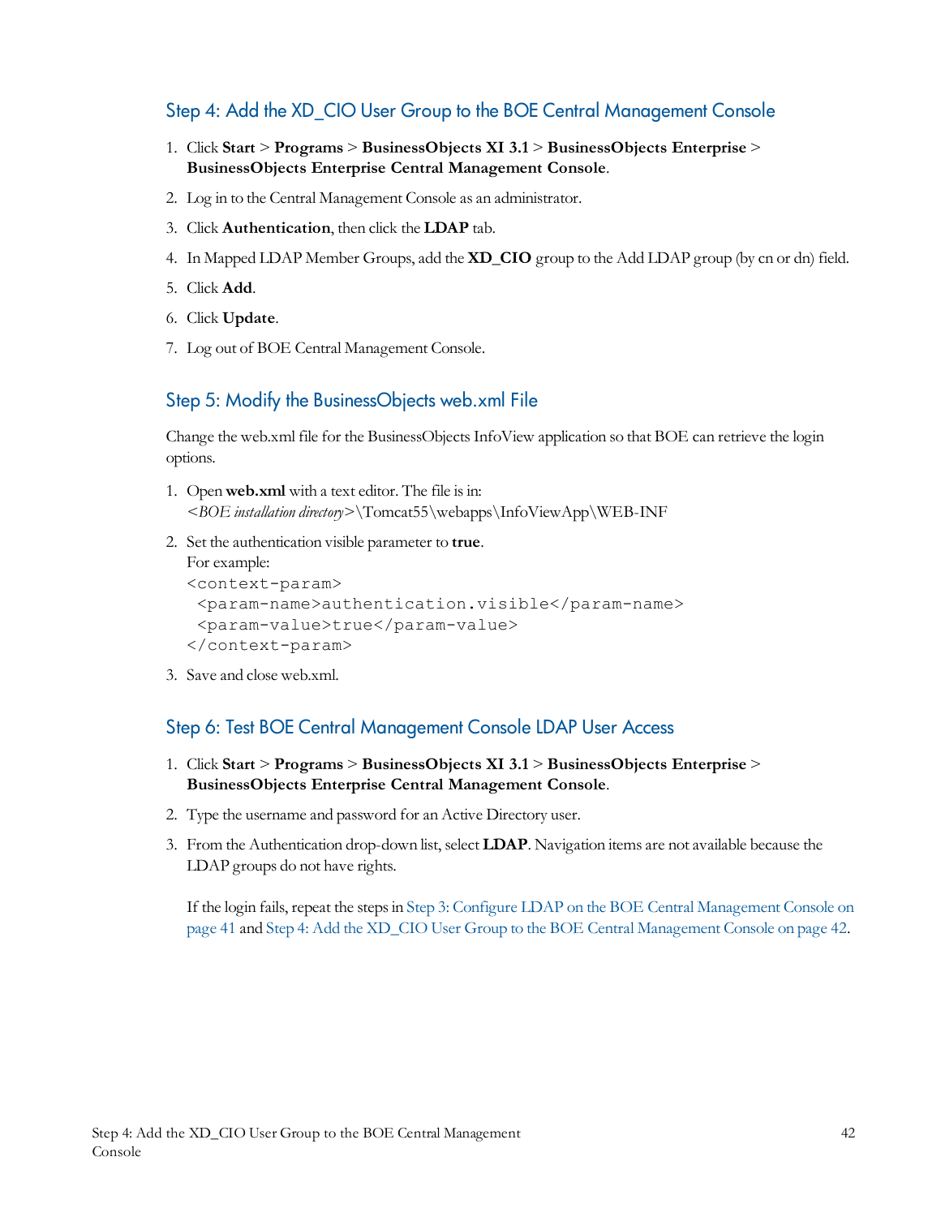## Step 4: Add the XD_CIO User Group to the BOE Central Management Console

1. Click **Start** > **Programs** > **BusinessObjects XI 3.1** > **BusinessObjects Enterprise** > **BusinessObjects Enterprise Central Management Console**.
2. Log in to the Central Management Console as an administrator.
3. Click **Authentication**, then click the **LDAP** tab.
4. In Mapped LDAP Member Groups, add the **XD_CIO** group to the Add LDAP group (by cn or dn) field.
5. Click **Add**.
6. Click **Update**.
7. Log out of BOE Central Management Console.

## Step 5: Modify the BusinessObjects web.xml File

Change the web.xml file for the BusinessObjects InfoView application so that BOE can retrieve the login options.

1. Open **web.xml** with a text editor. The file is in:
   <*BOE installation directory*>\Tomcat55\webapps\InfoViewApp\WEB-INF
2. Set the authentication visible parameter to **true**.
   For example:
   ```
   <context-param>
    <param-name>authentication.visible</param-name>
    <param-value>true</param-value>
   </context-param>
   ```
3. Save and close web.xml.

## Step 6: Test BOE Central Management Console LDAP User Access

1. Click **Start** > **Programs** > **BusinessObjects XI 3.1** > **BusinessObjects Enterprise** > **BusinessObjects Enterprise Central Management Console**.
2. Type the username and password for an Active Directory user.
3. From the Authentication drop-down list, select **LDAP**. Navigation items are not available because the LDAP groups do not have rights.

   If the login fails, repeat the steps in Step 3: Configure LDAP on the BOE Central Management Console on page 41 and Step 4: Add the XD_CIO User Group to the BOE Central Management Console on page 42.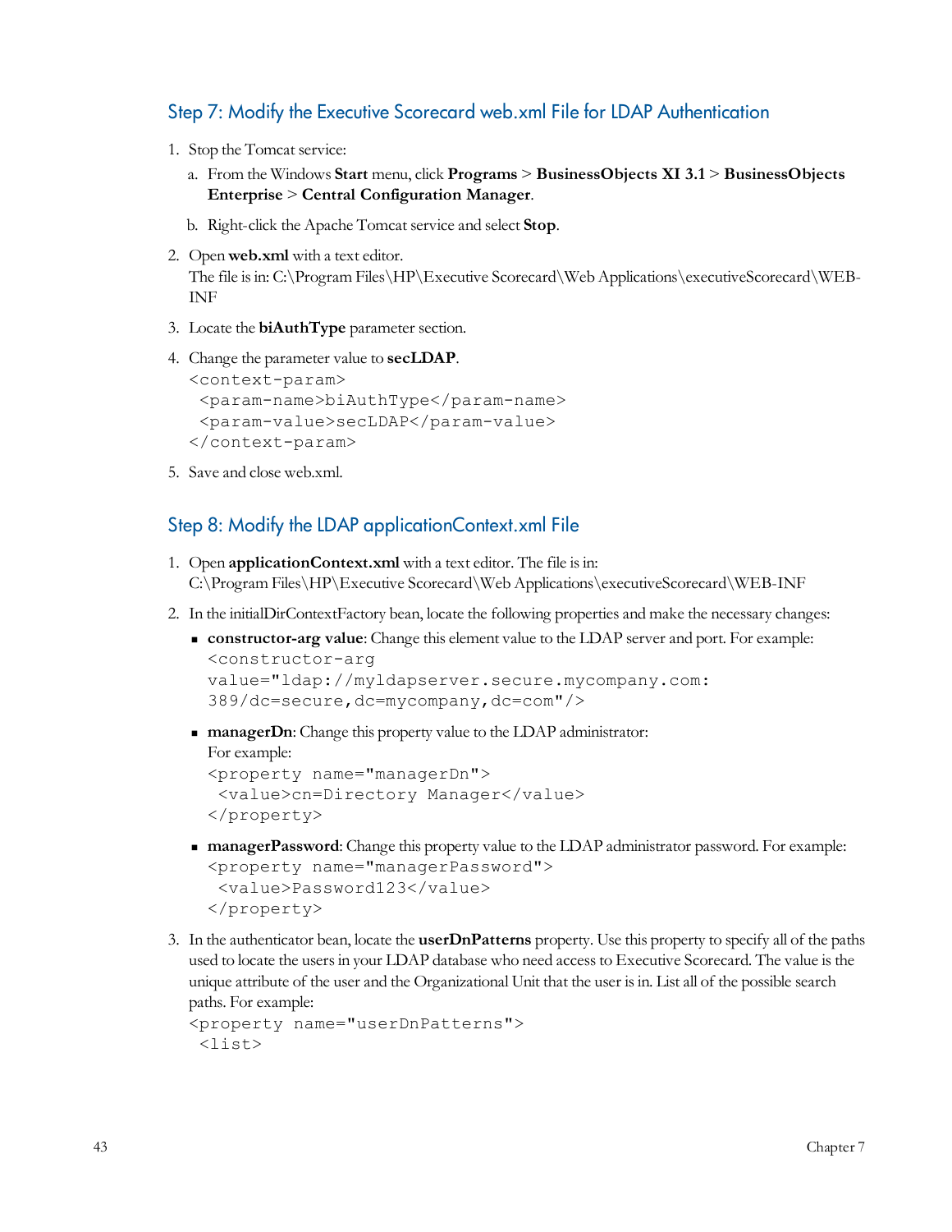## Step 7: Modify the Executive Scorecard web.xml File for LDAP Authentication

1. Stop the Tomcat service:
   a. From the Windows **Start** menu, click **Programs** > **BusinessObjects XI 3.1** > **BusinessObjects Enterprise** > **Central Configuration Manager**.
   b. Right-click the Apache Tomcat service and select **Stop**.
2. Open **web.xml** with a text editor.
   The file is in: C:\Program Files\HP\Executive Scorecard\Web Applications\executiveScorecard\WEB-INF
3. Locate the **biAuthType** parameter section.
4. Change the parameter value to **secLDAP**.

   ```
   <context-param>
    <param-name>biAuthType</param-name>
    <param-value>secLDAP</param-value>
   </context-param>
   ```
5. Save and close web.xml.

## Step 8: Modify the LDAP applicationContext.xml File

1. Open **applicationContext.xml** with a text editor. The file is in:
   C:\Program Files\HP\Executive Scorecard\Web Applications\executiveScorecard\WEB-INF
2. In the initialDirContextFactory bean, locate the following properties and make the necessary changes:
   - **constructor-arg value**: Change this element value to the LDAP server and port. For example:

     ```
     <constructor-arg
     value="ldap://myldapserver.secure.mycompany.com:
     389/dc=secure,dc=mycompany,dc=com"/>
     ```
   - **managerDn**: Change this property value to the LDAP administrator:
     For example:

     ```
     <property name="managerDn">
      <value>cn=Directory Manager</value>
     </property>
     ```
   - **managerPassword**: Change this property value to the LDAP administrator password. For example:

     ```
     <property name="managerPassword">
      <value>Password123</value>
     </property>
     ```
3. In the authenticator bean, locate the **userDnPatterns** property. Use this property to specify all of the paths used to locate the users in your LDAP database who need access to Executive Scorecard. The value is the unique attribute of the user and the Organizational Unit that the user is in. List all of the possible search paths. For example:

   ```
   <property name="userDnPatterns">
    <list>
   ```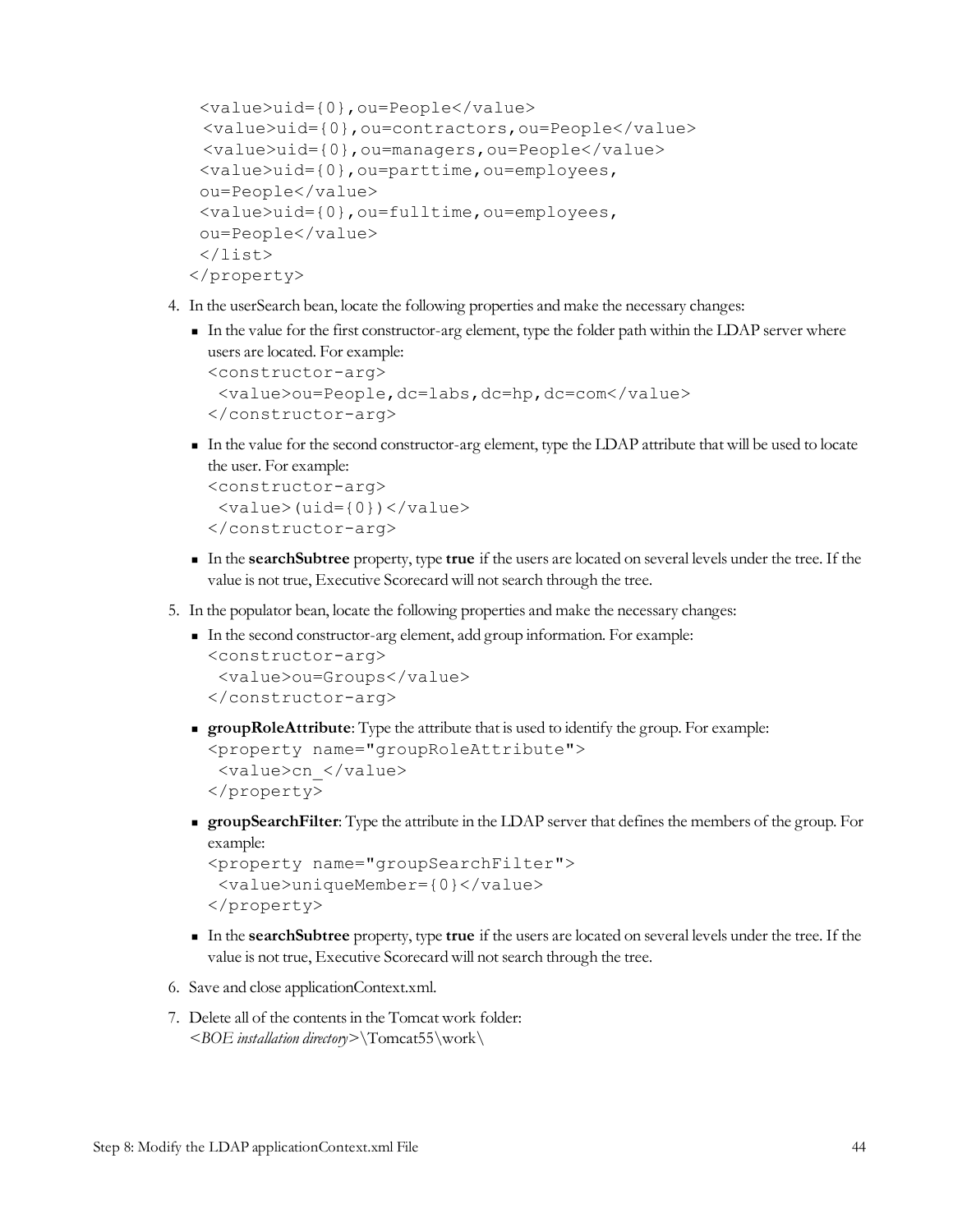```
 <value>uid={0},ou=People</value>
  <value>uid={0},ou=contractors,ou=People</value>
  <value>uid={0},ou=managers,ou=People</value>
 <value>uid={0},ou=parttime,ou=employees,
 ou=People</value>
 <value>uid={0},ou=fulltime,ou=employees,
 ou=People</value>
 </list>
</property>
```

4. In the userSearch bean, locate the following properties and make the necessary changes:
   - In the value for the first constructor-arg element, type the folder path within the LDAP server where users are located. For example:
     ```
     <constructor-arg>
      <value>ou=People,dc=labs,dc=hp,dc=com</value>
     </constructor-arg>
     ```
   - In the value for the second constructor-arg element, type the LDAP attribute that will be used to locate the user. For example:
     ```
     <constructor-arg>
      <value>(uid={0})</value>
     </constructor-arg>
     ```
   - In the **searchSubtree** property, type **true** if the users are located on several levels under the tree. If the value is not true, Executive Scorecard will not search through the tree.
5. In the populator bean, locate the following properties and make the necessary changes:
   - In the second constructor-arg element, add group information. For example:
     ```
     <constructor-arg>
      <value>ou=Groups</value>
     </constructor-arg>
     ```
   - **groupRoleAttribute**: Type the attribute that is used to identify the group. For example:
     ```
     <property name="groupRoleAttribute">
      <value>cn_</value>
     </property>
     ```
   - **groupSearchFilter**: Type the attribute in the LDAP server that defines the members of the group. For example:
     ```
     <property name="groupSearchFilter">
      <value>uniqueMember={0}</value>
     </property>
     ```
   - In the **searchSubtree** property, type **true** if the users are located on several levels under the tree. If the value is not true, Executive Scorecard will not search through the tree.
6. Save and close applicationContext.xml.
7. Delete all of the contents in the Tomcat work folder:
   *<BOE installation directory>*\Tomcat55\work\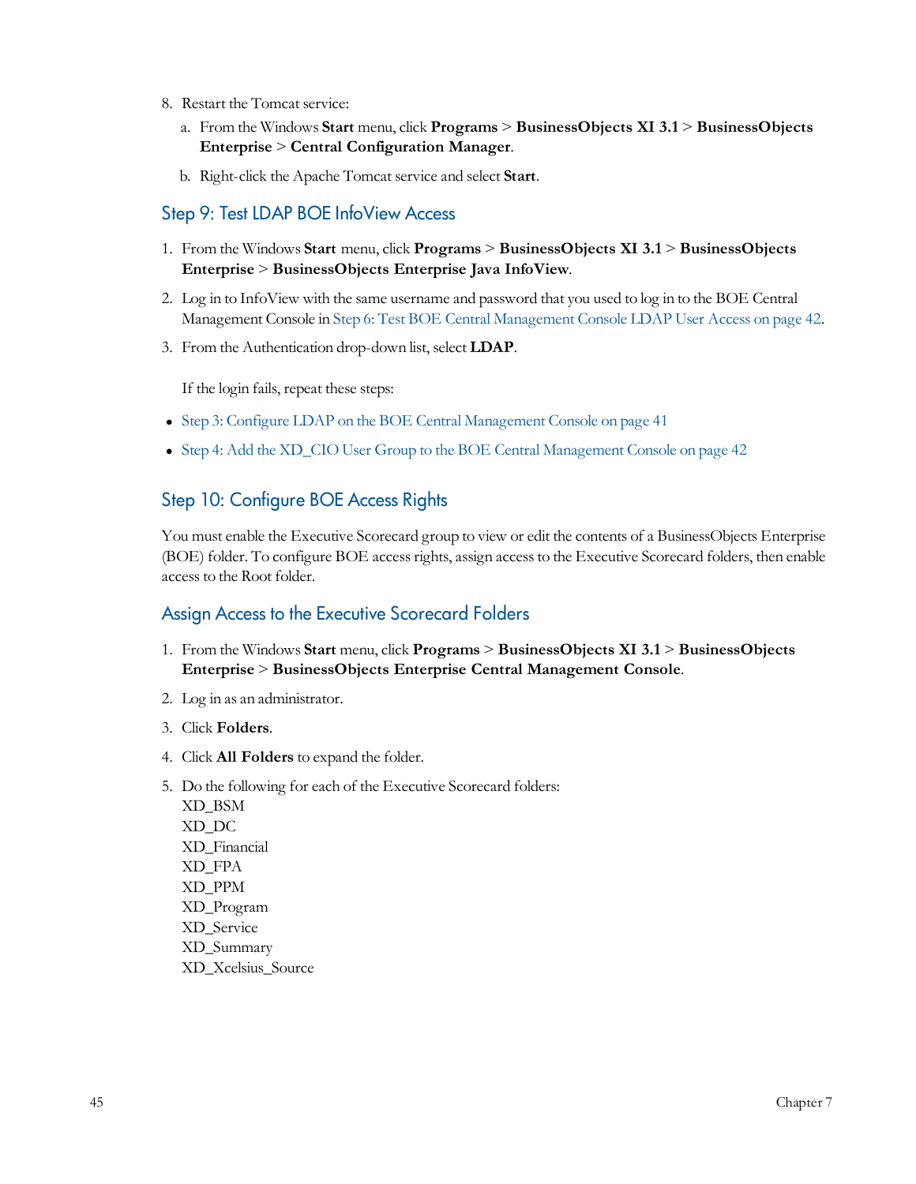8. Restart the Tomcat service:

   a. From the Windows **Start** menu, click **Programs** > **BusinessObjects XI 3.1** > **BusinessObjects Enterprise** > **Central Configuration Manager**.

   b. Right-click the Apache Tomcat service and select **Start**.

## Step 9: Test LDAP BOE InfoView Access

1. From the Windows **Start** menu, click **Programs** > **BusinessObjects XI 3.1** > **BusinessObjects Enterprise** > **BusinessObjects Enterprise Java InfoView**.

2. Log in to InfoView with the same username and password that you used to log in to the BOE Central Management Console in Step 6: Test BOE Central Management Console LDAP User Access on page 42.

3. From the Authentication drop-down list, select **LDAP**.

   If the login fails, repeat these steps:

- Step 3: Configure LDAP on the BOE Central Management Console on page 41
- Step 4: Add the XD_CIO User Group to the BOE Central Management Console on page 42

## Step 10: Configure BOE Access Rights

You must enable the Executive Scorecard group to view or edit the contents of a BusinessObjects Enterprise (BOE) folder. To configure BOE access rights, assign access to the Executive Scorecard folders, then enable access to the Root folder.

## Assign Access to the Executive Scorecard Folders

1. From the Windows **Start** menu, click **Programs** > **BusinessObjects XI 3.1** > **BusinessObjects Enterprise** > **BusinessObjects Enterprise Central Management Console**.

2. Log in as an administrator.

3. Click **Folders**.

4. Click **All Folders** to expand the folder.

5. Do the following for each of the Executive Scorecard folders:
   XD_BSM
   XD_DC
   XD_Financial
   XD_FPA
   XD_PPM
   XD_Program
   XD_Service
   XD_Summary
   XD_Xcelsius_Source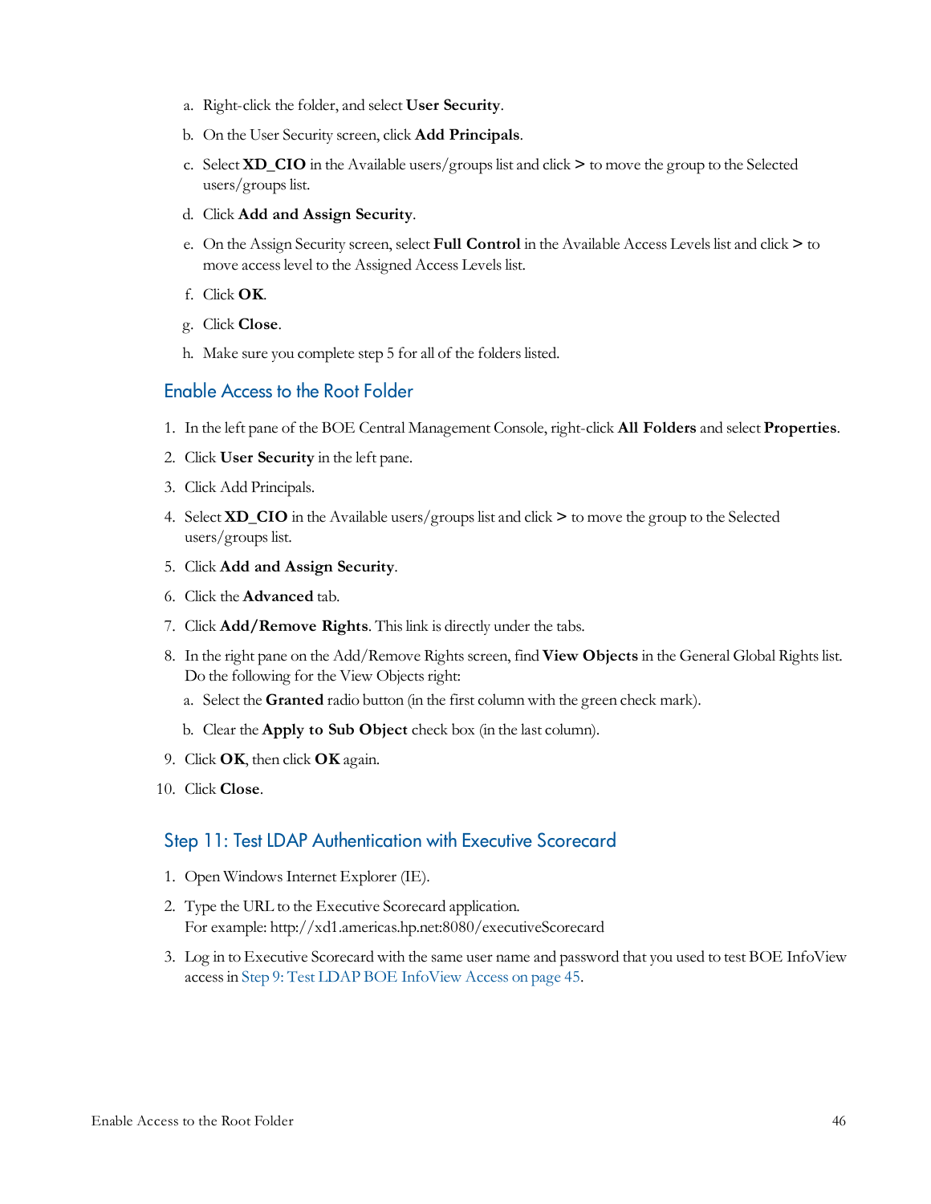a. Right-click the folder, and select **User Security**.
b. On the User Security screen, click **Add Principals**.
c. Select **XD_CIO** in the Available users/groups list and click **>** to move the group to the Selected users/groups list.
d. Click **Add and Assign Security**.
e. On the Assign Security screen, select **Full Control** in the Available Access Levels list and click **>** to move access level to the Assigned Access Levels list.
f. Click **OK**.
g. Click **Close**.
h. Make sure you complete step 5 for all of the folders listed.

## Enable Access to the Root Folder

1. In the left pane of the BOE Central Management Console, right-click **All Folders** and select **Properties**.
2. Click **User Security** in the left pane.
3. Click Add Principals.
4. Select **XD_CIO** in the Available users/groups list and click **>** to move the group to the Selected users/groups list.
5. Click **Add and Assign Security**.
6. Click the **Advanced** tab.
7. Click **Add/Remove Rights**. This link is directly under the tabs.
8. In the right pane on the Add/Remove Rights screen, find **View Objects** in the General Global Rights list. Do the following for the View Objects right:
   a. Select the **Granted** radio button (in the first column with the green check mark).
   b. Clear the **Apply to Sub Object** check box (in the last column).
9. Click **OK**, then click **OK** again.
10. Click **Close**.

## Step 11: Test LDAP Authentication with Executive Scorecard

1. Open Windows Internet Explorer (IE).
2. Type the URL to the Executive Scorecard application.
   For example: http://xd1.americas.hp.net:8080/executiveScorecard
3. Log in to Executive Scorecard with the same user name and password that you used to test BOE InfoView access in Step 9: Test LDAP BOE InfoView Access on page 45.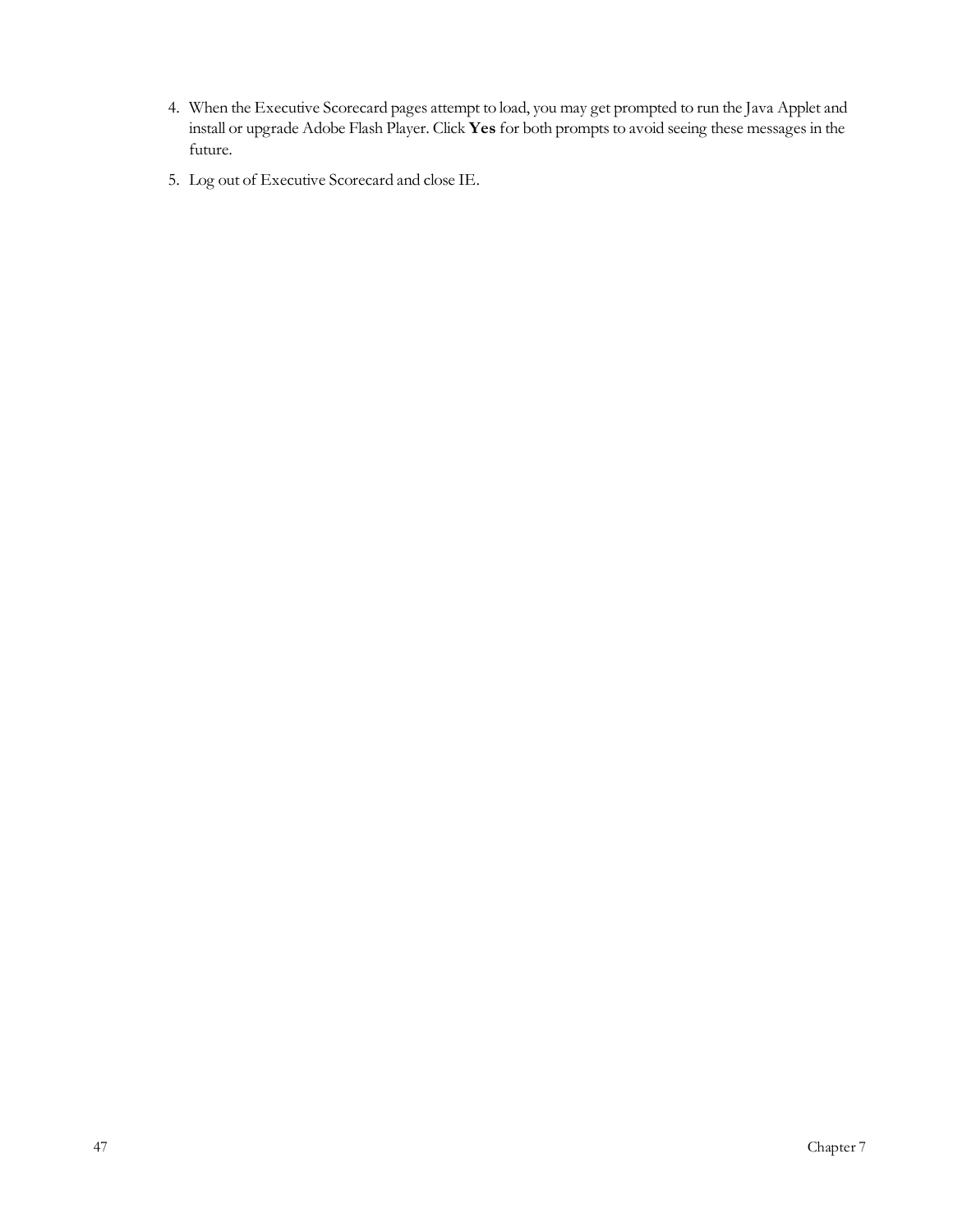4. When the Executive Scorecard pages attempt to load, you may get prompted to run the Java Applet and install or upgrade Adobe Flash Player. Click **Yes** for both prompts to avoid seeing these messages in the future.

5. Log out of Executive Scorecard and close IE.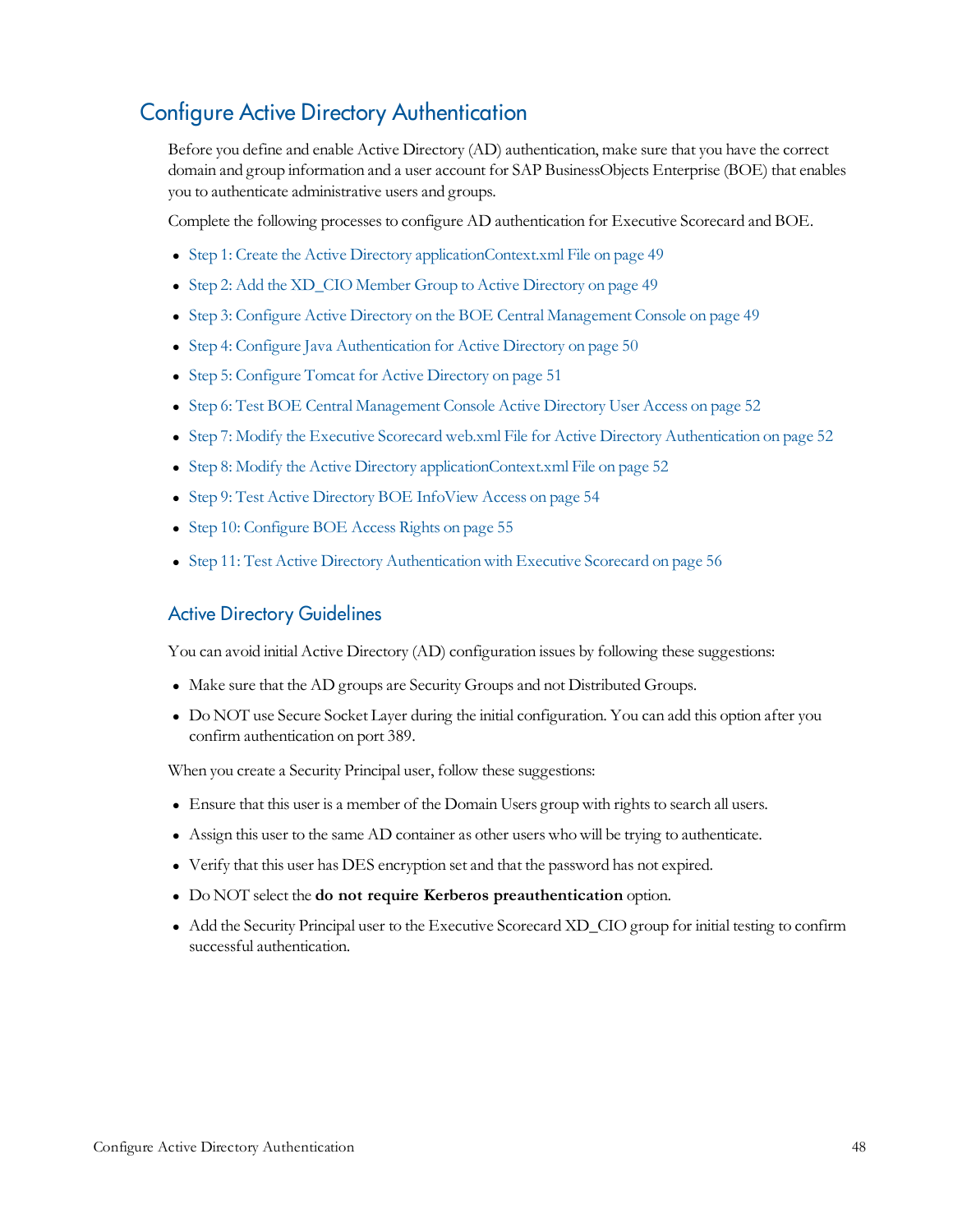## Configure Active Directory Authentication

Before you define and enable Active Directory (AD) authentication, make sure that you have the correct domain and group information and a user account for SAP BusinessObjects Enterprise (BOE) that enables you to authenticate administrative users and groups.

Complete the following processes to configure AD authentication for Executive Scorecard and BOE.

- Step 1: Create the Active Directory applicationContext.xml File on page 49
- Step 2: Add the XD_CIO Member Group to Active Directory on page 49
- Step 3: Configure Active Directory on the BOE Central Management Console on page 49
- Step 4: Configure Java Authentication for Active Directory on page 50
- Step 5: Configure Tomcat for Active Directory on page 51
- Step 6: Test BOE Central Management Console Active Directory User Access on page 52
- Step 7: Modify the Executive Scorecard web.xml File for Active Directory Authentication on page 52
- Step 8: Modify the Active Directory applicationContext.xml File on page 52
- Step 9: Test Active Directory BOE InfoView Access on page 54
- Step 10: Configure BOE Access Rights on page 55
- Step 11: Test Active Directory Authentication with Executive Scorecard on page 56

### Active Directory Guidelines

You can avoid initial Active Directory (AD) configuration issues by following these suggestions:

- Make sure that the AD groups are Security Groups and not Distributed Groups.
- Do NOT use Secure Socket Layer during the initial configuration. You can add this option after you confirm authentication on port 389.

When you create a Security Principal user, follow these suggestions:

- Ensure that this user is a member of the Domain Users group with rights to search all users.
- Assign this user to the same AD container as other users who will be trying to authenticate.
- Verify that this user has DES encryption set and that the password has not expired.
- Do NOT select the **do not require Kerberos preauthentication** option.
- Add the Security Principal user to the Executive Scorecard XD_CIO group for initial testing to confirm successful authentication.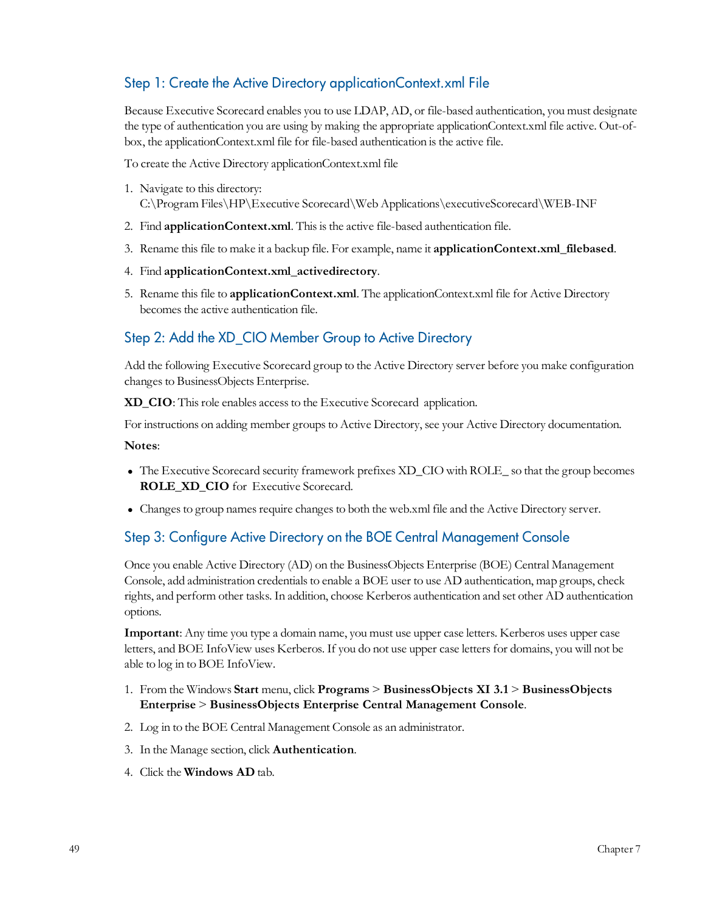## Step 1: Create the Active Directory applicationContext.xml File

Because Executive Scorecard enables you to use LDAP, AD, or file-based authentication, you must designate the type of authentication you are using by making the appropriate applicationContext.xml file active. Out-of-box, the applicationContext.xml file for file-based authentication is the active file.

To create the Active Directory applicationContext.xml file

1. Navigate to this directory:
   C:\Program Files\HP\Executive Scorecard\Web Applications\executiveScorecard\WEB-INF
2. Find **applicationContext.xml**. This is the active file-based authentication file.
3. Rename this file to make it a backup file. For example, name it **applicationContext.xml_filebased**.
4. Find **applicationContext.xml_activedirectory**.
5. Rename this file to **applicationContext.xml**. The applicationContext.xml file for Active Directory becomes the active authentication file.

## Step 2: Add the XD_CIO Member Group to Active Directory

Add the following Executive Scorecard group to the Active Directory server before you make configuration changes to BusinessObjects Enterprise.

**XD_CIO**: This role enables access to the Executive Scorecard application.

For instructions on adding member groups to Active Directory, see your Active Directory documentation.

**Notes**:

- The Executive Scorecard security framework prefixes XD_CIO with ROLE_ so that the group becomes **ROLE_XD_CIO** for Executive Scorecard.
- Changes to group names require changes to both the web.xml file and the Active Directory server.

## Step 3: Configure Active Directory on the BOE Central Management Console

Once you enable Active Directory (AD) on the BusinessObjects Enterprise (BOE) Central Management Console, add administration credentials to enable a BOE user to use AD authentication, map groups, check rights, and perform other tasks. In addition, choose Kerberos authentication and set other AD authentication options.

**Important**: Any time you type a domain name, you must use upper case letters. Kerberos uses upper case letters, and BOE InfoView uses Kerberos. If you do not use upper case letters for domains, you will not be able to log in to BOE InfoView.

1. From the Windows **Start** menu, click **Programs** > **BusinessObjects XI 3.1** > **BusinessObjects Enterprise** > **BusinessObjects Enterprise Central Management Console**.
2. Log in to the BOE Central Management Console as an administrator.
3. In the Manage section, click **Authentication**.
4. Click the **Windows AD** tab.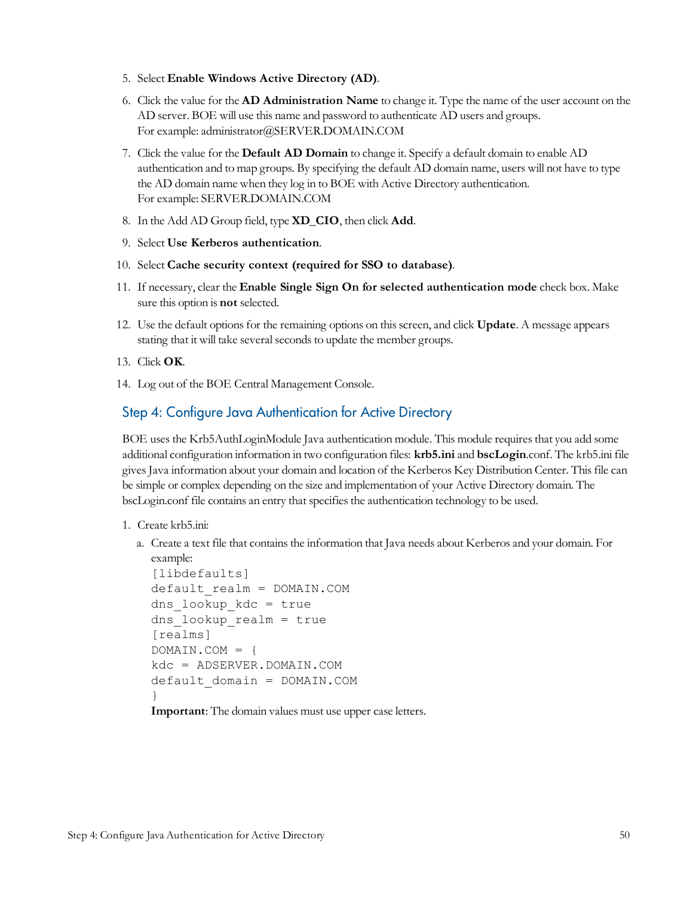5. Select **Enable Windows Active Directory (AD)**.
6. Click the value for the **AD Administration Name** to change it. Type the name of the user account on the AD server. BOE will use this name and password to authenticate AD users and groups.
   For example: administrator@SERVER.DOMAIN.COM
7. Click the value for the **Default AD Domain** to change it. Specify a default domain to enable AD authentication and to map groups. By specifying the default AD domain name, users will not have to type the AD domain name when they log in to BOE with Active Directory authentication.
   For example: SERVER.DOMAIN.COM
8. In the Add AD Group field, type **XD_CIO**, then click **Add**.
9. Select **Use Kerberos authentication**.
10. Select **Cache security context (required for SSO to database)**.
11. If necessary, clear the **Enable Single Sign On for selected authentication mode** check box. Make sure this option is **not** selected.
12. Use the default options for the remaining options on this screen, and click **Update**. A message appears stating that it will take several seconds to update the member groups.
13. Click **OK**.
14. Log out of the BOE Central Management Console.

## Step 4: Configure Java Authentication for Active Directory

BOE uses the Krb5AuthLoginModule Java authentication module. This module requires that you add some additional configuration information in two configuration files: **krb5.ini** and **bscLogin**.conf. The krb5.ini file gives Java information about your domain and location of the Kerberos Key Distribution Center. This file can be simple or complex depending on the size and implementation of your Active Directory domain. The bscLogin.conf file contains an entry that specifies the authentication technology to be used.

1. Create krb5.ini:
   a. Create a text file that contains the information that Java needs about Kerberos and your domain. For example:
   ```
   [libdefaults]
   default_realm = DOMAIN.COM
   dns_lookup_kdc = true
   dns_lookup_realm = true
   [realms]
   DOMAIN.COM = {
   kdc = ADSERVER.DOMAIN.COM
   default_domain = DOMAIN.COM
   }
   ```
   **Important**: The domain values must use upper case letters.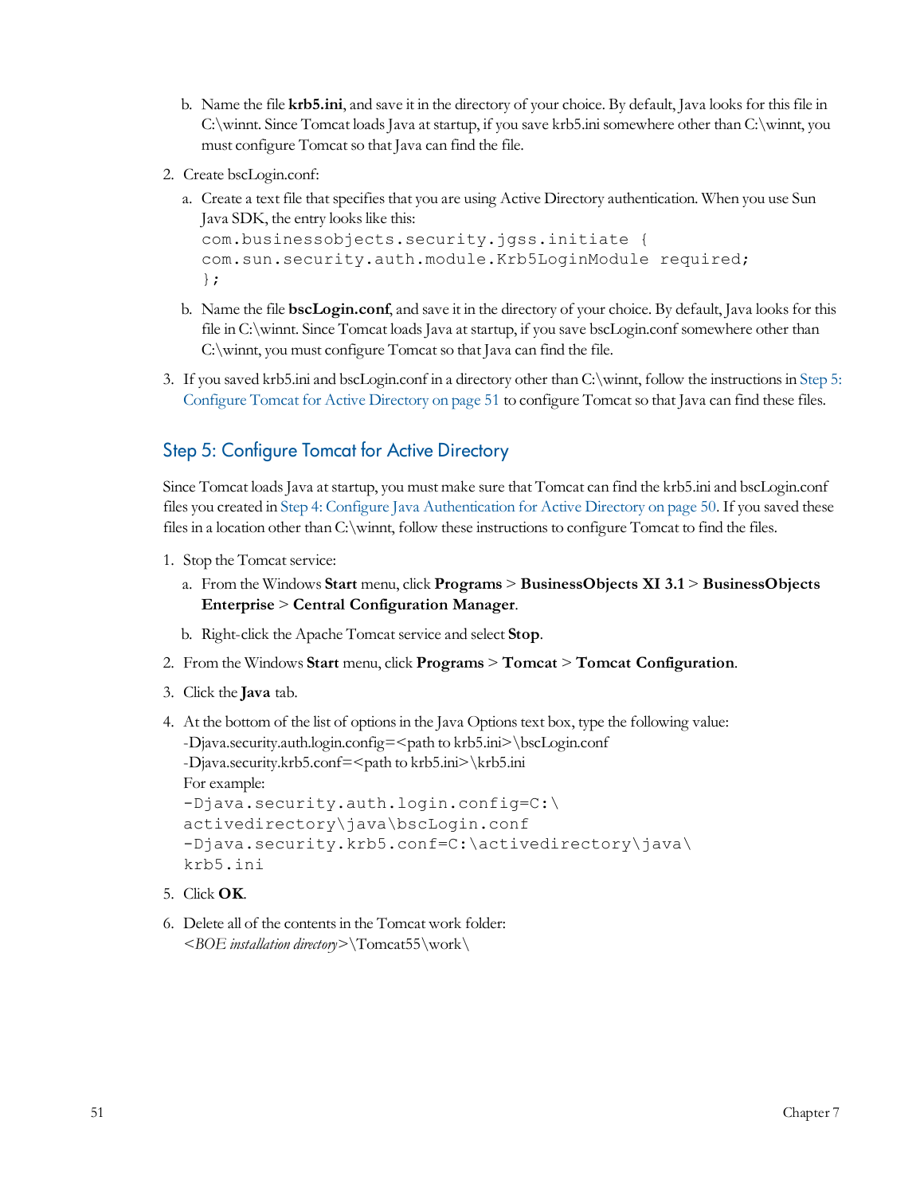b. Name the file **krb5.ini**, and save it in the directory of your choice. By default, Java looks for this file in C:\winnt. Since Tomcat loads Java at startup, if you save krb5.ini somewhere other than C:\winnt, you must configure Tomcat so that Java can find the file.

2. Create bscLogin.conf:

   a. Create a text file that specifies that you are using Active Directory authentication. When you use Sun Java SDK, the entry looks like this:

   ```
   com.businessobjects.security.jgss.initiate {
   com.sun.security.auth.module.Krb5LoginModule required;
   };
   ```

   b. Name the file **bscLogin.conf**, and save it in the directory of your choice. By default, Java looks for this file in C:\winnt. Since Tomcat loads Java at startup, if you save bscLogin.conf somewhere other than C:\winnt, you must configure Tomcat so that Java can find the file.

3. If you saved krb5.ini and bscLogin.conf in a directory other than C:\winnt, follow the instructions in Step 5: Configure Tomcat for Active Directory on page 51 to configure Tomcat so that Java can find these files.

## Step 5: Configure Tomcat for Active Directory

Since Tomcat loads Java at startup, you must make sure that Tomcat can find the krb5.ini and bscLogin.conf files you created in Step 4: Configure Java Authentication for Active Directory on page 50. If you saved these files in a location other than C:\winnt, follow these instructions to configure Tomcat to find the files.

1. Stop the Tomcat service:

   a. From the Windows **Start** menu, click **Programs** > **BusinessObjects XI 3.1** > **BusinessObjects Enterprise** > **Central Configuration Manager**.

   b. Right-click the Apache Tomcat service and select **Stop**.

2. From the Windows **Start** menu, click **Programs** > **Tomcat** > **Tomcat Configuration**.

3. Click the **Java** tab.

4. At the bottom of the list of options in the Java Options text box, type the following value:
   -Djava.security.auth.login.config=<path to krb5.ini>\bscLogin.conf
   -Djava.security.krb5.conf=<path to krb5.ini>\krb5.ini
   For example:

   ```
   -Djava.security.auth.login.config=C:\
   activedirectory\java\bscLogin.conf
   -Djava.security.krb5.conf=C:\activedirectory\java\
   krb5.ini
   ```

5. Click **OK**.

6. Delete all of the contents in the Tomcat work folder:
   *<BOE installation directory>*\Tomcat55\work\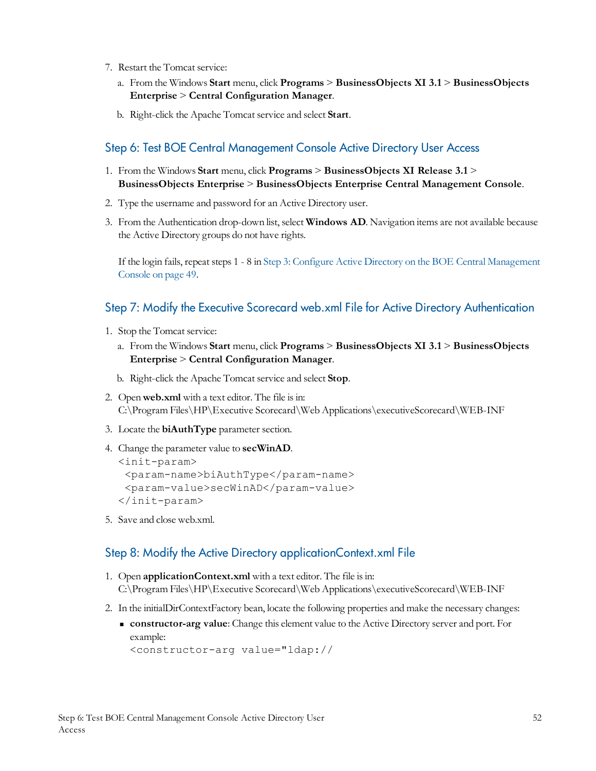7. Restart the Tomcat service:

   a. From the Windows **Start** menu, click **Programs** > **BusinessObjects XI 3.1** > **BusinessObjects Enterprise** > **Central Configuration Manager**.

   b. Right-click the Apache Tomcat service and select **Start**.

## Step 6: Test BOE Central Management Console Active Directory User Access

1. From the Windows **Start** menu, click **Programs** > **BusinessObjects XI Release 3.1** > **BusinessObjects Enterprise** > **BusinessObjects Enterprise Central Management Console**.
2. Type the username and password for an Active Directory user.
3. From the Authentication drop-down list, select **Windows AD**. Navigation items are not available because the Active Directory groups do not have rights.

   If the login fails, repeat steps 1 - 8 in Step 3: Configure Active Directory on the BOE Central Management Console on page 49.

## Step 7: Modify the Executive Scorecard web.xml File for Active Directory Authentication

1. Stop the Tomcat service:

   a. From the Windows **Start** menu, click **Programs** > **BusinessObjects XI 3.1** > **BusinessObjects Enterprise** > **Central Configuration Manager**.

   b. Right-click the Apache Tomcat service and select **Stop**.

2. Open **web.xml** with a text editor. The file is in:
   C:\Program Files\HP\Executive Scorecard\Web Applications\executiveScorecard\WEB-INF
3. Locate the **biAuthType** parameter section.
4. Change the parameter value to **secWinAD**.

```
<init-param>
 <param-name>biAuthType</param-name>
 <param-value>secWinAD</param-value>
</init-param>
```

5. Save and close web.xml.

## Step 8: Modify the Active Directory applicationContext.xml File

1. Open **applicationContext.xml** with a text editor. The file is in:
   C:\Program Files\HP\Executive Scorecard\Web Applications\executiveScorecard\WEB-INF
2. In the initialDirContextFactory bean, locate the following properties and make the necessary changes:
   - **constructor-arg value**: Change this element value to the Active Directory server and port. For example:

     ```
     <constructor-arg value="ldap://
     ```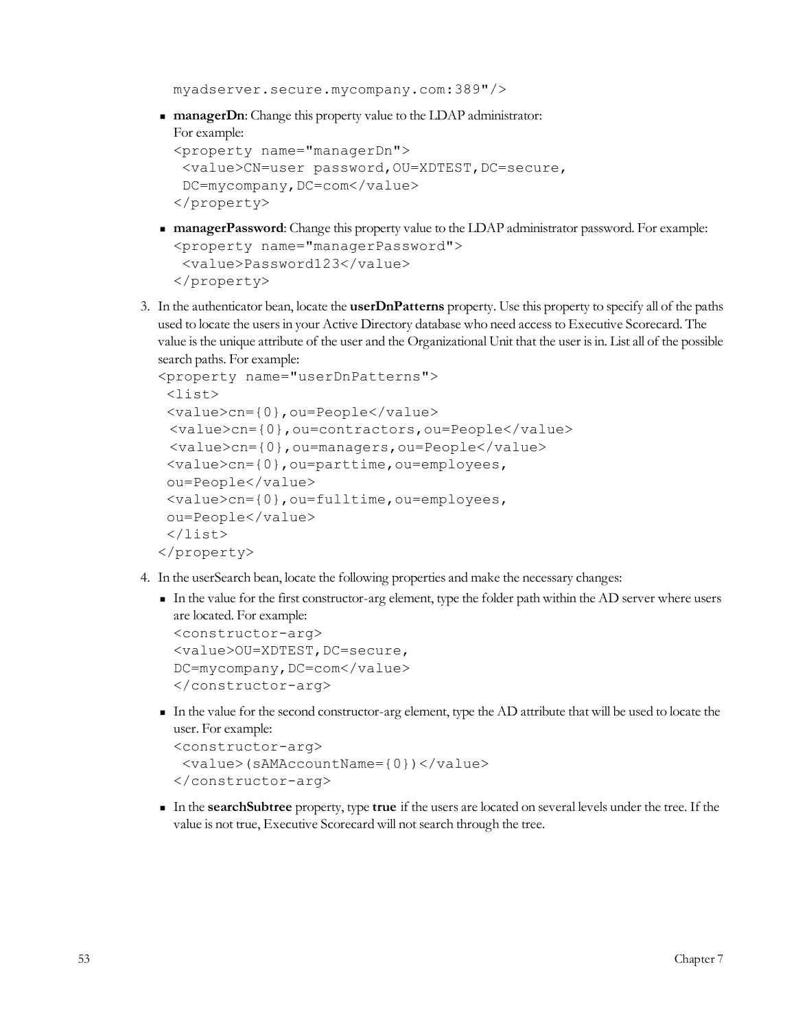```
myadserver.secure.mycompany.com:389"/>
```

- **managerDn**: Change this property value to the LDAP administrator:
  For example:
  ```
  <property name="managerDn">
   <value>CN=user password,OU=XDTEST,DC=secure,
   DC=mycompany,DC=com</value>
  </property>
  ```
- **managerPassword**: Change this property value to the LDAP administrator password. For example:
  ```
  <property name="managerPassword">
   <value>Password123</value>
  </property>
  ```

3. In the authenticator bean, locate the **userDnPatterns** property. Use this property to specify all of the paths used to locate the users in your Active Directory database who need access to Executive Scorecard. The value is the unique attribute of the user and the Organizational Unit that the user is in. List all of the possible search paths. For example:
   ```
   <property name="userDnPatterns">
    <list>
    <value>cn={0},ou=People</value>
     <value>cn={0},ou=contractors,ou=People</value>
     <value>cn={0},ou=managers,ou=People</value>
    <value>cn={0},ou=parttime,ou=employees,
    ou=People</value>
    <value>cn={0},ou=fulltime,ou=employees,
    ou=People</value>
    </list>
   </property>
   ```
4. In the userSearch bean, locate the following properties and make the necessary changes:
   - In the value for the first constructor-arg element, type the folder path within the AD server where users are located. For example:
     ```
     <constructor-arg>
     <value>OU=XDTEST,DC=secure,
     DC=mycompany,DC=com</value>
     </constructor-arg>
     ```
   - In the value for the second constructor-arg element, type the AD attribute that will be used to locate the user. For example:
     ```
     <constructor-arg>
      <value>(sAMAccountName={0})</value>
     </constructor-arg>
     ```
   - In the **searchSubtree** property, type **true** if the users are located on several levels under the tree. If the value is not true, Executive Scorecard will not search through the tree.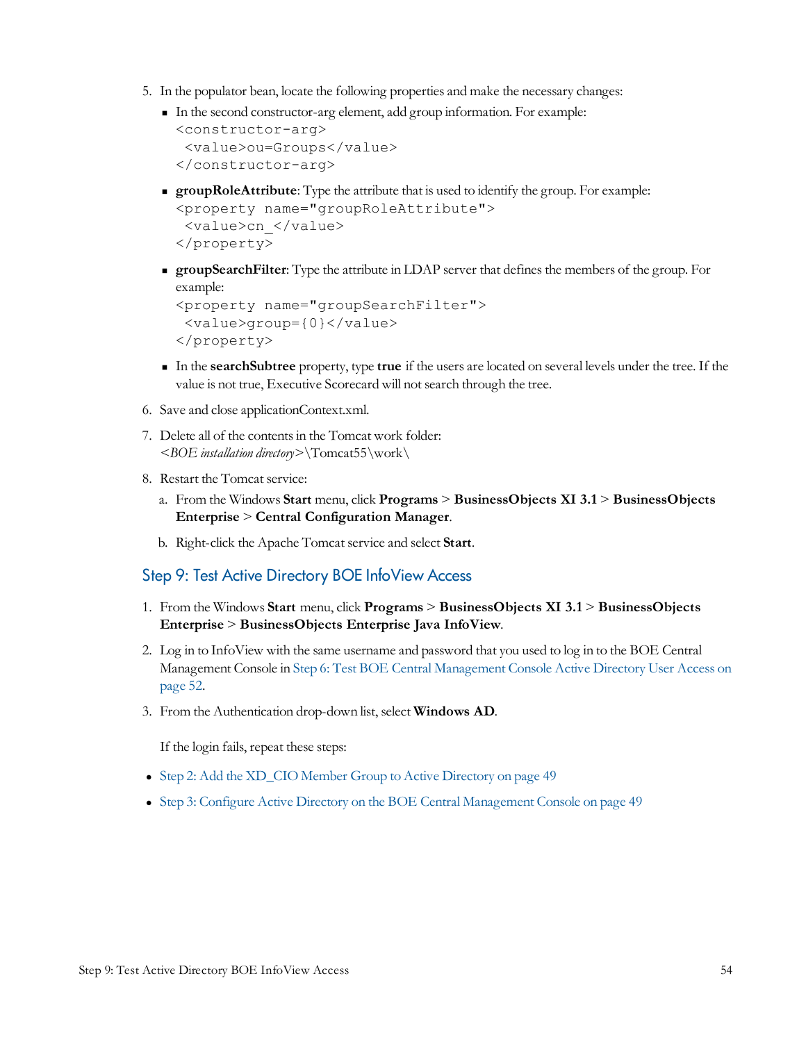5. In the populator bean, locate the following properties and make the necessary changes:

   - In the second constructor-arg element, add group information. For example:

     ```
     <constructor-arg>
      <value>ou=Groups</value>
     </constructor-arg>
     ```

   - **groupRoleAttribute**: Type the attribute that is used to identify the group. For example:

     ```
     <property name="groupRoleAttribute">
      <value>cn_</value>
     </property>
     ```

   - **groupSearchFilter**: Type the attribute in LDAP server that defines the members of the group. For example:

     ```
     <property name="groupSearchFilter">
      <value>group={0}</value>
     </property>
     ```

   - In the **searchSubtree** property, type **true** if the users are located on several levels under the tree. If the value is not true, Executive Scorecard will not search through the tree.

6. Save and close applicationContext.xml.

7. Delete all of the contents in the Tomcat work folder:
   <*BOE installation directory*>\Tomcat55\work\

8. Restart the Tomcat service:

   a. From the Windows **Start** menu, click **Programs** > **BusinessObjects XI 3.1** > **BusinessObjects Enterprise** > **Central Configuration Manager**.

   b. Right-click the Apache Tomcat service and select **Start**.

## Step 9: Test Active Directory BOE InfoView Access

1. From the Windows **Start** menu, click **Programs** > **BusinessObjects XI 3.1** > **BusinessObjects Enterprise** > **BusinessObjects Enterprise Java InfoView**.

2. Log in to InfoView with the same username and password that you used to log in to the BOE Central Management Console in Step 6: Test BOE Central Management Console Active Directory User Access on page 52.

3. From the Authentication drop-down list, select **Windows AD**.

   If the login fails, repeat these steps:

- Step 2: Add the XD_CIO Member Group to Active Directory on page 49
- Step 3: Configure Active Directory on the BOE Central Management Console on page 49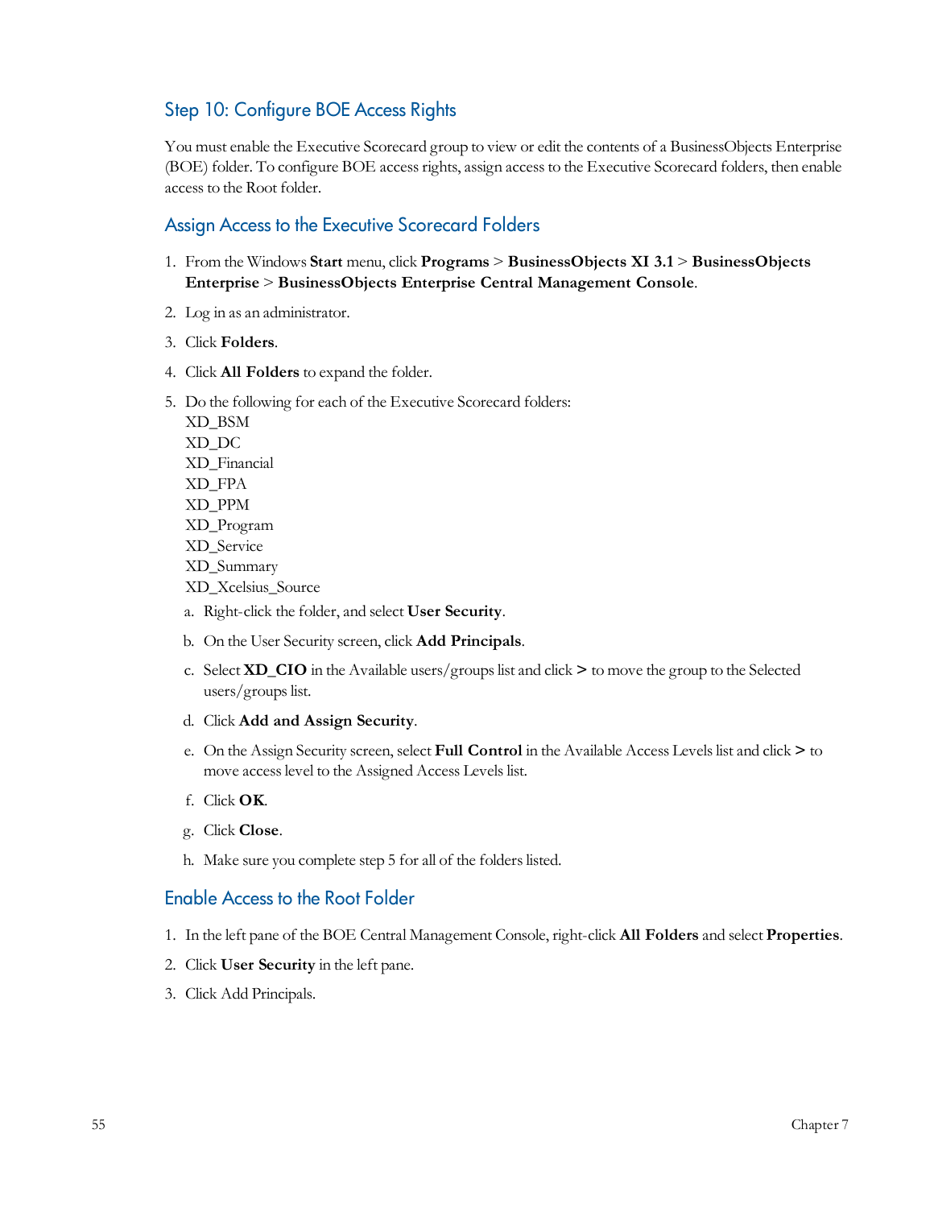## Step 10: Configure BOE Access Rights

You must enable the Executive Scorecard group to view or edit the contents of a BusinessObjects Enterprise (BOE) folder. To configure BOE access rights, assign access to the Executive Scorecard folders, then enable access to the Root folder.

### Assign Access to the Executive Scorecard Folders

1. From the Windows **Start** menu, click **Programs** > **BusinessObjects XI 3.1** > **BusinessObjects Enterprise** > **BusinessObjects Enterprise Central Management Console**.
2. Log in as an administrator.
3. Click **Folders**.
4. Click **All Folders** to expand the folder.
5. Do the following for each of the Executive Scorecard folders:
   XD_BSM
   XD_DC
   XD_Financial
   XD_FPA
   XD_PPM
   XD_Program
   XD_Service
   XD_Summary
   XD_Xcelsius_Source
   a. Right-click the folder, and select **User Security**.
   b. On the User Security screen, click **Add Principals**.
   c. Select **XD_CIO** in the Available users/groups list and click **>** to move the group to the Selected users/groups list.
   d. Click **Add and Assign Security**.
   e. On the Assign Security screen, select **Full Control** in the Available Access Levels list and click **>** to move access level to the Assigned Access Levels list.
   f. Click **OK**.
   g. Click **Close**.
   h. Make sure you complete step 5 for all of the folders listed.

### Enable Access to the Root Folder

1. In the left pane of the BOE Central Management Console, right-click **All Folders** and select **Properties**.
2. Click **User Security** in the left pane.
3. Click Add Principals.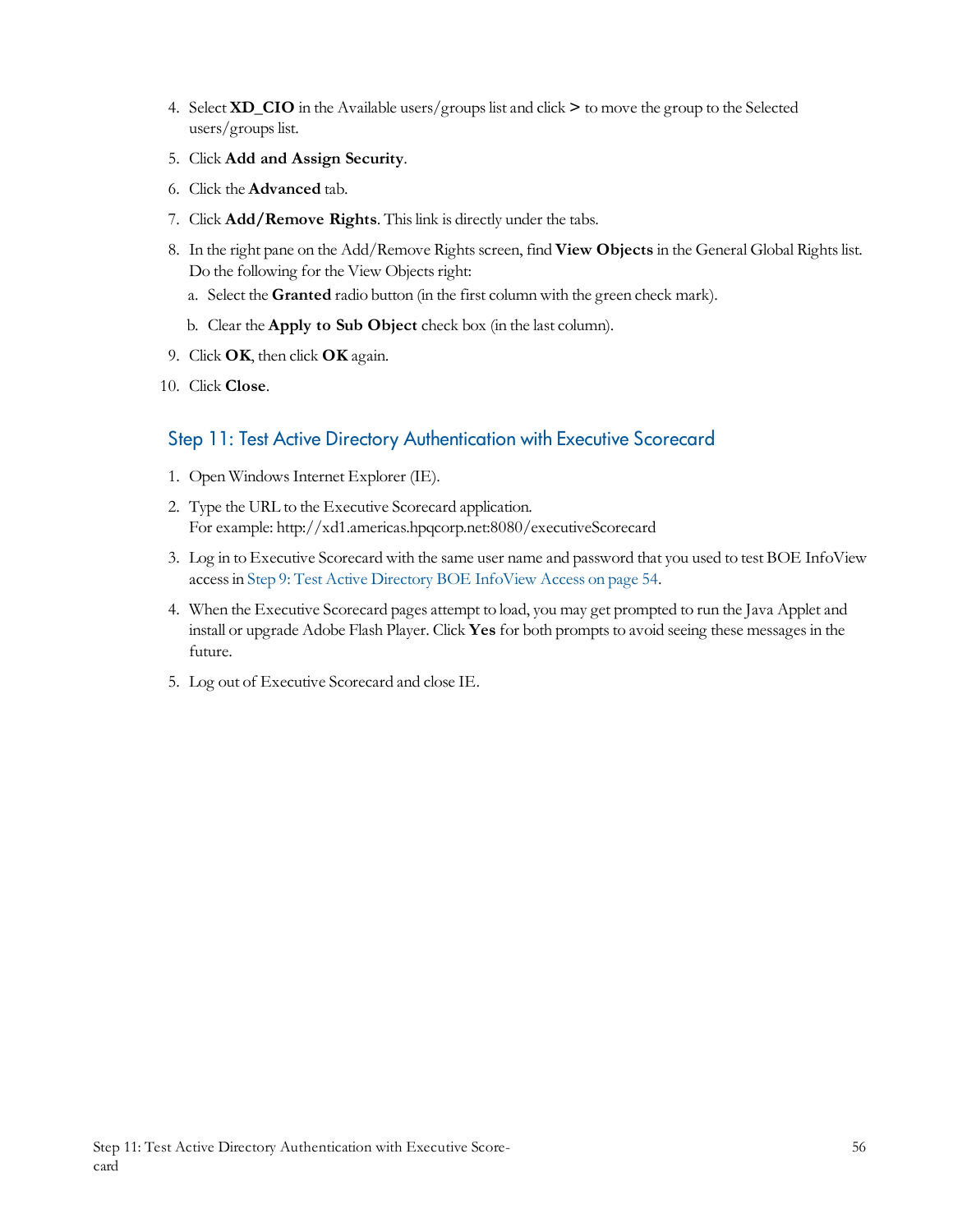4. Select **XD_CIO** in the Available users/groups list and click **>** to move the group to the Selected users/groups list.
5. Click **Add and Assign Security**.
6. Click the **Advanced** tab.
7. Click **Add/Remove Rights**. This link is directly under the tabs.
8. In the right pane on the Add/Remove Rights screen, find **View Objects** in the General Global Rights list. Do the following for the View Objects right:
   a. Select the **Granted** radio button (in the first column with the green check mark).
   b. Clear the **Apply to Sub Object** check box (in the last column).
9. Click **OK**, then click **OK** again.
10. Click **Close**.

## Step 11: Test Active Directory Authentication with Executive Scorecard

1. Open Windows Internet Explorer (IE).
2. Type the URL to the Executive Scorecard application.
   For example: http://xd1.americas.hpqcorp.net:8080/executiveScorecard
3. Log in to Executive Scorecard with the same user name and password that you used to test BOE InfoView access in Step 9: Test Active Directory BOE InfoView Access on page 54.
4. When the Executive Scorecard pages attempt to load, you may get prompted to run the Java Applet and install or upgrade Adobe Flash Player. Click **Yes** for both prompts to avoid seeing these messages in the future.
5. Log out of Executive Scorecard and close IE.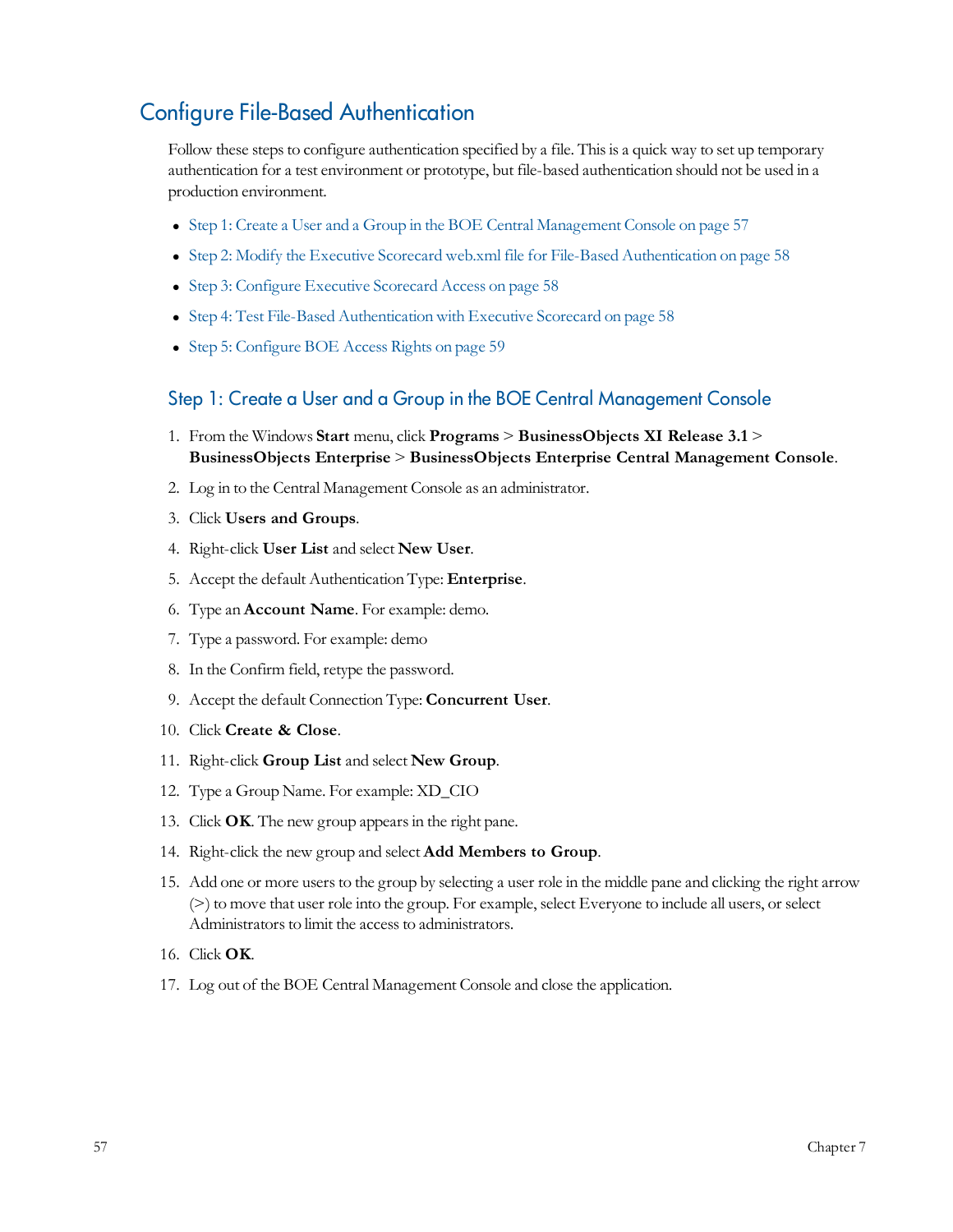## Configure File-Based Authentication

Follow these steps to configure authentication specified by a file. This is a quick way to set up temporary authentication for a test environment or prototype, but file-based authentication should not be used in a production environment.

- Step 1: Create a User and a Group in the BOE Central Management Console on page 57
- Step 2: Modify the Executive Scorecard web.xml file for File-Based Authentication on page 58
- Step 3: Configure Executive Scorecard Access on page 58
- Step 4: Test File-Based Authentication with Executive Scorecard on page 58
- Step 5: Configure BOE Access Rights on page 59

### Step 1: Create a User and a Group in the BOE Central Management Console

1. From the Windows **Start** menu, click **Programs** > **BusinessObjects XI Release 3.1** > **BusinessObjects Enterprise** > **BusinessObjects Enterprise Central Management Console**.
2. Log in to the Central Management Console as an administrator.
3. Click **Users and Groups**.
4. Right-click **User List** and select **New User**.
5. Accept the default Authentication Type: **Enterprise**.
6. Type an **Account Name**. For example: demo.
7. Type a password. For example: demo
8. In the Confirm field, retype the password.
9. Accept the default Connection Type: **Concurrent User**.
10. Click **Create & Close**.
11. Right-click **Group List** and select **New Group**.
12. Type a Group Name. For example: XD_CIO
13. Click **OK**. The new group appears in the right pane.
14. Right-click the new group and select **Add Members to Group**.
15. Add one or more users to the group by selecting a user role in the middle pane and clicking the right arrow (>) to move that user role into the group. For example, select Everyone to include all users, or select Administrators to limit the access to administrators.
16. Click **OK**.
17. Log out of the BOE Central Management Console and close the application.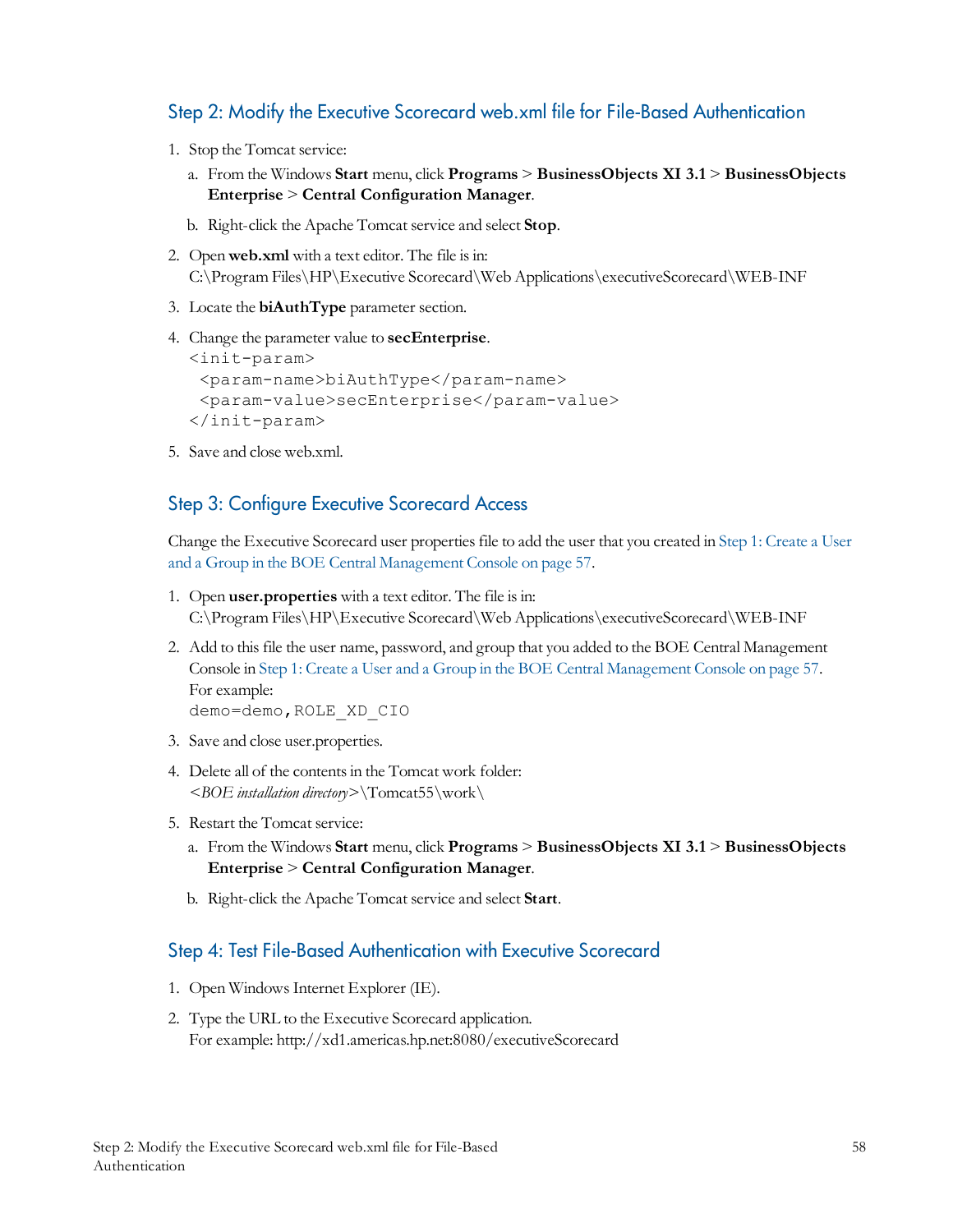## Step 2: Modify the Executive Scorecard web.xml file for File-Based Authentication

1. Stop the Tomcat service:

   a. From the Windows **Start** menu, click **Programs** > **BusinessObjects XI 3.1** > **BusinessObjects Enterprise** > **Central Configuration Manager**.

   b. Right-click the Apache Tomcat service and select **Stop**.

2. Open **web.xml** with a text editor. The file is in:
   C:\Program Files\HP\Executive Scorecard\Web Applications\executiveScorecard\WEB-INF

3. Locate the **biAuthType** parameter section.

4. Change the parameter value to **secEnterprise**.

   ```
   <init-param>
    <param-name>biAuthType</param-name>
    <param-value>secEnterprise</param-value>
   </init-param>
   ```

5. Save and close web.xml.

## Step 3: Configure Executive Scorecard Access

Change the Executive Scorecard user properties file to add the user that you created in Step 1: Create a User and a Group in the BOE Central Management Console on page 57.

1. Open **user.properties** with a text editor. The file is in:
   C:\Program Files\HP\Executive Scorecard\Web Applications\executiveScorecard\WEB-INF

2. Add to this file the user name, password, and group that you added to the BOE Central Management Console in Step 1: Create a User and a Group in the BOE Central Management Console on page 57.
   For example:

   ```
   demo=demo,ROLE_XD_CIO
   ```

3. Save and close user.properties.

4. Delete all of the contents in the Tomcat work folder:
   <*BOE installation directory*>\Tomcat55\work\

5. Restart the Tomcat service:

   a. From the Windows **Start** menu, click **Programs** > **BusinessObjects XI 3.1** > **BusinessObjects Enterprise** > **Central Configuration Manager**.

   b. Right-click the Apache Tomcat service and select **Start**.

## Step 4: Test File-Based Authentication with Executive Scorecard

1. Open Windows Internet Explorer (IE).

2. Type the URL to the Executive Scorecard application.
   For example: http://xd1.americas.hp.net:8080/executiveScorecard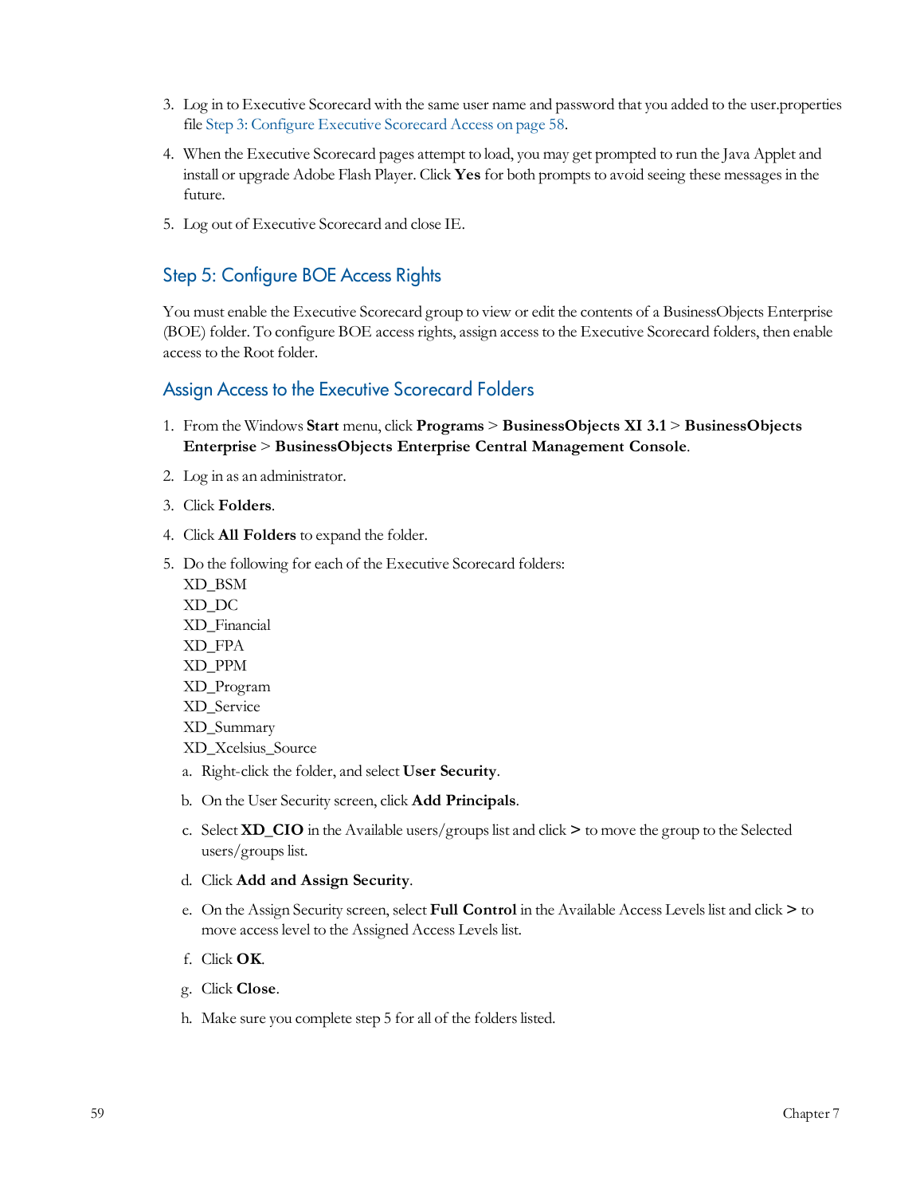3. Log in to Executive Scorecard with the same user name and password that you added to the user.properties file Step 3: Configure Executive Scorecard Access on page 58.
4. When the Executive Scorecard pages attempt to load, you may get prompted to run the Java Applet and install or upgrade Adobe Flash Player. Click **Yes** for both prompts to avoid seeing these messages in the future.
5. Log out of Executive Scorecard and close IE.

## Step 5: Configure BOE Access Rights

You must enable the Executive Scorecard group to view or edit the contents of a BusinessObjects Enterprise (BOE) folder. To configure BOE access rights, assign access to the Executive Scorecard folders, then enable access to the Root folder.

### Assign Access to the Executive Scorecard Folders

1. From the Windows **Start** menu, click **Programs** > **BusinessObjects XI 3.1** > **BusinessObjects Enterprise** > **BusinessObjects Enterprise Central Management Console**.
2. Log in as an administrator.
3. Click **Folders**.
4. Click **All Folders** to expand the folder.
5. Do the following for each of the Executive Scorecard folders:
   XD_BSM
   XD_DC
   XD_Financial
   XD_FPA
   XD_PPM
   XD_Program
   XD_Service
   XD_Summary
   XD_Xcelsius_Source
   a. Right-click the folder, and select **User Security**.
   b. On the User Security screen, click **Add Principals**.
   c. Select **XD_CIO** in the Available users/groups list and click **>** to move the group to the Selected users/groups list.
   d. Click **Add and Assign Security**.
   e. On the Assign Security screen, select **Full Control** in the Available Access Levels list and click **>** to move access level to the Assigned Access Levels list.
   f. Click **OK**.
   g. Click **Close**.
   h. Make sure you complete step 5 for all of the folders listed.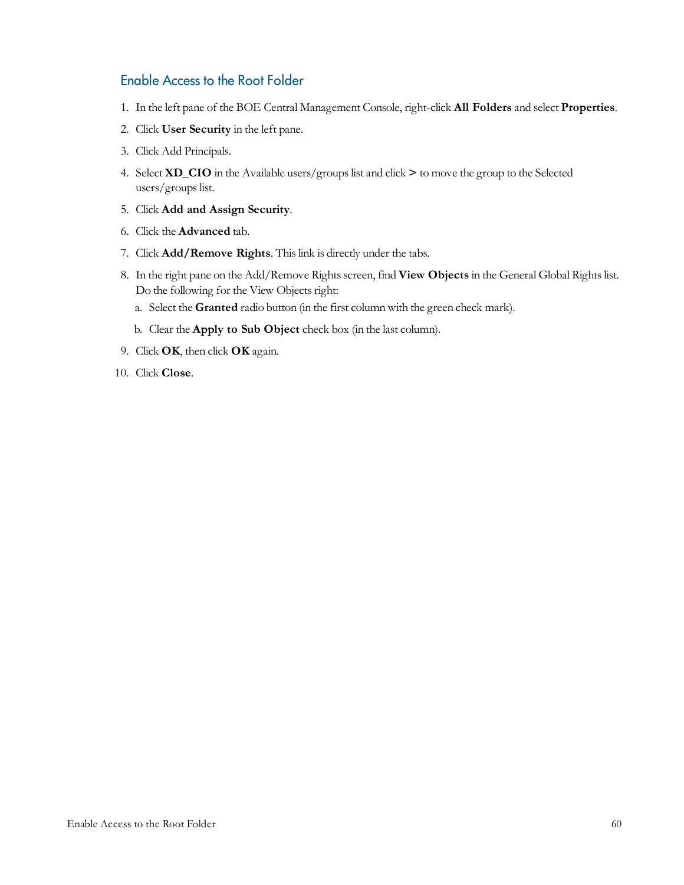## Enable Access to the Root Folder

1. In the left pane of the BOE Central Management Console, right-click **All Folders** and select **Properties**.
2. Click **User Security** in the left pane.
3. Click Add Principals.
4. Select **XD_CIO** in the Available users/groups list and click **>** to move the group to the Selected users/groups list.
5. Click **Add and Assign Security**.
6. Click the **Advanced** tab.
7. Click **Add/Remove Rights**. This link is directly under the tabs.
8. In the right pane on the Add/Remove Rights screen, find **View Objects** in the General Global Rights list. Do the following for the View Objects right:
   a. Select the **Granted** radio button (in the first column with the green check mark).
   b. Clear the **Apply to Sub Object** check box (in the last column).
9. Click **OK**, then click **OK** again.
10. Click **Close**.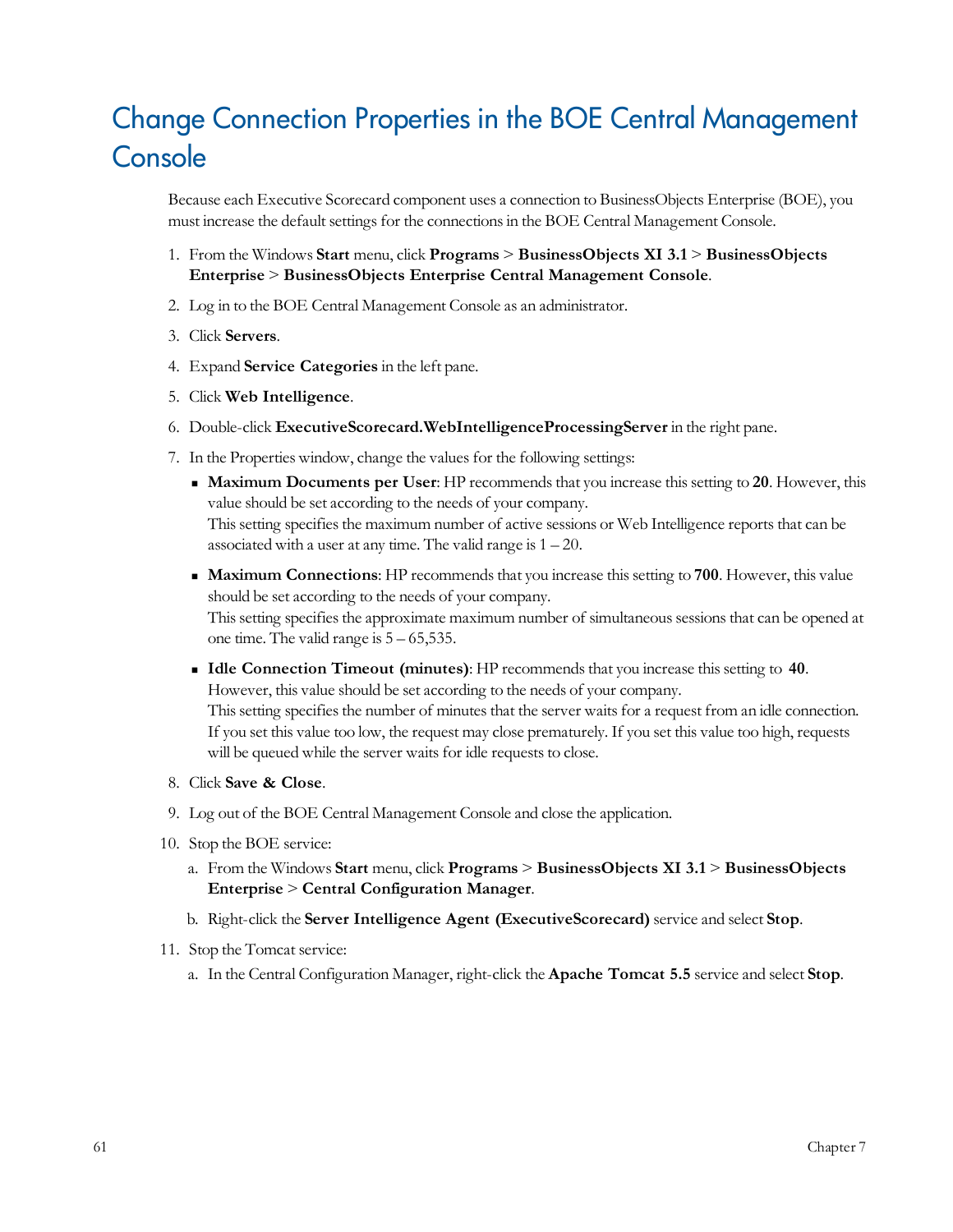# Change Connection Properties in the BOE Central Management Console

Because each Executive Scorecard component uses a connection to BusinessObjects Enterprise (BOE), you must increase the default settings for the connections in the BOE Central Management Console.

1. From the Windows **Start** menu, click **Programs** > **BusinessObjects XI 3.1** > **BusinessObjects Enterprise** > **BusinessObjects Enterprise Central Management Console**.
2. Log in to the BOE Central Management Console as an administrator.
3. Click **Servers**.
4. Expand **Service Categories** in the left pane.
5. Click **Web Intelligence**.
6. Double-click **ExecutiveScorecard.WebIntelligenceProcessingServer** in the right pane.
7. In the Properties window, change the values for the following settings:
   - **Maximum Documents per User**: HP recommends that you increase this setting to **20**. However, this value should be set according to the needs of your company.
     This setting specifies the maximum number of active sessions or Web Intelligence reports that can be associated with a user at any time. The valid range is 1 – 20.
   - **Maximum Connections**: HP recommends that you increase this setting to **700**. However, this value should be set according to the needs of your company.
     This setting specifies the approximate maximum number of simultaneous sessions that can be opened at one time. The valid range is 5 – 65,535.
   - **Idle Connection Timeout (minutes)**: HP recommends that you increase this setting to **40**. However, this value should be set according to the needs of your company.
     This setting specifies the number of minutes that the server waits for a request from an idle connection. If you set this value too low, the request may close prematurely. If you set this value too high, requests will be queued while the server waits for idle requests to close.
8. Click **Save & Close**.
9. Log out of the BOE Central Management Console and close the application.
10. Stop the BOE service:
    a. From the Windows **Start** menu, click **Programs** > **BusinessObjects XI 3.1** > **BusinessObjects Enterprise** > **Central Configuration Manager**.
    b. Right-click the **Server Intelligence Agent (ExecutiveScorecard)** service and select **Stop**.
11. Stop the Tomcat service:
    a. In the Central Configuration Manager, right-click the **Apache Tomcat 5.5** service and select **Stop**.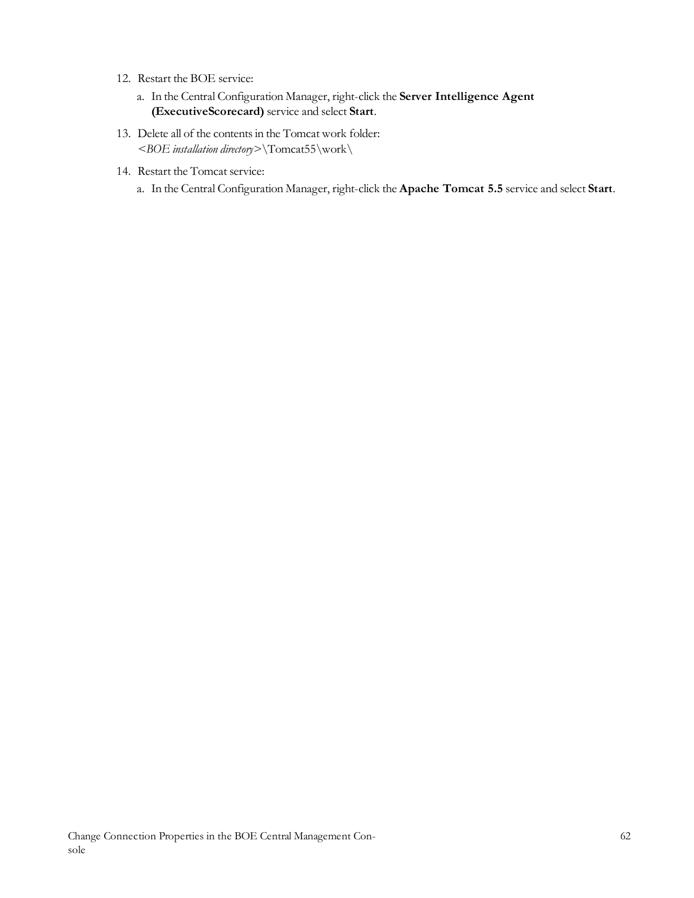12. Restart the BOE service:
    a. In the Central Configuration Manager, right-click the **Server Intelligence Agent (ExecutiveScorecard)** service and select **Start**.
13. Delete all of the contents in the Tomcat work folder:
    <*BOE installation directory*>\Tomcat55\work\
14. Restart the Tomcat service:
    a. In the Central Configuration Manager, right-click the **Apache Tomcat 5.5** service and select **Start**.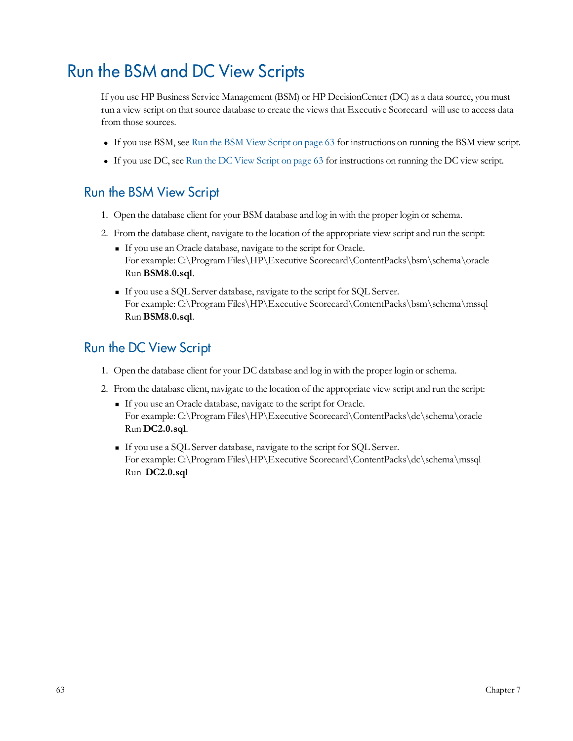# Run the BSM and DC View Scripts

If you use HP Business Service Management (BSM) or HP DecisionCenter (DC) as a data source, you must run a view script on that source database to create the views that Executive Scorecard will use to access data from those sources.

- If you use BSM, see Run the BSM View Script on page 63 for instructions on running the BSM view script.
- If you use DC, see Run the DC View Script on page 63 for instructions on running the DC view script.

## Run the BSM View Script

1. Open the database client for your BSM database and log in with the proper login or schema.
2. From the database client, navigate to the location of the appropriate view script and run the script:
   - If you use an Oracle database, navigate to the script for Oracle.
     For example: C:\Program Files\HP\Executive Scorecard\ContentPacks\bsm\schema\oracle
     Run **BSM8.0.sql**.
   - If you use a SQL Server database, navigate to the script for SQL Server.
     For example: C:\Program Files\HP\Executive Scorecard\ContentPacks\bsm\schema\mssql
     Run **BSM8.0.sql**.

## Run the DC View Script

1. Open the database client for your DC database and log in with the proper login or schema.
2. From the database client, navigate to the location of the appropriate view script and run the script:
   - If you use an Oracle database, navigate to the script for Oracle.
     For example: C:\Program Files\HP\Executive Scorecard\ContentPacks\dc\schema\oracle
     Run **DC2.0.sql**.
   - If you use a SQL Server database, navigate to the script for SQL Server.
     For example: C:\Program Files\HP\Executive Scorecard\ContentPacks\dc\schema\mssql
     Run **DC2.0.sql**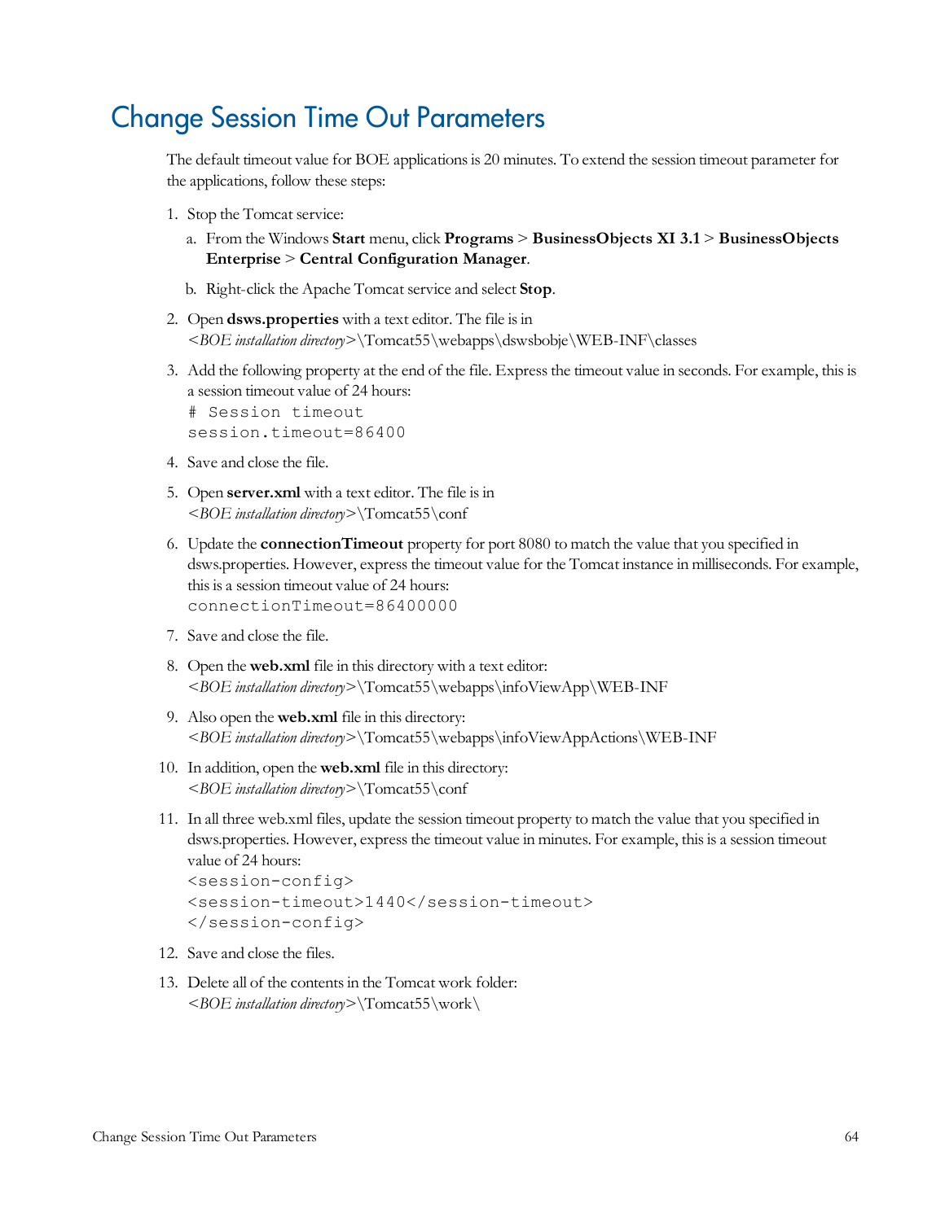## Change Session Time Out Parameters

The default timeout value for BOE applications is 20 minutes. To extend the session timeout parameter for the applications, follow these steps:

1. Stop the Tomcat service:
   a. From the Windows **Start** menu, click **Programs** > **BusinessObjects XI 3.1** > **BusinessObjects Enterprise** > **Central Configuration Manager**.
   b. Right-click the Apache Tomcat service and select **Stop**.
2. Open **dsws.properties** with a text editor. The file is in *<BOE installation directory>*\Tomcat55\webapps\dswsbobje\WEB-INF\classes
3. Add the following property at the end of the file. Express the timeout value in seconds. For example, this is a session timeout value of 24 hours:
   ```
   # Session timeout
   session.timeout=86400
   ```
4. Save and close the file.
5. Open **server.xml** with a text editor. The file is in *<BOE installation directory>*\Tomcat55\conf
6. Update the **connectionTimeout** property for port 8080 to match the value that you specified in dsws.properties. However, express the timeout value for the Tomcat instance in milliseconds. For example, this is a session timeout value of 24 hours:
   ```
   connectionTimeout=86400000
   ```
7. Save and close the file.
8. Open the **web.xml** file in this directory with a text editor: *<BOE installation directory>*\Tomcat55\webapps\infoViewApp\WEB-INF
9. Also open the **web.xml** file in this directory: *<BOE installation directory>*\Tomcat55\webapps\infoViewAppActions\WEB-INF
10. In addition, open the **web.xml** file in this directory: *<BOE installation directory>*\Tomcat55\conf
11. In all three web.xml files, update the session timeout property to match the value that you specified in dsws.properties. However, express the timeout value in minutes. For example, this is a session timeout value of 24 hours:
    ```
    <session-config>
    <session-timeout>1440</session-timeout>
    </session-config>
    ```
12. Save and close the files.
13. Delete all of the contents in the Tomcat work folder: *<BOE installation directory>*\Tomcat55\work\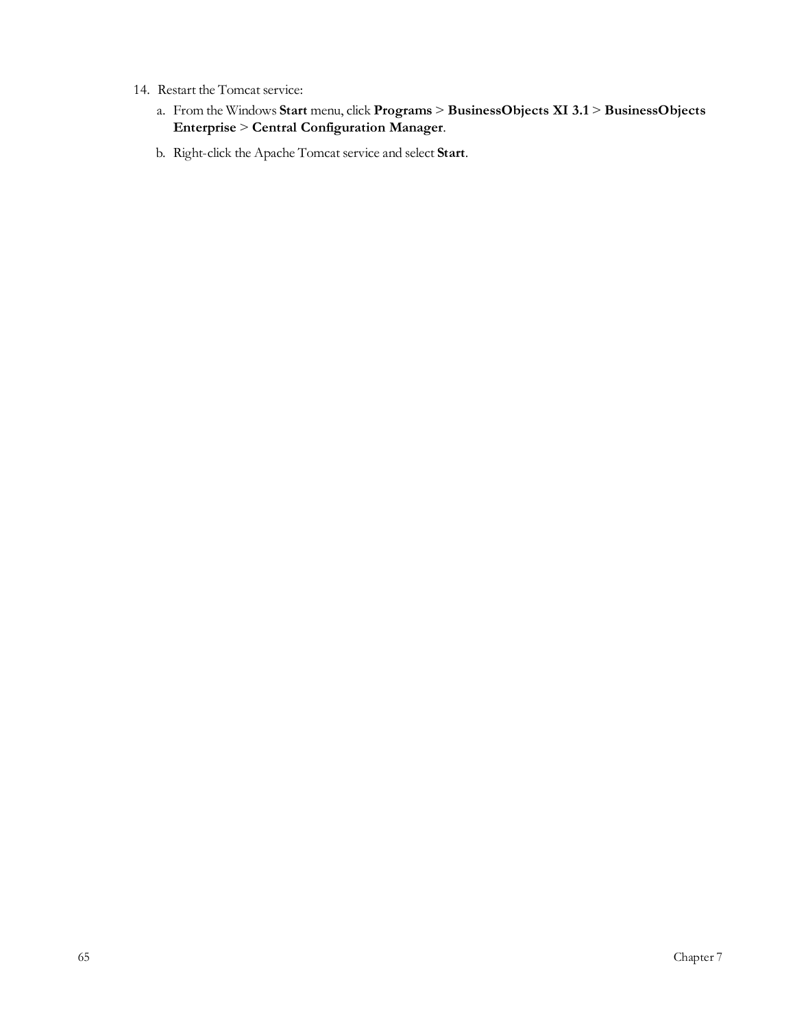14. Restart the Tomcat service:

    a. From the Windows **Start** menu, click **Programs** > **BusinessObjects XI 3.1** > **BusinessObjects Enterprise** > **Central Configuration Manager**.

    b. Right-click the Apache Tomcat service and select **Start**.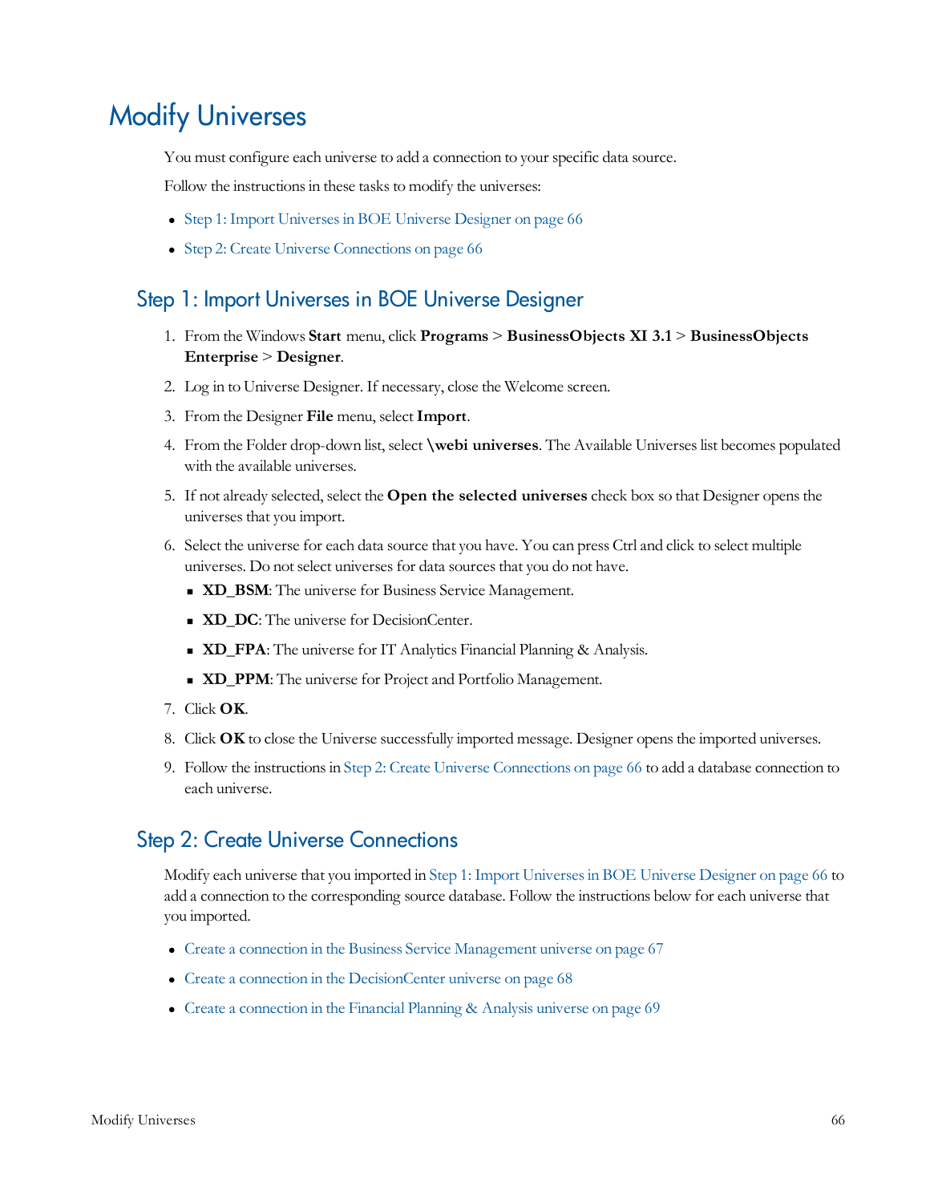# Modify Universes

You must configure each universe to add a connection to your specific data source.

Follow the instructions in these tasks to modify the universes:

- Step 1: Import Universes in BOE Universe Designer on page 66
- Step 2: Create Universe Connections on page 66

## Step 1: Import Universes in BOE Universe Designer

1. From the Windows **Start** menu, click **Programs** > **BusinessObjects XI 3.1** > **BusinessObjects Enterprise** > **Designer**.
2. Log in to Universe Designer. If necessary, close the Welcome screen.
3. From the Designer **File** menu, select **Import**.
4. From the Folder drop-down list, select **\webi universes**. The Available Universes list becomes populated with the available universes.
5. If not already selected, select the **Open the selected universes** check box so that Designer opens the universes that you import.
6. Select the universe for each data source that you have. You can press Ctrl and click to select multiple universes. Do not select universes for data sources that you do not have.
   - **XD_BSM**: The universe for Business Service Management.
   - **XD_DC**: The universe for DecisionCenter.
   - **XD_FPA**: The universe for IT Analytics Financial Planning & Analysis.
   - **XD_PPM**: The universe for Project and Portfolio Management.
7. Click **OK**.
8. Click **OK** to close the Universe successfully imported message. Designer opens the imported universes.
9. Follow the instructions in Step 2: Create Universe Connections on page 66 to add a database connection to each universe.

## Step 2: Create Universe Connections

Modify each universe that you imported in Step 1: Import Universes in BOE Universe Designer on page 66 to add a connection to the corresponding source database. Follow the instructions below for each universe that you imported.

- Create a connection in the Business Service Management universe on page 67
- Create a connection in the DecisionCenter universe on page 68
- Create a connection in the Financial Planning & Analysis universe on page 69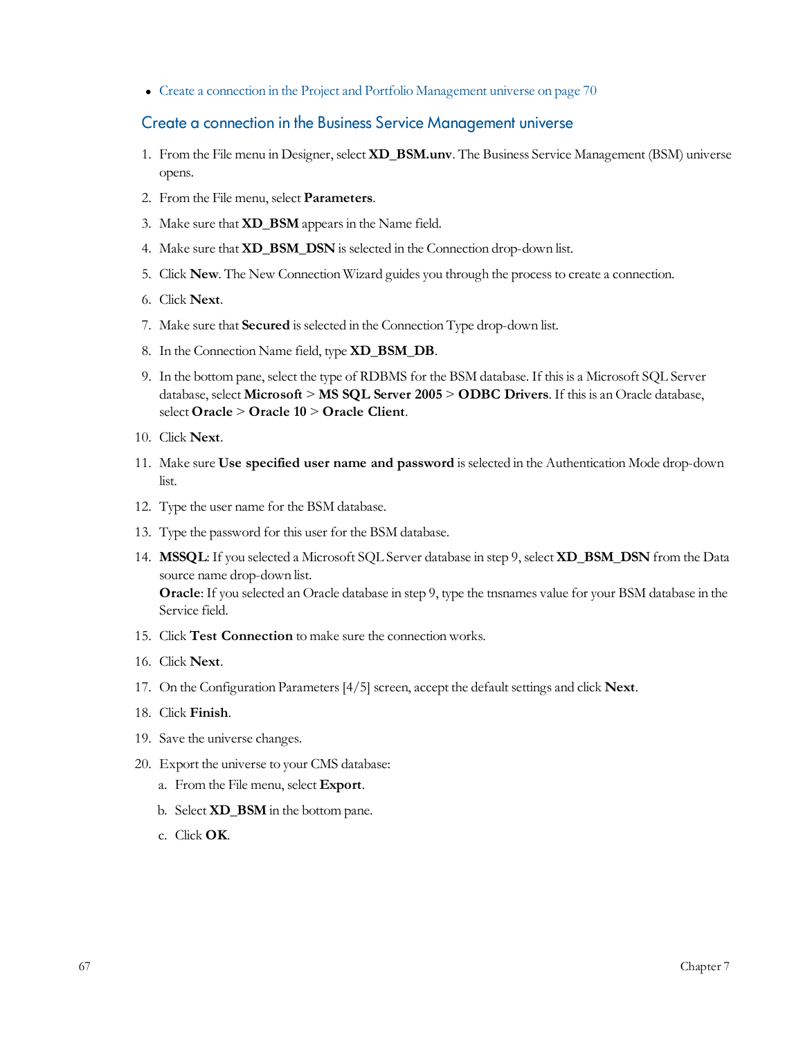- Create a connection in the Project and Portfolio Management universe on page 70

## Create a connection in the Business Service Management universe

1. From the File menu in Designer, select **XD_BSM.unv**. The Business Service Management (BSM) universe opens.
2. From the File menu, select **Parameters**.
3. Make sure that **XD_BSM** appears in the Name field.
4. Make sure that **XD_BSM_DSN** is selected in the Connection drop-down list.
5. Click **New**. The New Connection Wizard guides you through the process to create a connection.
6. Click **Next**.
7. Make sure that **Secured** is selected in the Connection Type drop-down list.
8. In the Connection Name field, type **XD_BSM_DB**.
9. In the bottom pane, select the type of RDBMS for the BSM database. If this is a Microsoft SQL Server database, select **Microsoft** > **MS SQL Server 2005** > **ODBC Drivers**. If this is an Oracle database, select **Oracle** > **Oracle 10** > **Oracle Client**.
10. Click **Next**.
11. Make sure **Use specified user name and password** is selected in the Authentication Mode drop-down list.
12. Type the user name for the BSM database.
13. Type the password for this user for the BSM database.
14. **MSSQL**: If you selected a Microsoft SQL Server database in step 9, select **XD_BSM_DSN** from the Data source name drop-down list.
    **Oracle**: If you selected an Oracle database in step 9, type the tnsnames value for your BSM database in the Service field.
15. Click **Test Connection** to make sure the connection works.
16. Click **Next**.
17. On the Configuration Parameters [4/5] screen, accept the default settings and click **Next**.
18. Click **Finish**.
19. Save the universe changes.
20. Export the universe to your CMS database:
    a. From the File menu, select **Export**.
    b. Select **XD_BSM** in the bottom pane.
    c. Click **OK**.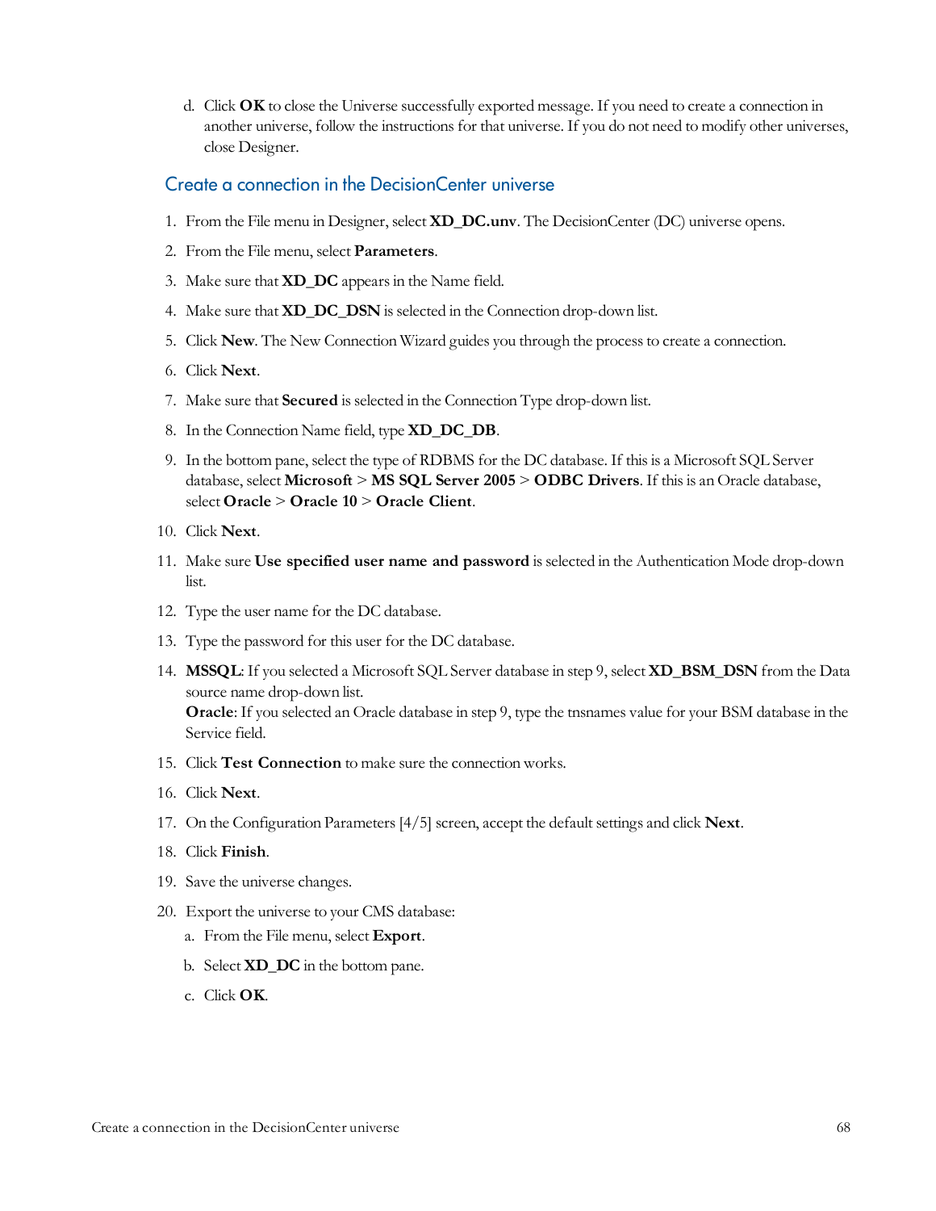d. Click **OK** to close the Universe successfully exported message. If you need to create a connection in another universe, follow the instructions for that universe. If you do not need to modify other universes, close Designer.

## Create a connection in the DecisionCenter universe

1. From the File menu in Designer, select **XD_DC.unv**. The DecisionCenter (DC) universe opens.
2. From the File menu, select **Parameters**.
3. Make sure that **XD_DC** appears in the Name field.
4. Make sure that **XD_DC_DSN** is selected in the Connection drop-down list.
5. Click **New**. The New Connection Wizard guides you through the process to create a connection.
6. Click **Next**.
7. Make sure that **Secured** is selected in the Connection Type drop-down list.
8. In the Connection Name field, type **XD_DC_DB**.
9. In the bottom pane, select the type of RDBMS for the DC database. If this is a Microsoft SQL Server database, select **Microsoft** > **MS SQL Server 2005** > **ODBC Drivers**. If this is an Oracle database, select **Oracle** > **Oracle 10** > **Oracle Client**.
10. Click **Next**.
11. Make sure **Use specified user name and password** is selected in the Authentication Mode drop-down list.
12. Type the user name for the DC database.
13. Type the password for this user for the DC database.
14. **MSSQL**: If you selected a Microsoft SQL Server database in step 9, select **XD_BSM_DSN** from the Data source name drop-down list.
    **Oracle**: If you selected an Oracle database in step 9, type the tnsnames value for your BSM database in the Service field.
15. Click **Test Connection** to make sure the connection works.
16. Click **Next**.
17. On the Configuration Parameters [4/5] screen, accept the default settings and click **Next**.
18. Click **Finish**.
19. Save the universe changes.
20. Export the universe to your CMS database:
    a. From the File menu, select **Export**.
    b. Select **XD_DC** in the bottom pane.
    c. Click **OK**.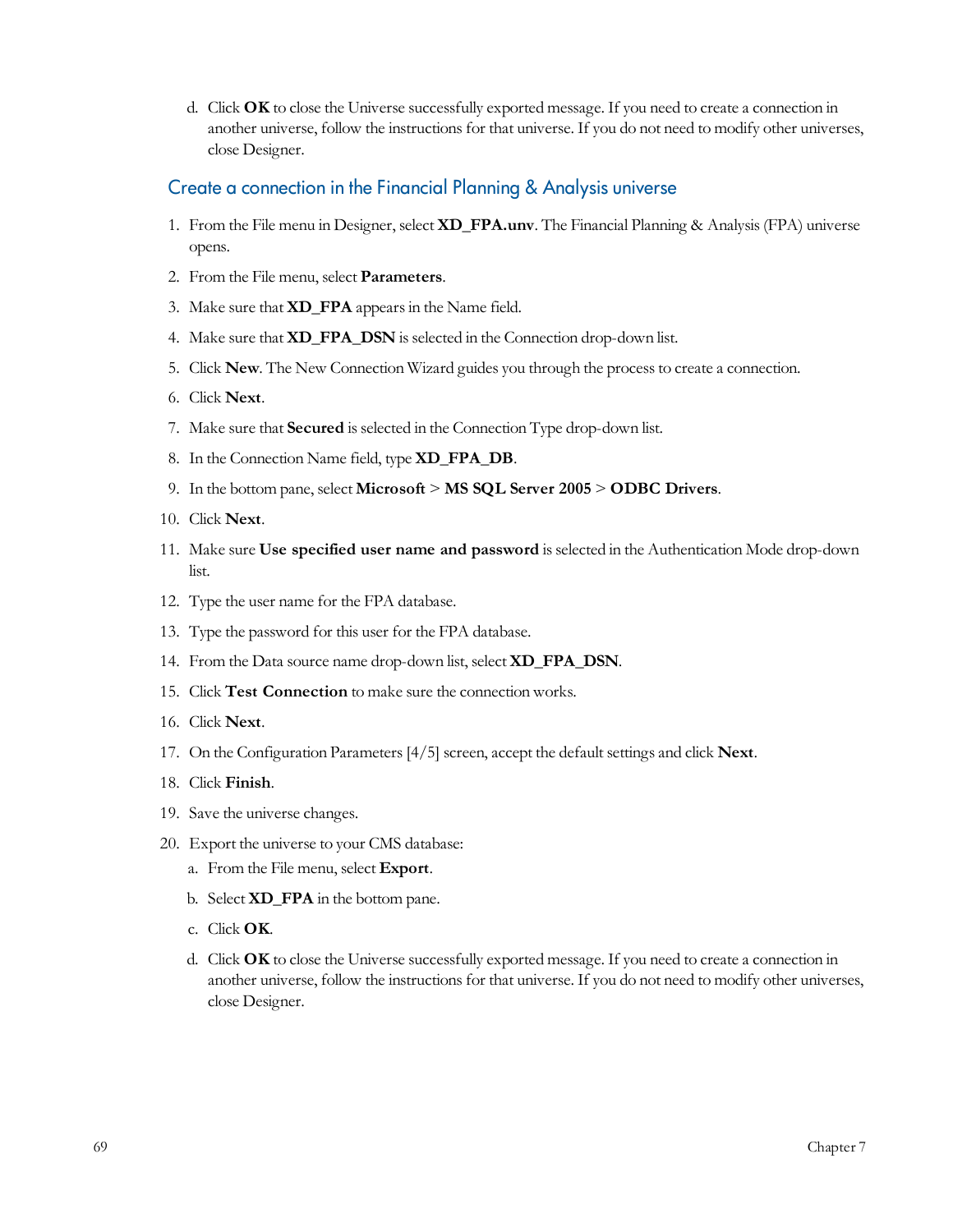d. Click **OK** to close the Universe successfully exported message. If you need to create a connection in another universe, follow the instructions for that universe. If you do not need to modify other universes, close Designer.

## Create a connection in the Financial Planning & Analysis universe

1. From the File menu in Designer, select **XD_FPA.unv**. The Financial Planning & Analysis (FPA) universe opens.
2. From the File menu, select **Parameters**.
3. Make sure that **XD_FPA** appears in the Name field.
4. Make sure that **XD_FPA_DSN** is selected in the Connection drop-down list.
5. Click **New**. The New Connection Wizard guides you through the process to create a connection.
6. Click **Next**.
7. Make sure that **Secured** is selected in the Connection Type drop-down list.
8. In the Connection Name field, type **XD_FPA_DB**.
9. In the bottom pane, select **Microsoft** > **MS SQL Server 2005** > **ODBC Drivers**.
10. Click **Next**.
11. Make sure **Use specified user name and password** is selected in the Authentication Mode drop-down list.
12. Type the user name for the FPA database.
13. Type the password for this user for the FPA database.
14. From the Data source name drop-down list, select **XD_FPA_DSN**.
15. Click **Test Connection** to make sure the connection works.
16. Click **Next**.
17. On the Configuration Parameters [4/5] screen, accept the default settings and click **Next**.
18. Click **Finish**.
19. Save the universe changes.
20. Export the universe to your CMS database:
    a. From the File menu, select **Export**.
    b. Select **XD_FPA** in the bottom pane.
    c. Click **OK**.
    d. Click **OK** to close the Universe successfully exported message. If you need to create a connection in another universe, follow the instructions for that universe. If you do not need to modify other universes, close Designer.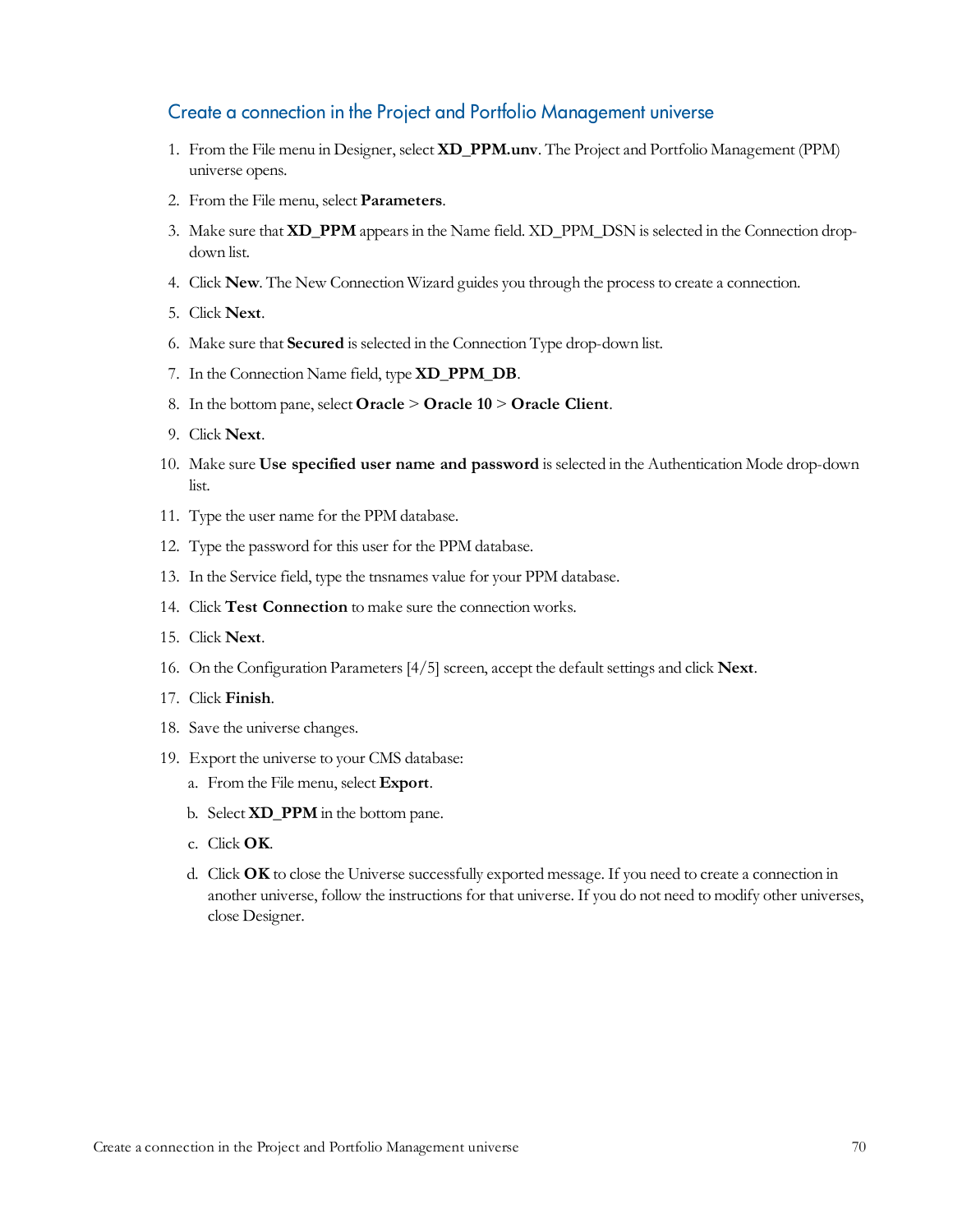## Create a connection in the Project and Portfolio Management universe

1. From the File menu in Designer, select **XD_PPM.unv**. The Project and Portfolio Management (PPM) universe opens.
2. From the File menu, select **Parameters**.
3. Make sure that **XD_PPM** appears in the Name field. XD_PPM_DSN is selected in the Connection drop-down list.
4. Click **New**. The New Connection Wizard guides you through the process to create a connection.
5. Click **Next**.
6. Make sure that **Secured** is selected in the Connection Type drop-down list.
7. In the Connection Name field, type **XD_PPM_DB**.
8. In the bottom pane, select **Oracle** > **Oracle 10** > **Oracle Client**.
9. Click **Next**.
10. Make sure **Use specified user name and password** is selected in the Authentication Mode drop-down list.
11. Type the user name for the PPM database.
12. Type the password for this user for the PPM database.
13. In the Service field, type the tnsnames value for your PPM database.
14. Click **Test Connection** to make sure the connection works.
15. Click **Next**.
16. On the Configuration Parameters [4/5] screen, accept the default settings and click **Next**.
17. Click **Finish**.
18. Save the universe changes.
19. Export the universe to your CMS database:
    a. From the File menu, select **Export**.
    b. Select **XD_PPM** in the bottom pane.
    c. Click **OK**.
    d. Click **OK** to close the Universe successfully exported message. If you need to create a connection in another universe, follow the instructions for that universe. If you do not need to modify other universes, close Designer.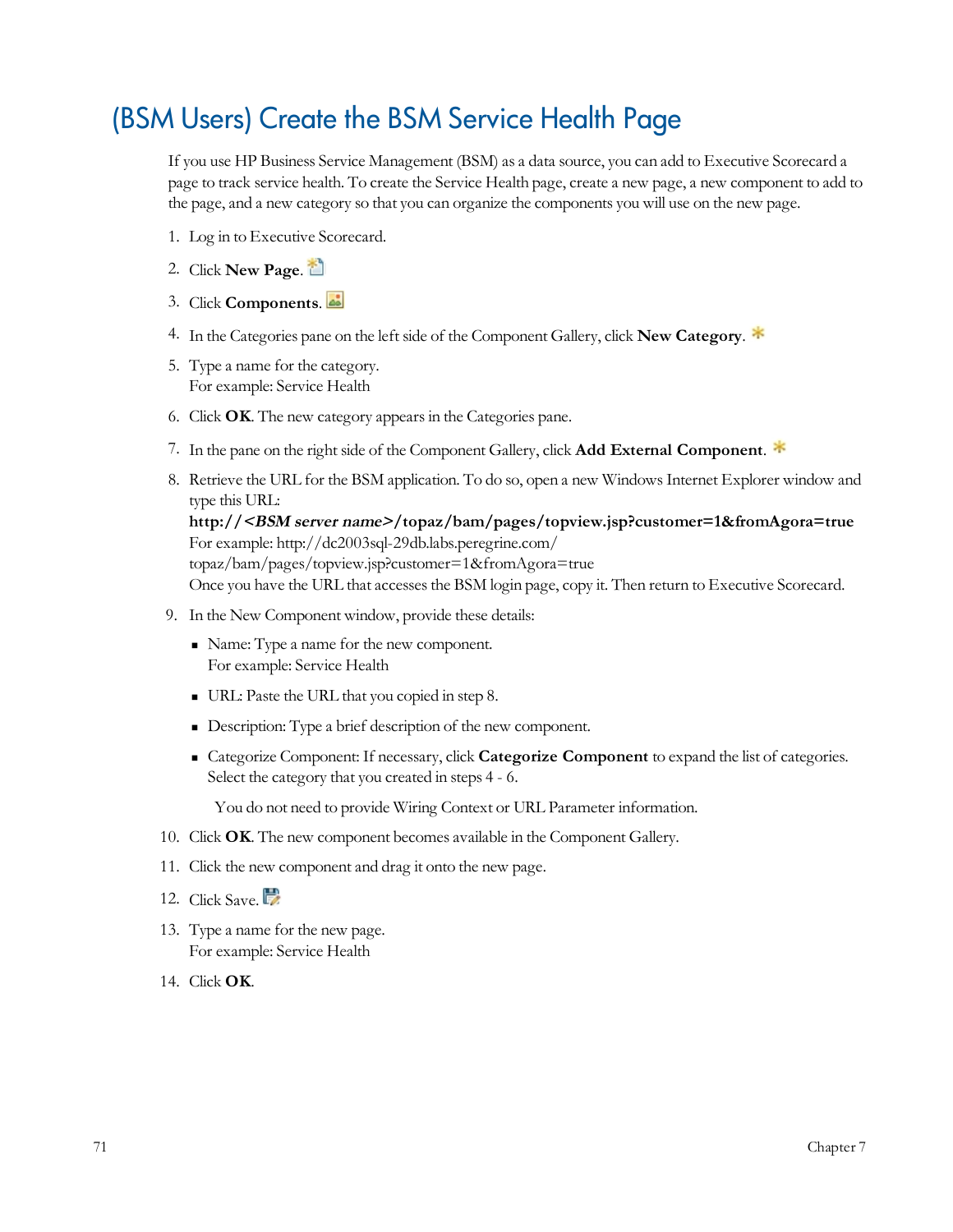# (BSM Users) Create the BSM Service Health Page

If you use HP Business Service Management (BSM) as a data source, you can add to Executive Scorecard a page to track service health. To create the Service Health page, create a new page, a new component to add to the page, and a new category so that you can organize the components you will use on the new page.

1. Log in to Executive Scorecard.
2. Click **New Page**.
3. Click **Components**.
4. In the Categories pane on the left side of the Component Gallery, click **New Category**.
5. Type a name for the category.
   For example: Service Health
6. Click **OK**. The new category appears in the Categories pane.
7. In the pane on the right side of the Component Gallery, click **Add External Component**.
8. Retrieve the URL for the BSM application. To do so, open a new Windows Internet Explorer window and type this URL:
   **http://*<BSM server name>*/topaz/bam/pages/topview.jsp?customer=1&fromAgora=true**
   For example: http://dc2003sql-29db.labs.peregrine.com/topaz/bam/pages/topview.jsp?customer=1&fromAgora=true
   Once you have the URL that accesses the BSM login page, copy it. Then return to Executive Scorecard.
9. In the New Component window, provide these details:
   - Name: Type a name for the new component.
     For example: Service Health
   - URL: Paste the URL that you copied in step 8.
   - Description: Type a brief description of the new component.
   - Categorize Component: If necessary, click **Categorize Component** to expand the list of categories. Select the category that you created in steps 4 - 6.

   You do not need to provide Wiring Context or URL Parameter information.
10. Click **OK**. The new component becomes available in the Component Gallery.
11. Click the new component and drag it onto the new page.
12. Click Save.
13. Type a name for the new page.
    For example: Service Health
14. Click **OK**.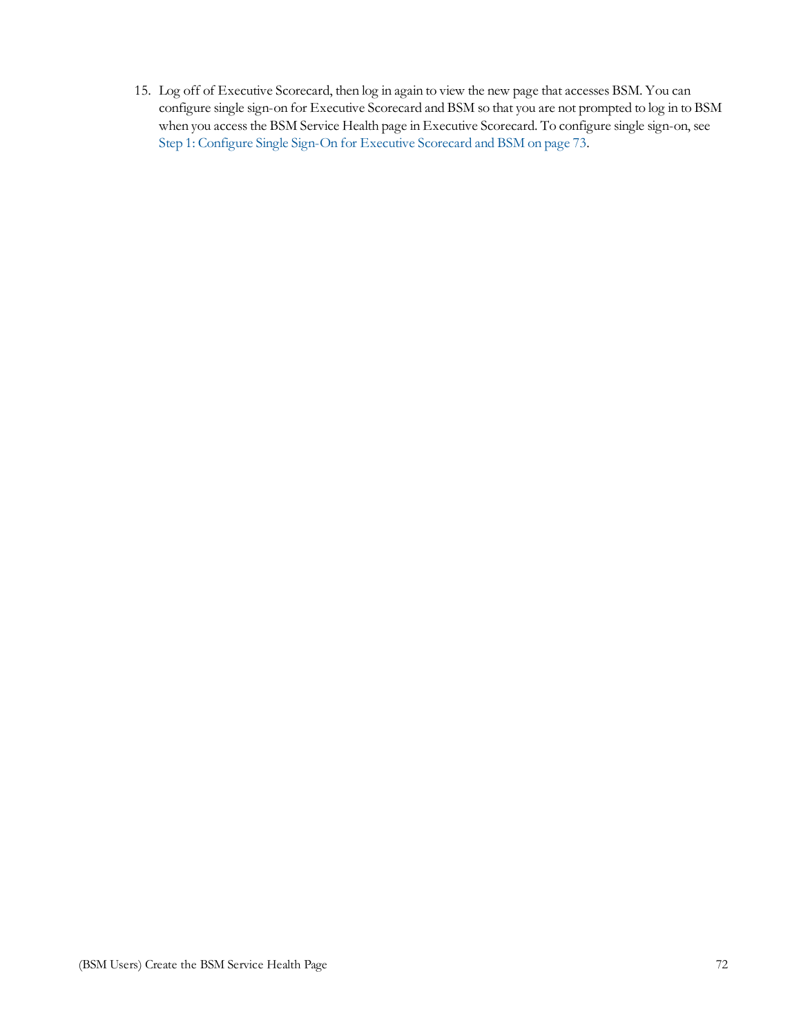15. Log off of Executive Scorecard, then log in again to view the new page that accesses BSM. You can configure single sign-on for Executive Scorecard and BSM so that you are not prompted to log in to BSM when you access the BSM Service Health page in Executive Scorecard. To configure single sign-on, see Step 1: Configure Single Sign-On for Executive Scorecard and BSM on page 73.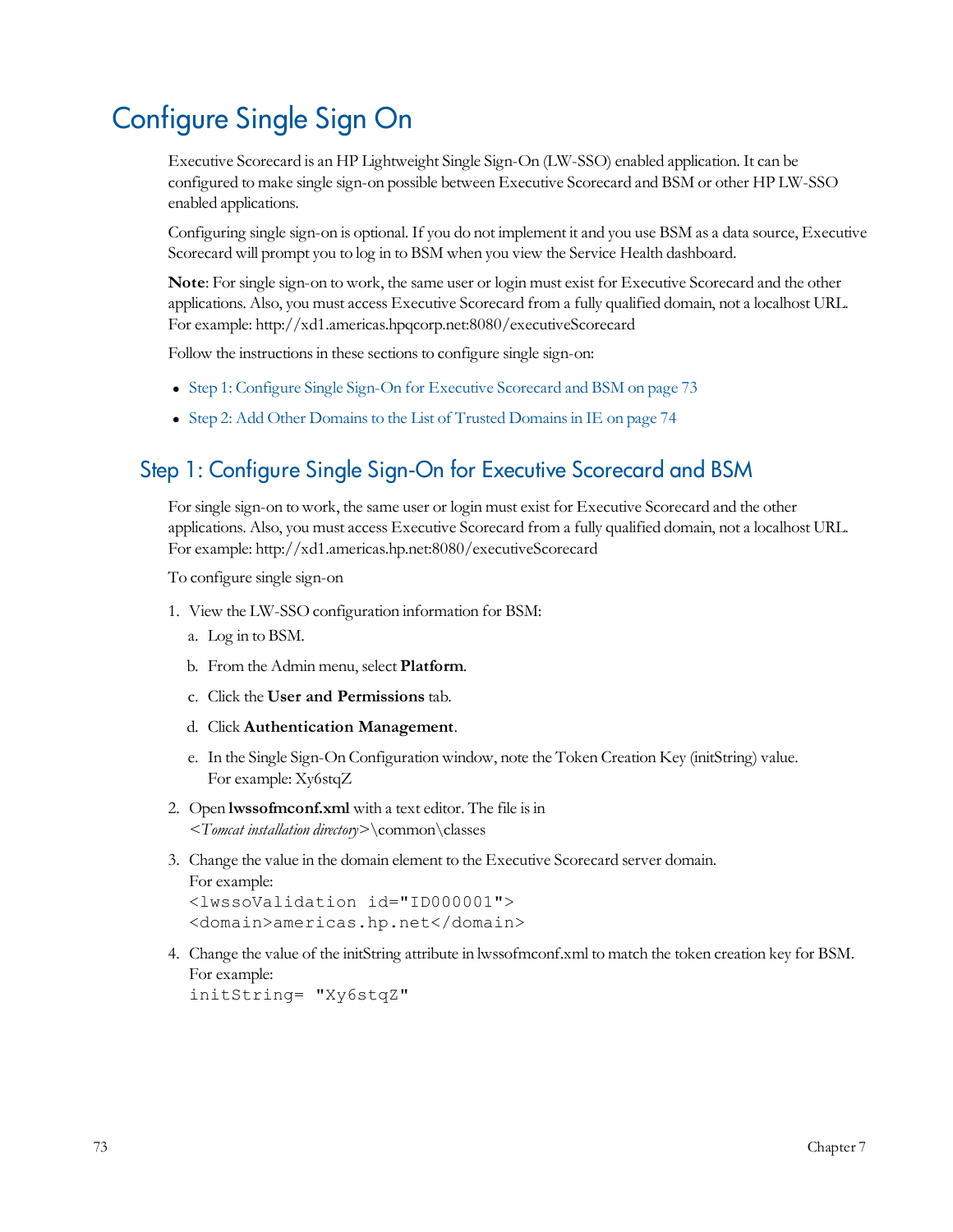# Configure Single Sign On

Executive Scorecard is an HP Lightweight Single Sign-On (LW-SSO) enabled application. It can be configured to make single sign-on possible between Executive Scorecard and BSM or other HP LW-SSO enabled applications.

Configuring single sign-on is optional. If you do not implement it and you use BSM as a data source, Executive Scorecard will prompt you to log in to BSM when you view the Service Health dashboard.

**Note**: For single sign-on to work, the same user or login must exist for Executive Scorecard and the other applications. Also, you must access Executive Scorecard from a fully qualified domain, not a localhost URL. For example: http://xd1.americas.hpqcorp.net:8080/executiveScorecard

Follow the instructions in these sections to configure single sign-on:

- Step 1: Configure Single Sign-On for Executive Scorecard and BSM on page 73
- Step 2: Add Other Domains to the List of Trusted Domains in IE on page 74

## Step 1: Configure Single Sign-On for Executive Scorecard and BSM

For single sign-on to work, the same user or login must exist for Executive Scorecard and the other applications. Also, you must access Executive Scorecard from a fully qualified domain, not a localhost URL. For example: http://xd1.americas.hp.net:8080/executiveScorecard

To configure single sign-on

1. View the LW-SSO configuration information for BSM:
   a. Log in to BSM.
   b. From the Admin menu, select **Platform**.
   c. Click the **User and Permissions** tab.
   d. Click **Authentication Management**.
   e. In the Single Sign-On Configuration window, note the Token Creation Key (initString) value.
      For example: Xy6stqZ
2. Open **lwssofmconf.xml** with a text editor. The file is in
   <*Tomcat installation directory*>\common\classes
3. Change the value in the domain element to the Executive Scorecard server domain.
   For example:
   ```
   <lwssoValidation id="ID000001">
   <domain>americas.hp.net</domain>
   ```
4. Change the value of the initString attribute in lwssofmconf.xml to match the token creation key for BSM.
   For example:
   ```
   initString= "Xy6stqZ"
   ```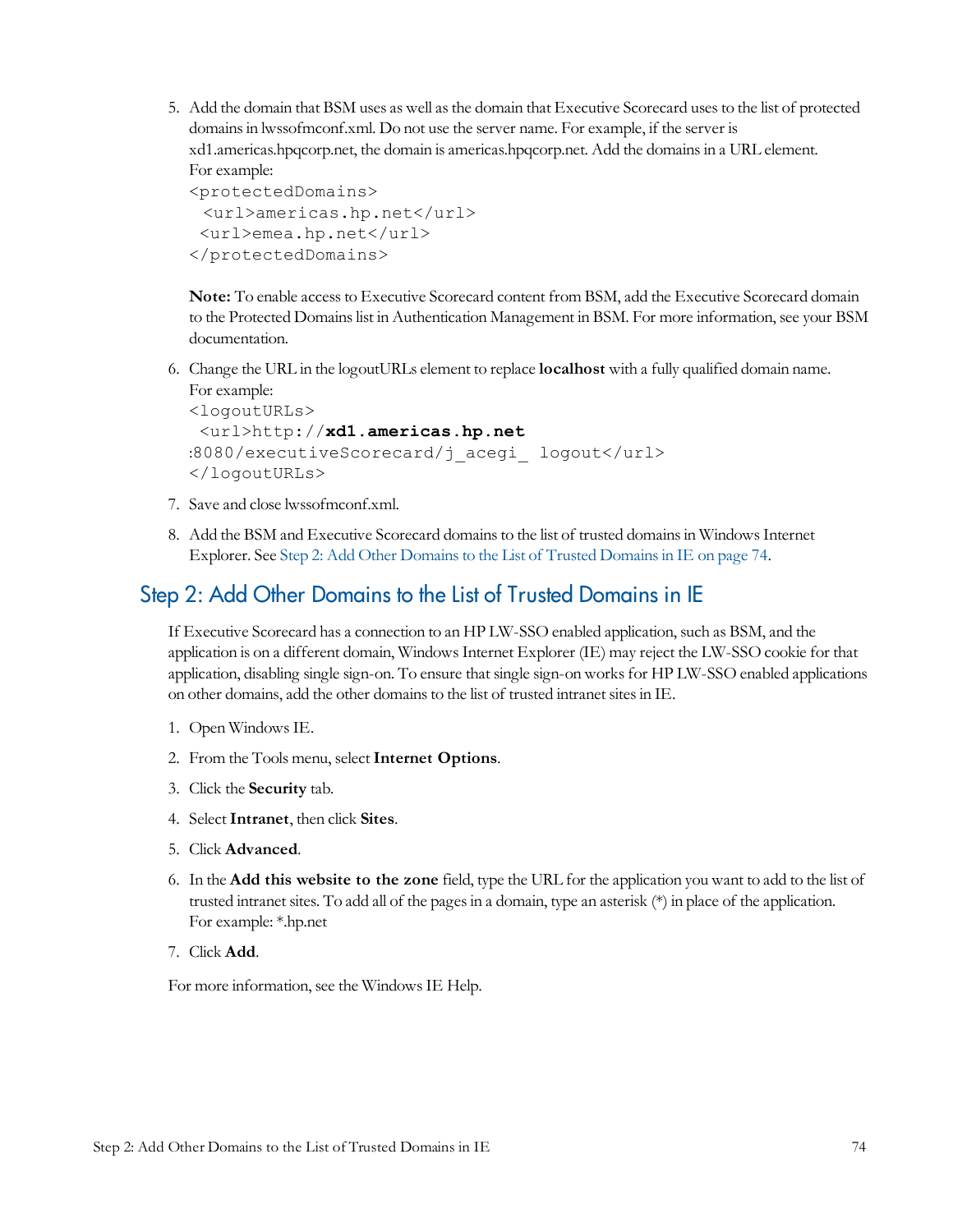5. Add the domain that BSM uses as well as the domain that Executive Scorecard uses to the list of protected domains in lwssofmconf.xml. Do not use the server name. For example, if the server is xd1.americas.hpqcorp.net, the domain is americas.hpqcorp.net. Add the domains in a URL element. For example:

   ```
   <protectedDomains>
     <url>americas.hp.net</url>
    <url>emea.hp.net</url>
   </protectedDomains>
   ```

   **Note:** To enable access to Executive Scorecard content from BSM, add the Executive Scorecard domain to the Protected Domains list in Authentication Management in BSM. For more information, see your BSM documentation.

6. Change the URL in the logoutURLs element to replace **localhost** with a fully qualified domain name. For example:

   ```
   <logoutURLs>
    <url>http://xd1.americas.hp.net
   :8080/executiveScorecard/j_acegi_ logout</url>
   </logoutURLs>
   ```

7. Save and close lwssofmconf.xml.

8. Add the BSM and Executive Scorecard domains to the list of trusted domains in Windows Internet Explorer. See Step 2: Add Other Domains to the List of Trusted Domains in IE on page 74.

## Step 2: Add Other Domains to the List of Trusted Domains in IE

If Executive Scorecard has a connection to an HP LW-SSO enabled application, such as BSM, and the application is on a different domain, Windows Internet Explorer (IE) may reject the LW-SSO cookie for that application, disabling single sign-on. To ensure that single sign-on works for HP LW-SSO enabled applications on other domains, add the other domains to the list of trusted intranet sites in IE.

1. Open Windows IE.
2. From the Tools menu, select **Internet Options**.
3. Click the **Security** tab.
4. Select **Intranet**, then click **Sites**.
5. Click **Advanced**.
6. In the **Add this website to the zone** field, type the URL for the application you want to add to the list of trusted intranet sites. To add all of the pages in a domain, type an asterisk (*) in place of the application. For example: *.hp.net
7. Click **Add**.

For more information, see the Windows IE Help.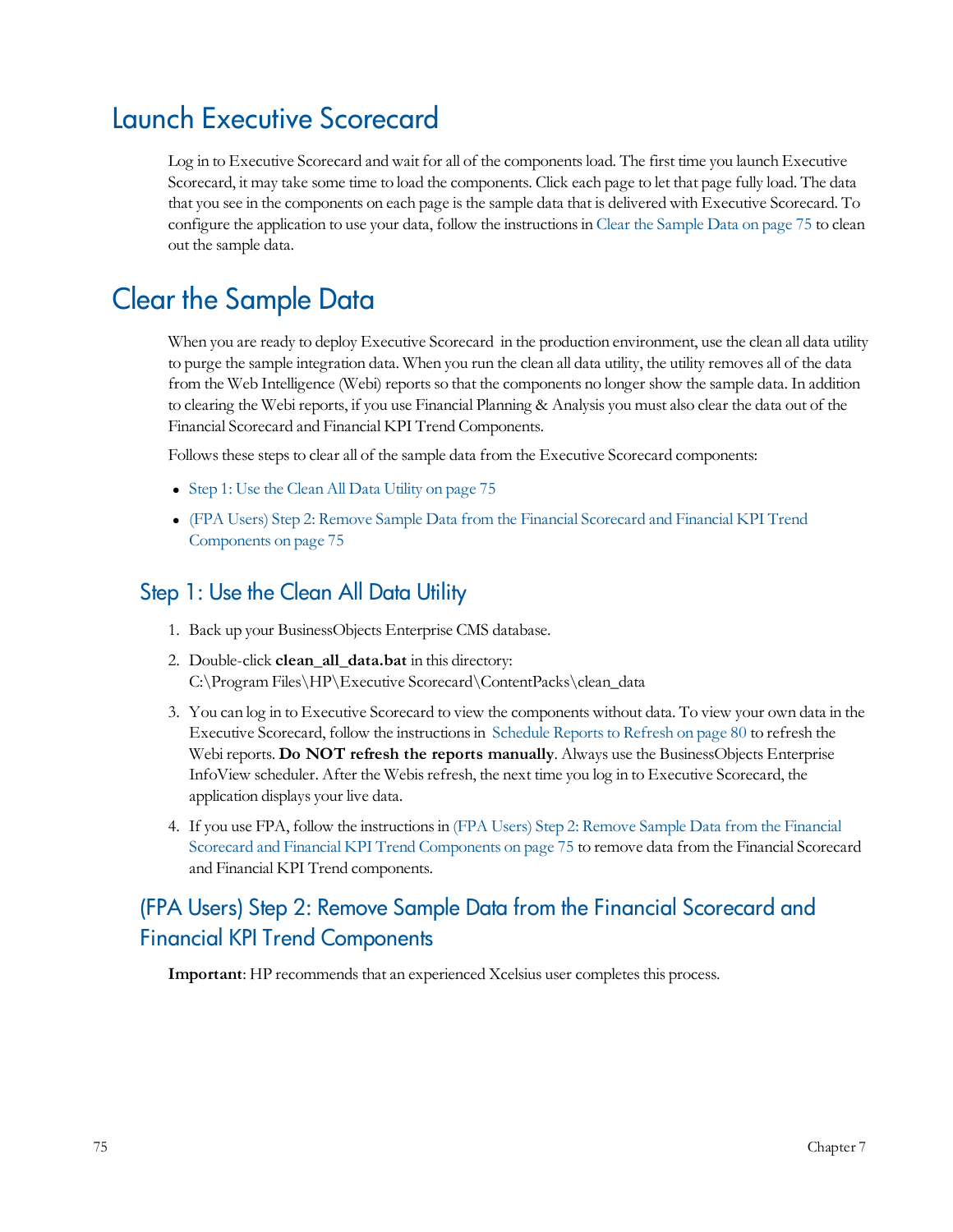# Launch Executive Scorecard

Log in to Executive Scorecard and wait for all of the components load. The first time you launch Executive Scorecard, it may take some time to load the components. Click each page to let that page fully load. The data that you see in the components on each page is the sample data that is delivered with Executive Scorecard. To configure the application to use your data, follow the instructions in Clear the Sample Data on page 75 to clean out the sample data.

# Clear the Sample Data

When you are ready to deploy Executive Scorecard in the production environment, use the clean all data utility to purge the sample integration data. When you run the clean all data utility, the utility removes all of the data from the Web Intelligence (Webi) reports so that the components no longer show the sample data. In addition to clearing the Webi reports, if you use Financial Planning & Analysis you must also clear the data out of the Financial Scorecard and Financial KPI Trend Components.

Follows these steps to clear all of the sample data from the Executive Scorecard components:

- Step 1: Use the Clean All Data Utility on page 75
- (FPA Users) Step 2: Remove Sample Data from the Financial Scorecard and Financial KPI Trend Components on page 75

## Step 1: Use the Clean All Data Utility

1. Back up your BusinessObjects Enterprise CMS database.
2. Double-click **clean_all_data.bat** in this directory:
   C:\Program Files\HP\Executive Scorecard\ContentPacks\clean_data
3. You can log in to Executive Scorecard to view the components without data. To view your own data in the Executive Scorecard, follow the instructions in Schedule Reports to Refresh on page 80 to refresh the Webi reports. **Do NOT refresh the reports manually**. Always use the BusinessObjects Enterprise InfoView scheduler. After the Webis refresh, the next time you log in to Executive Scorecard, the application displays your live data.
4. If you use FPA, follow the instructions in (FPA Users) Step 2: Remove Sample Data from the Financial Scorecard and Financial KPI Trend Components on page 75 to remove data from the Financial Scorecard and Financial KPI Trend components.

## (FPA Users) Step 2: Remove Sample Data from the Financial Scorecard and Financial KPI Trend Components

**Important**: HP recommends that an experienced Xcelsius user completes this process.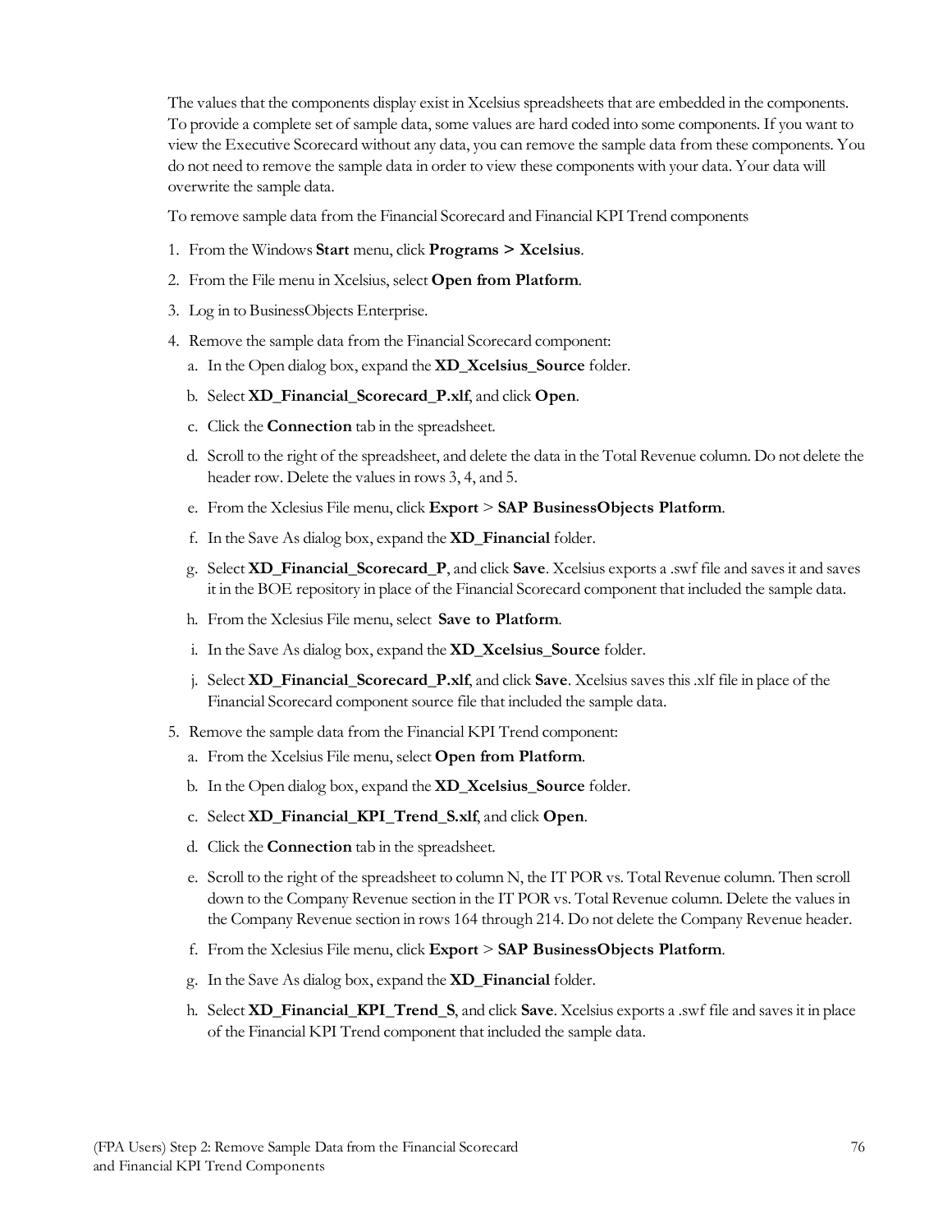The values that the components display exist in Xcelsius spreadsheets that are embedded in the components. To provide a complete set of sample data, some values are hard coded into some components. If you want to view the Executive Scorecard without any data, you can remove the sample data from these components. You do not need to remove the sample data in order to view these components with your data. Your data will overwrite the sample data.

To remove sample data from the Financial Scorecard and Financial KPI Trend components

1. From the Windows **Start** menu, click **Programs > Xcelsius**.
2. From the File menu in Xcelsius, select **Open from Platform**.
3. Log in to BusinessObjects Enterprise.
4. Remove the sample data from the Financial Scorecard component:
   a. In the Open dialog box, expand the **XD_Xcelsius_Source** folder.
   b. Select **XD_Financial_Scorecard_P.xlf**, and click **Open**.
   c. Click the **Connection** tab in the spreadsheet.
   d. Scroll to the right of the spreadsheet, and delete the data in the Total Revenue column. Do not delete the header row. Delete the values in rows 3, 4, and 5.
   e. From the Xclesius File menu, click **Export** > **SAP BusinessObjects Platform**.
   f. In the Save As dialog box, expand the **XD_Financial** folder.
   g. Select **XD_Financial_Scorecard_P**, and click **Save**. Xcelsius exports a .swf file and saves it and saves it in the BOE repository in place of the Financial Scorecard component that included the sample data.
   h. From the Xclesius File menu, select **Save to Platform**.
   i. In the Save As dialog box, expand the **XD_Xcelsius_Source** folder.
   j. Select **XD_Financial_Scorecard_P.xlf**, and click **Save**. Xcelsius saves this .xlf file in place of the Financial Scorecard component source file that included the sample data.
5. Remove the sample data from the Financial KPI Trend component:
   a. From the Xclesius File menu, select **Open from Platform**.
   b. In the Open dialog box, expand the **XD_Xcelsius_Source** folder.
   c. Select **XD_Financial_KPI_Trend_S.xlf**, and click **Open**.
   d. Click the **Connection** tab in the spreadsheet.
   e. Scroll to the right of the spreadsheet to column N, the IT POR vs. Total Revenue column. Then scroll down to the Company Revenue section in the IT POR vs. Total Revenue column. Delete the values in the Company Revenue section in rows 164 through 214. Do not delete the Company Revenue header.
   f. From the Xclesius File menu, click **Export** > **SAP BusinessObjects Platform**.
   g. In the Save As dialog box, expand the **XD_Financial** folder.
   h. Select **XD_Financial_KPI_Trend_S**, and click **Save**. Xcelsius exports a .swf file and saves it in place of the Financial KPI Trend component that included the sample data.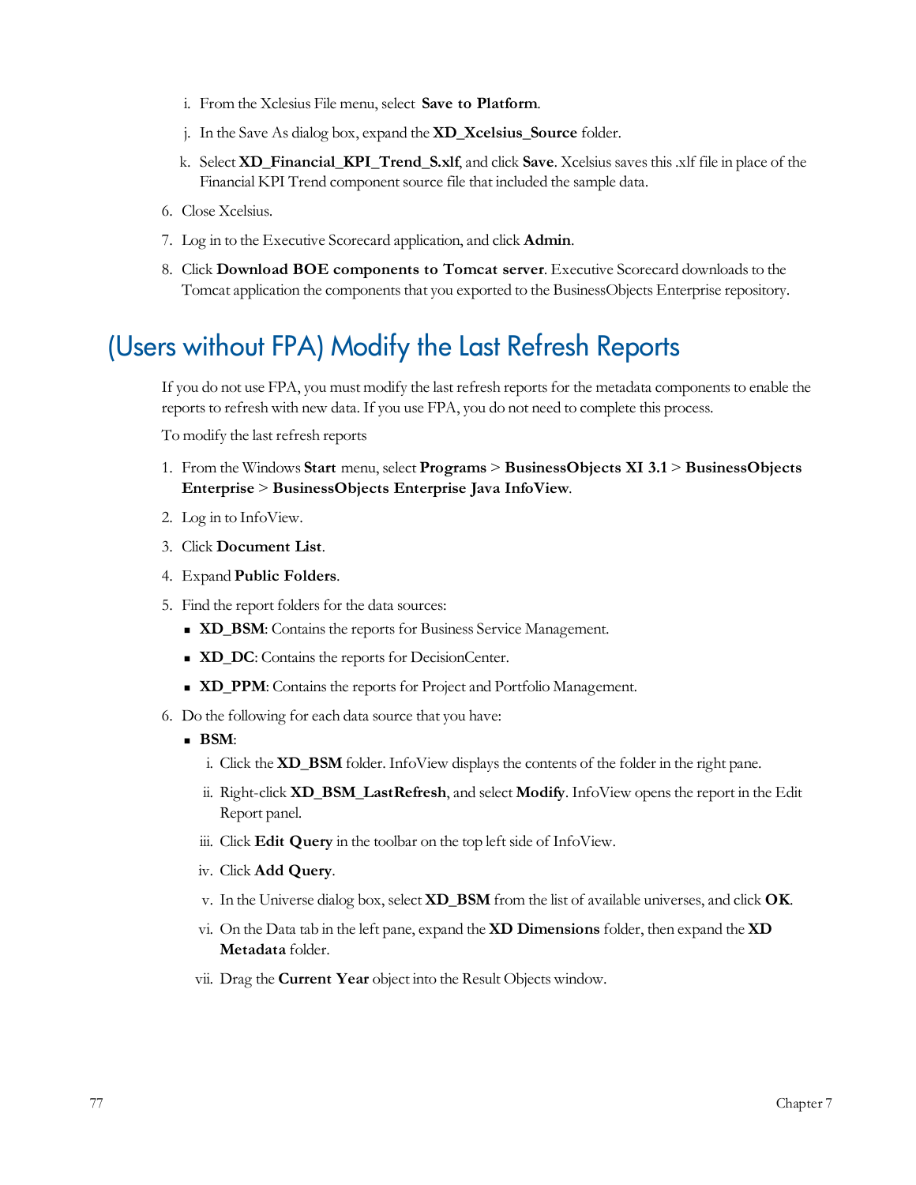i. From the Xclesius File menu, select **Save to Platform**.

j. In the Save As dialog box, expand the **XD_Xcelsius_Source** folder.

k. Select **XD_Financial_KPI_Trend_S.xlf**, and click **Save**. Xcelsius saves this .xlf file in place of the Financial KPI Trend component source file that included the sample data.

6. Close Xcelsius.
7. Log in to the Executive Scorecard application, and click **Admin**.
8. Click **Download BOE components to Tomcat server**. Executive Scorecard downloads to the Tomcat application the components that you exported to the BusinessObjects Enterprise repository.

# (Users without FPA) Modify the Last Refresh Reports

If you do not use FPA, you must modify the last refresh reports for the metadata components to enable the reports to refresh with new data. If you use FPA, you do not need to complete this process.

To modify the last refresh reports

1. From the Windows **Start** menu, select **Programs** > **BusinessObjects XI 3.1** > **BusinessObjects Enterprise** > **BusinessObjects Enterprise Java InfoView**.
2. Log in to InfoView.
3. Click **Document List**.
4. Expand **Public Folders**.
5. Find the report folders for the data sources:
   - **XD_BSM**: Contains the reports for Business Service Management.
   - **XD_DC**: Contains the reports for DecisionCenter.
   - **XD_PPM**: Contains the reports for Project and Portfolio Management.
6. Do the following for each data source that you have:
   - **BSM**:
     
     i. Click the **XD_BSM** folder. InfoView displays the contents of the folder in the right pane.
     
     ii. Right-click **XD_BSM_LastRefresh**, and select **Modify**. InfoView opens the report in the Edit Report panel.
     
     iii. Click **Edit Query** in the toolbar on the top left side of InfoView.
     
     iv. Click **Add Query**.
     
     v. In the Universe dialog box, select **XD_BSM** from the list of available universes, and click **OK**.
     
     vi. On the Data tab in the left pane, expand the **XD Dimensions** folder, then expand the **XD Metadata** folder.
     
     vii. Drag the **Current Year** object into the Result Objects window.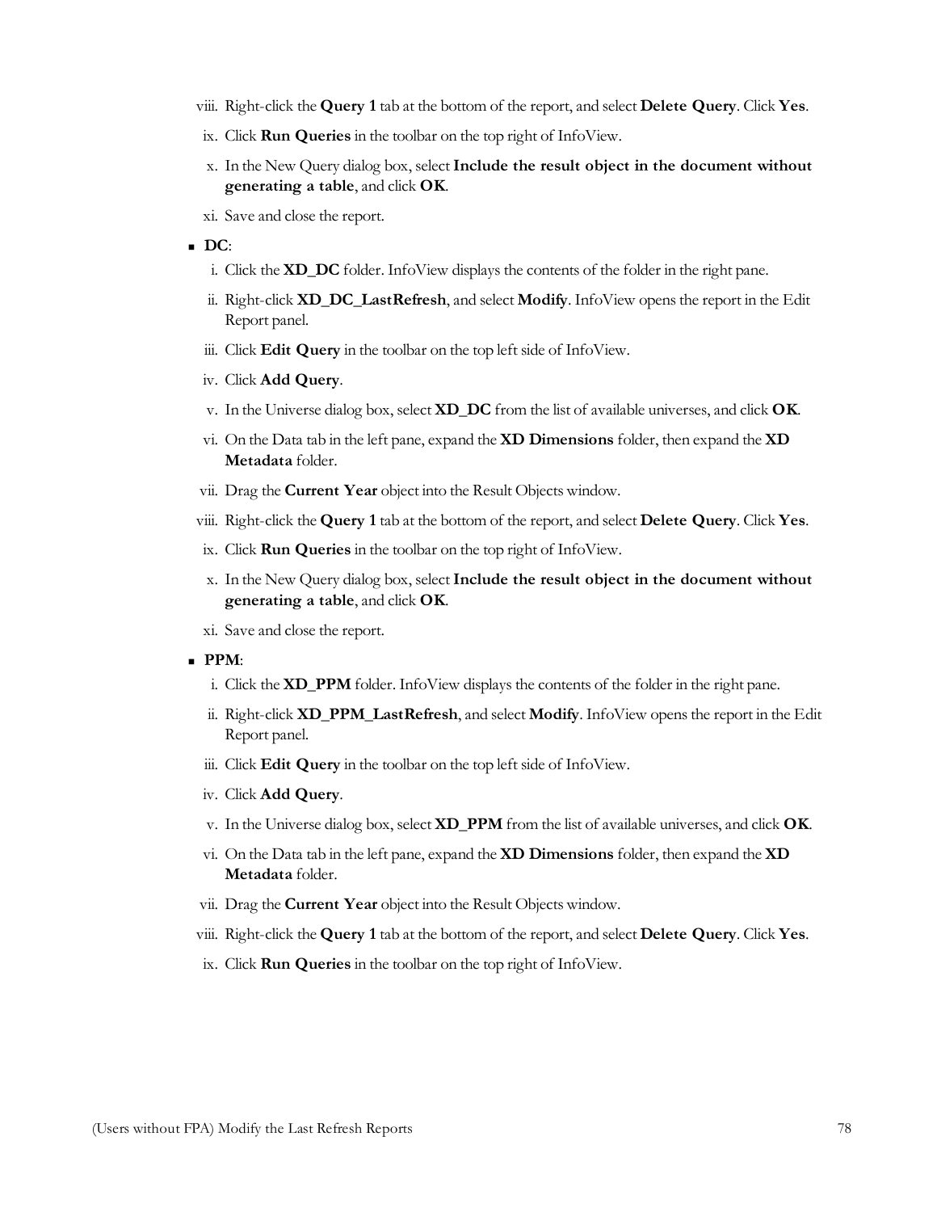viii. Right-click the **Query 1** tab at the bottom of the report, and select **Delete Query**. Click **Yes**.

ix. Click **Run Queries** in the toolbar on the top right of InfoView.

x. In the New Query dialog box, select **Include the result object in the document without generating a table**, and click **OK**.

xi. Save and close the report.

- **DC**:

  i. Click the **XD_DC** folder. InfoView displays the contents of the folder in the right pane.

  ii. Right-click **XD_DC_LastRefresh**, and select **Modify**. InfoView opens the report in the Edit Report panel.

  iii. Click **Edit Query** in the toolbar on the top left side of InfoView.

  iv. Click **Add Query**.

  v. In the Universe dialog box, select **XD_DC** from the list of available universes, and click **OK**.

  vi. On the Data tab in the left pane, expand the **XD Dimensions** folder, then expand the **XD Metadata** folder.

  vii. Drag the **Current Year** object into the Result Objects window.

  viii. Right-click the **Query 1** tab at the bottom of the report, and select **Delete Query**. Click **Yes**.

  ix. Click **Run Queries** in the toolbar on the top right of InfoView.

  x. In the New Query dialog box, select **Include the result object in the document without generating a table**, and click **OK**.

  xi. Save and close the report.

- **PPM**:

  i. Click the **XD_PPM** folder. InfoView displays the contents of the folder in the right pane.

  ii. Right-click **XD_PPM_LastRefresh**, and select **Modify**. InfoView opens the report in the Edit Report panel.

  iii. Click **Edit Query** in the toolbar on the top left side of InfoView.

  iv. Click **Add Query**.

  v. In the Universe dialog box, select **XD_PPM** from the list of available universes, and click **OK**.

  vi. On the Data tab in the left pane, expand the **XD Dimensions** folder, then expand the **XD Metadata** folder.

  vii. Drag the **Current Year** object into the Result Objects window.

  viii. Right-click the **Query 1** tab at the bottom of the report, and select **Delete Query**. Click **Yes**.

  ix. Click **Run Queries** in the toolbar on the top right of InfoView.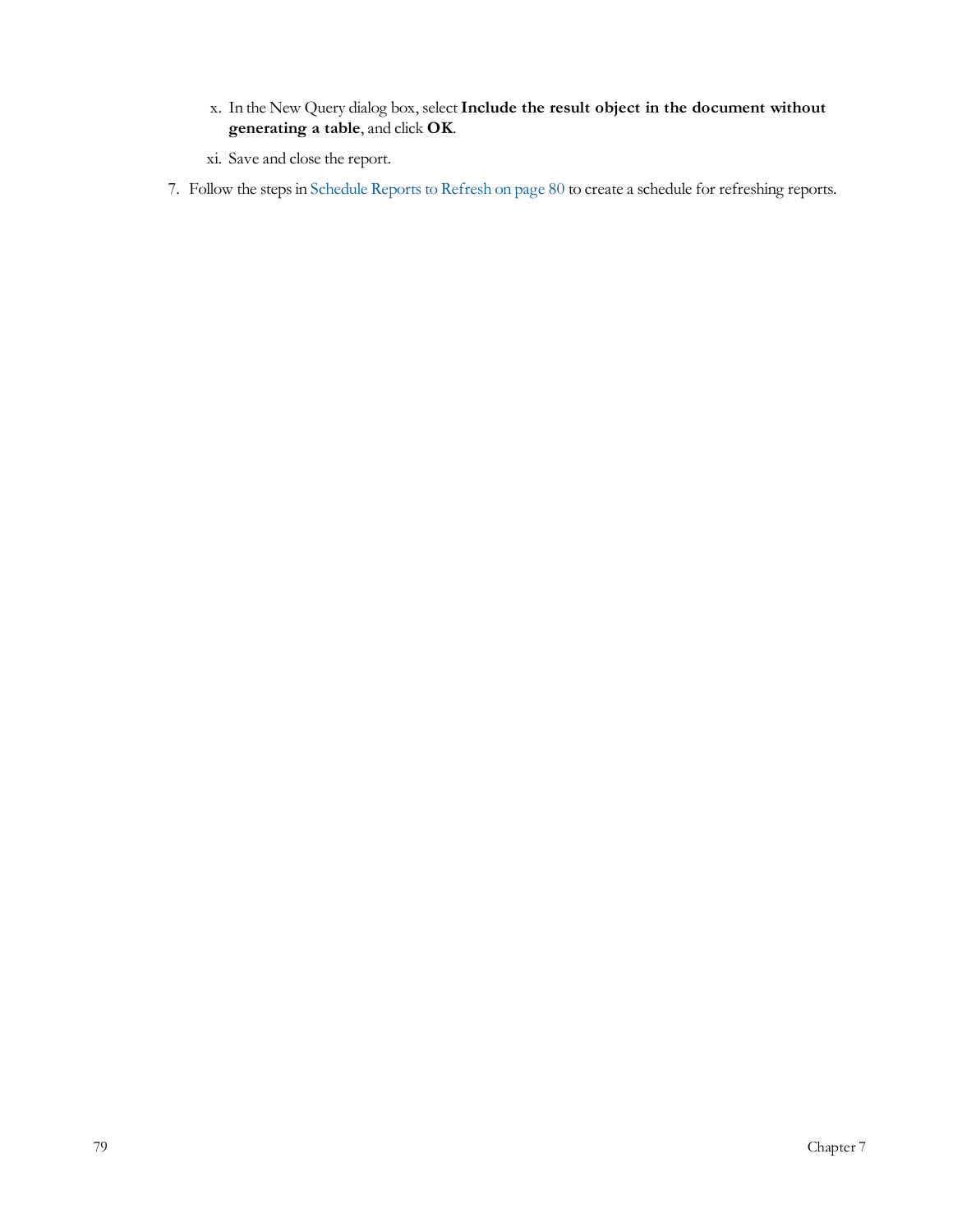x. In the New Query dialog box, select **Include the result object in the document without generating a table**, and click **OK**.

xi. Save and close the report.

7. Follow the steps in Schedule Reports to Refresh on page 80 to create a schedule for refreshing reports.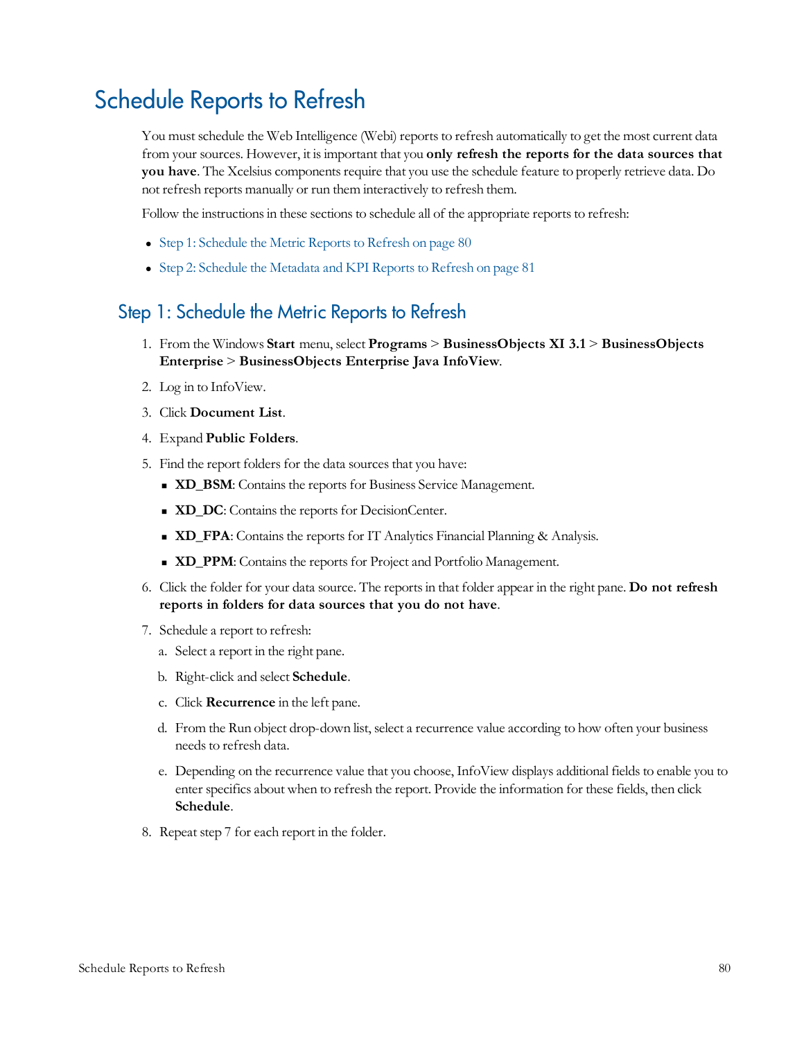# Schedule Reports to Refresh

You must schedule the Web Intelligence (Webi) reports to refresh automatically to get the most current data from your sources. However, it is important that you **only refresh the reports for the data sources that you have**. The Xcelsius components require that you use the schedule feature to properly retrieve data. Do not refresh reports manually or run them interactively to refresh them.

Follow the instructions in these sections to schedule all of the appropriate reports to refresh:

- Step 1: Schedule the Metric Reports to Refresh on page 80
- Step 2: Schedule the Metadata and KPI Reports to Refresh on page 81

## Step 1: Schedule the Metric Reports to Refresh

1. From the Windows **Start** menu, select **Programs** > **BusinessObjects XI 3.1** > **BusinessObjects Enterprise** > **BusinessObjects Enterprise Java InfoView**.
2. Log in to InfoView.
3. Click **Document List**.
4. Expand **Public Folders**.
5. Find the report folders for the data sources that you have:
   - **XD_BSM**: Contains the reports for Business Service Management.
   - **XD_DC**: Contains the reports for DecisionCenter.
   - **XD_FPA**: Contains the reports for IT Analytics Financial Planning & Analysis.
   - **XD_PPM**: Contains the reports for Project and Portfolio Management.
6. Click the folder for your data source. The reports in that folder appear in the right pane. **Do not refresh reports in folders for data sources that you do not have**.
7. Schedule a report to refresh:
   a. Select a report in the right pane.
   b. Right-click and select **Schedule**.
   c. Click **Recurrence** in the left pane.
   d. From the Run object drop-down list, select a recurrence value according to how often your business needs to refresh data.
   e. Depending on the recurrence value that you choose, InfoView displays additional fields to enable you to enter specifics about when to refresh the report. Provide the information for these fields, then click **Schedule**.
8. Repeat step 7 for each report in the folder.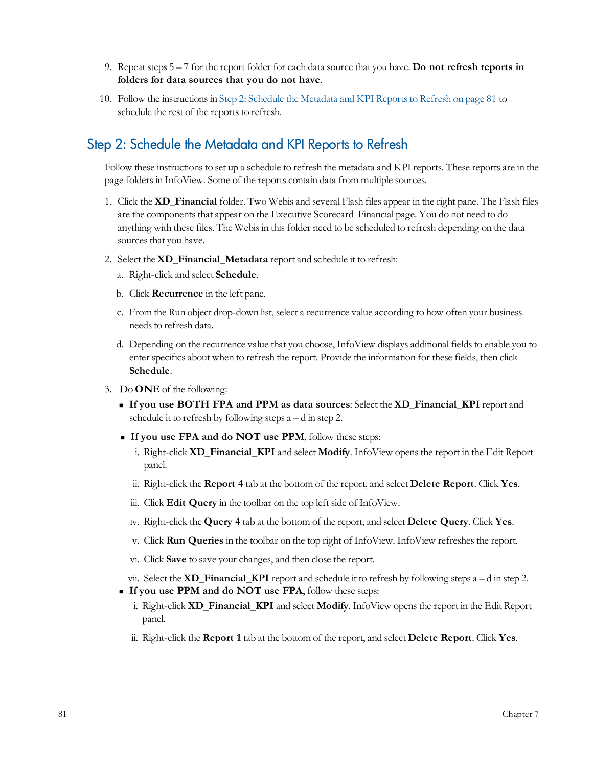9. Repeat steps 5 – 7 for the report folder for each data source that you have. **Do not refresh reports in folders for data sources that you do not have**.

10. Follow the instructions in Step 2: Schedule the Metadata and KPI Reports to Refresh on page 81 to schedule the rest of the reports to refresh.

## Step 2: Schedule the Metadata and KPI Reports to Refresh

Follow these instructions to set up a schedule to refresh the metadata and KPI reports. These reports are in the page folders in InfoView. Some of the reports contain data from multiple sources.

1. Click the **XD_Financial** folder. Two Webis and several Flash files appear in the right pane. The Flash files are the components that appear on the Executive Scorecard Financial page. You do not need to do anything with these files. The Webis in this folder need to be scheduled to refresh depending on the data sources that you have.

2. Select the **XD_Financial_Metadata** report and schedule it to refresh:

   a. Right-click and select **Schedule**.

   b. Click **Recurrence** in the left pane.

   c. From the Run object drop-down list, select a recurrence value according to how often your business needs to refresh data.

   d. Depending on the recurrence value that you choose, InfoView displays additional fields to enable you to enter specifics about when to refresh the report. Provide the information for these fields, then click **Schedule**.

3. Do **ONE** of the following:

   - **If you use BOTH FPA and PPM as data sources**: Select the **XD_Financial_KPI** report and schedule it to refresh by following steps a – d in step 2.

   - **If you use FPA and do NOT use PPM**, follow these steps:

     i. Right-click **XD_Financial_KPI** and select **Modify**. InfoView opens the report in the Edit Report panel.

     ii. Right-click the **Report 4** tab at the bottom of the report, and select **Delete Report**. Click **Yes**.

     iii. Click **Edit Query** in the toolbar on the top left side of InfoView.

     iv. Right-click the **Query 4** tab at the bottom of the report, and select **Delete Query**. Click **Yes**.

     v. Click **Run Queries** in the toolbar on the top right of InfoView. InfoView refreshes the report.

     vi. Click **Save** to save your changes, and then close the report.

     vii. Select the **XD_Financial_KPI** report and schedule it to refresh by following steps a – d in step 2.

   - **If you use PPM and do NOT use FPA**, follow these steps:

     i. Right-click **XD_Financial_KPI** and select **Modify**. InfoView opens the report in the Edit Report panel.

     ii. Right-click the **Report 1** tab at the bottom of the report, and select **Delete Report**. Click **Yes**.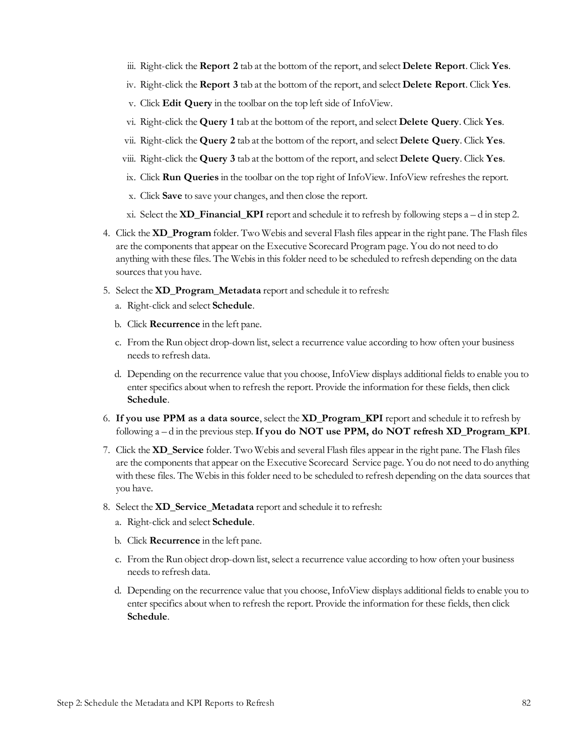iii. Right-click the **Report 2** tab at the bottom of the report, and select **Delete Report**. Click **Yes**.
   iv. Right-click the **Report 3** tab at the bottom of the report, and select **Delete Report**. Click **Yes**.
   v. Click **Edit Query** in the toolbar on the top left side of InfoView.
   vi. Right-click the **Query 1** tab at the bottom of the report, and select **Delete Query**. Click **Yes**.
   vii. Right-click the **Query 2** tab at the bottom of the report, and select **Delete Query**. Click **Yes**.
   viii. Right-click the **Query 3** tab at the bottom of the report, and select **Delete Query**. Click **Yes**.
   ix. Click **Run Queries** in the toolbar on the top right of InfoView. InfoView refreshes the report.
   x. Click **Save** to save your changes, and then close the report.
   xi. Select the **XD_Financial_KPI** report and schedule it to refresh by following steps a – d in step 2.

4. Click the **XD_Program** folder. Two Webis and several Flash files appear in the right pane. The Flash files are the components that appear on the Executive Scorecard Program page. You do not need to do anything with these files. The Webis in this folder need to be scheduled to refresh depending on the data sources that you have.

5. Select the **XD_Program_Metadata** report and schedule it to refresh:
   a. Right-click and select **Schedule**.
   b. Click **Recurrence** in the left pane.
   c. From the Run object drop-down list, select a recurrence value according to how often your business needs to refresh data.
   d. Depending on the recurrence value that you choose, InfoView displays additional fields to enable you to enter specifics about when to refresh the report. Provide the information for these fields, then click **Schedule**.

6. **If you use PPM as a data source**, select the **XD_Program_KPI** report and schedule it to refresh by following a – d in the previous step. **If you do NOT use PPM, do NOT refresh XD_Program_KPI**.

7. Click the **XD_Service** folder. Two Webis and several Flash files appear in the right pane. The Flash files are the components that appear on the Executive Scorecard Service page. You do not need to do anything with these files. The Webis in this folder need to be scheduled to refresh depending on the data sources that you have.

8. Select the **XD_Service_Metadata** report and schedule it to refresh:
   a. Right-click and select **Schedule**.
   b. Click **Recurrence** in the left pane.
   c. From the Run object drop-down list, select a recurrence value according to how often your business needs to refresh data.
   d. Depending on the recurrence value that you choose, InfoView displays additional fields to enable you to enter specifics about when to refresh the report. Provide the information for these fields, then click **Schedule**.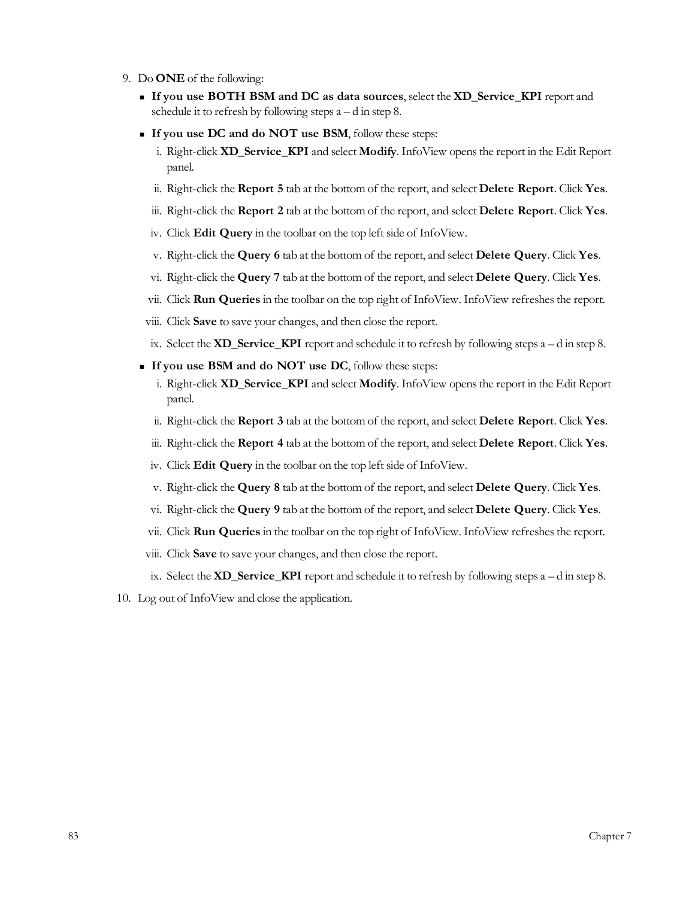9. Do **ONE** of the following:
   - **If you use BOTH BSM and DC as data sources**, select the **XD_Service_KPI** report and schedule it to refresh by following steps a – d in step 8.
   - **If you use DC and do NOT use BSM**, follow these steps:
     i. Right-click **XD_Service_KPI** and select **Modify**. InfoView opens the report in the Edit Report panel.
     ii. Right-click the **Report 5** tab at the bottom of the report, and select **Delete Report**. Click **Yes**.
     iii. Right-click the **Report 2** tab at the bottom of the report, and select **Delete Report**. Click **Yes**.
     iv. Click **Edit Query** in the toolbar on the top left side of InfoView.
     v. Right-click the **Query 6** tab at the bottom of the report, and select **Delete Query**. Click **Yes**.
     vi. Right-click the **Query 7** tab at the bottom of the report, and select **Delete Query**. Click **Yes**.
     vii. Click **Run Queries** in the toolbar on the top right of InfoView. InfoView refreshes the report.
     viii. Click **Save** to save your changes, and then close the report.
     ix. Select the **XD_Service_KPI** report and schedule it to refresh by following steps a – d in step 8.
   - **If you use BSM and do NOT use DC**, follow these steps:
     i. Right-click **XD_Service_KPI** and select **Modify**. InfoView opens the report in the Edit Report panel.
     ii. Right-click the **Report 3** tab at the bottom of the report, and select **Delete Report**. Click **Yes**.
     iii. Right-click the **Report 4** tab at the bottom of the report, and select **Delete Report**. Click **Yes**.
     iv. Click **Edit Query** in the toolbar on the top left side of InfoView.
     v. Right-click the **Query 8** tab at the bottom of the report, and select **Delete Query**. Click **Yes**.
     vi. Right-click the **Query 9** tab at the bottom of the report, and select **Delete Query**. Click **Yes**.
     vii. Click **Run Queries** in the toolbar on the top right of InfoView. InfoView refreshes the report.
     viii. Click **Save** to save your changes, and then close the report.
     ix. Select the **XD_Service_KPI** report and schedule it to refresh by following steps a – d in step 8.
10. Log out of InfoView and close the application.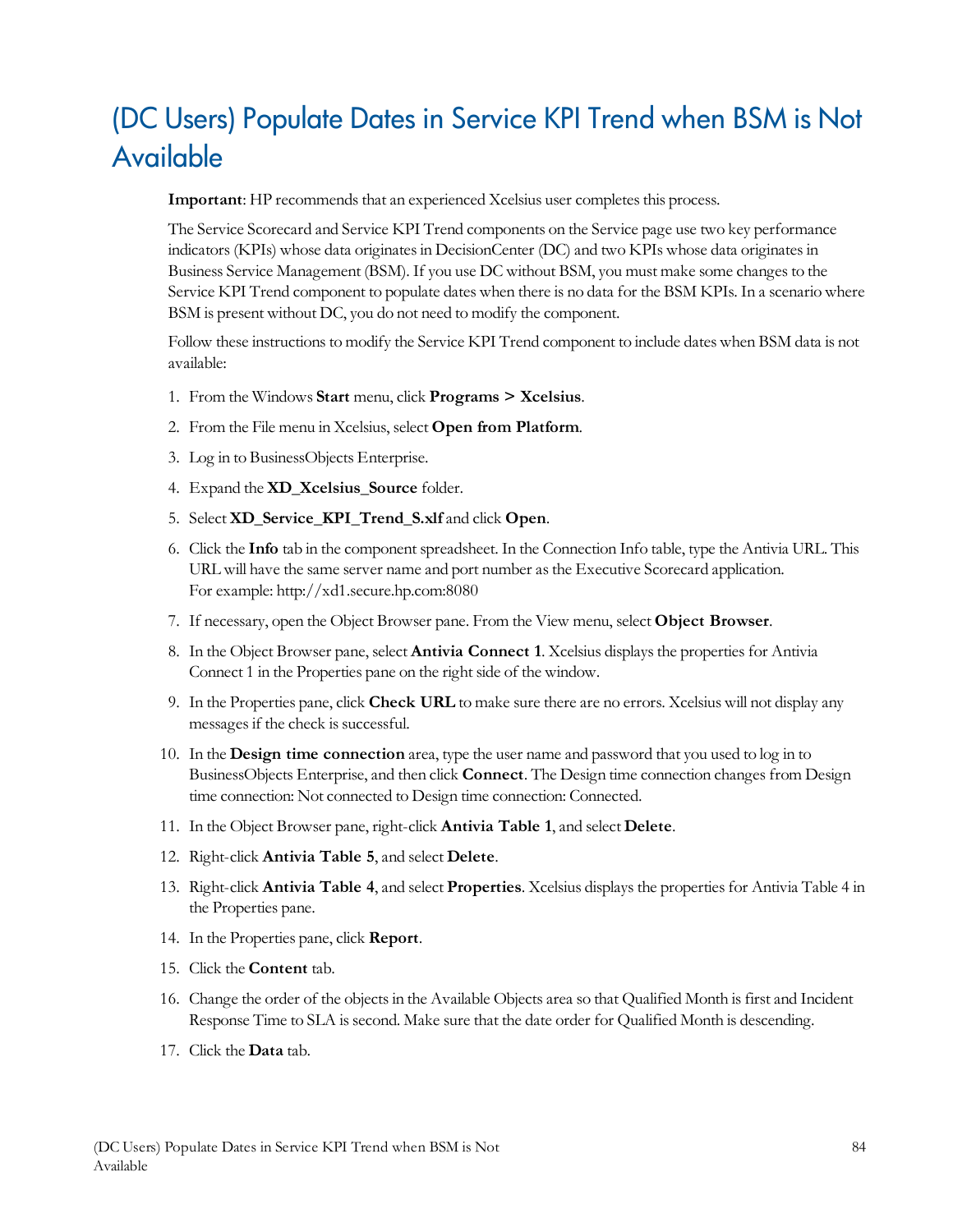# (DC Users) Populate Dates in Service KPI Trend when BSM is Not Available

**Important**: HP recommends that an experienced Xcelsius user completes this process.

The Service Scorecard and Service KPI Trend components on the Service page use two key performance indicators (KPIs) whose data originates in DecisionCenter (DC) and two KPIs whose data originates in Business Service Management (BSM). If you use DC without BSM, you must make some changes to the Service KPI Trend component to populate dates when there is no data for the BSM KPIs. In a scenario where BSM is present without DC, you do not need to modify the component.

Follow these instructions to modify the Service KPI Trend component to include dates when BSM data is not available:

1. From the Windows **Start** menu, click **Programs > Xcelsius**.
2. From the File menu in Xcelsius, select **Open from Platform**.
3. Log in to BusinessObjects Enterprise.
4. Expand the **XD_Xcelsius_Source** folder.
5. Select **XD_Service_KPI_Trend_S.xlf** and click **Open**.
6. Click the **Info** tab in the component spreadsheet. In the Connection Info table, type the Antivia URL. This URL will have the same server name and port number as the Executive Scorecard application.
   For example: http://xd1.secure.hp.com:8080
7. If necessary, open the Object Browser pane. From the View menu, select **Object Browser**.
8. In the Object Browser pane, select **Antivia Connect 1**. Xcelsius displays the properties for Antivia Connect 1 in the Properties pane on the right side of the window.
9. In the Properties pane, click **Check URL** to make sure there are no errors. Xcelsius will not display any messages if the check is successful.
10. In the **Design time connection** area, type the user name and password that you used to log in to BusinessObjects Enterprise, and then click **Connect**. The Design time connection changes from Design time connection: Not connected to Design time connection: Connected.
11. In the Object Browser pane, right-click **Antivia Table 1**, and select **Delete**.
12. Right-click **Antivia Table 5**, and select **Delete**.
13. Right-click **Antivia Table 4**, and select **Properties**. Xcelsius displays the properties for Antivia Table 4 in the Properties pane.
14. In the Properties pane, click **Report**.
15. Click the **Content** tab.
16. Change the order of the objects in the Available Objects area so that Qualified Month is first and Incident Response Time to SLA is second. Make sure that the date order for Qualified Month is descending.
17. Click the **Data** tab.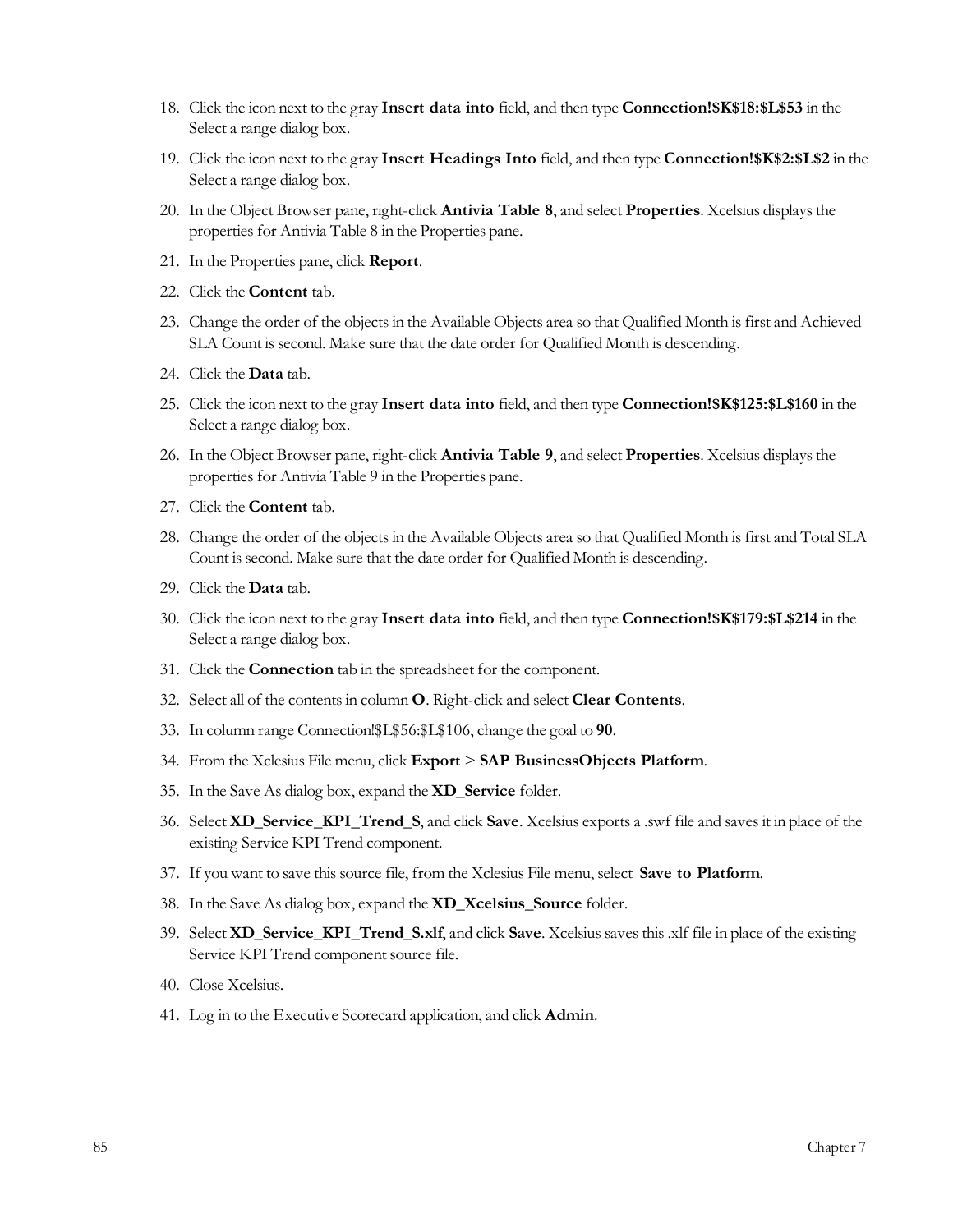18. Click the icon next to the gray **Insert data into** field, and then type **Connection!$K$18:$L$53** in the Select a range dialog box.
19. Click the icon next to the gray **Insert Headings Into** field, and then type **Connection!$K$2:$L$2** in the Select a range dialog box.
20. In the Object Browser pane, right-click **Antivia Table 8**, and select **Properties**. Xcelsius displays the properties for Antivia Table 8 in the Properties pane.
21. In the Properties pane, click **Report**.
22. Click the **Content** tab.
23. Change the order of the objects in the Available Objects area so that Qualified Month is first and Achieved SLA Count is second. Make sure that the date order for Qualified Month is descending.
24. Click the **Data** tab.
25. Click the icon next to the gray **Insert data into** field, and then type **Connection!$K$125:$L$160** in the Select a range dialog box.
26. In the Object Browser pane, right-click **Antivia Table 9**, and select **Properties**. Xcelsius displays the properties for Antivia Table 9 in the Properties pane.
27. Click the **Content** tab.
28. Change the order of the objects in the Available Objects area so that Qualified Month is first and Total SLA Count is second. Make sure that the date order for Qualified Month is descending.
29. Click the **Data** tab.
30. Click the icon next to the gray **Insert data into** field, and then type **Connection!$K$179:$L$214** in the Select a range dialog box.
31. Click the **Connection** tab in the spreadsheet for the component.
32. Select all of the contents in column **O**. Right-click and select **Clear Contents**.
33. In column range Connection!$L$56:$L$106, change the goal to **90**.
34. From the Xclesius File menu, click **Export** > **SAP BusinessObjects Platform**.
35. In the Save As dialog box, expand the **XD_Service** folder.
36. Select **XD_Service_KPI_Trend_S**, and click **Save**. Xcelsius exports a .swf file and saves it in place of the existing Service KPI Trend component.
37. If you want to save this source file, from the Xclesius File menu, select **Save to Platform**.
38. In the Save As dialog box, expand the **XD_Xcelsius_Source** folder.
39. Select **XD_Service_KPI_Trend_S.xlf**, and click **Save**. Xcelsius saves this .xlf file in place of the existing Service KPI Trend component source file.
40. Close Xcelsius.
41. Log in to the Executive Scorecard application, and click **Admin**.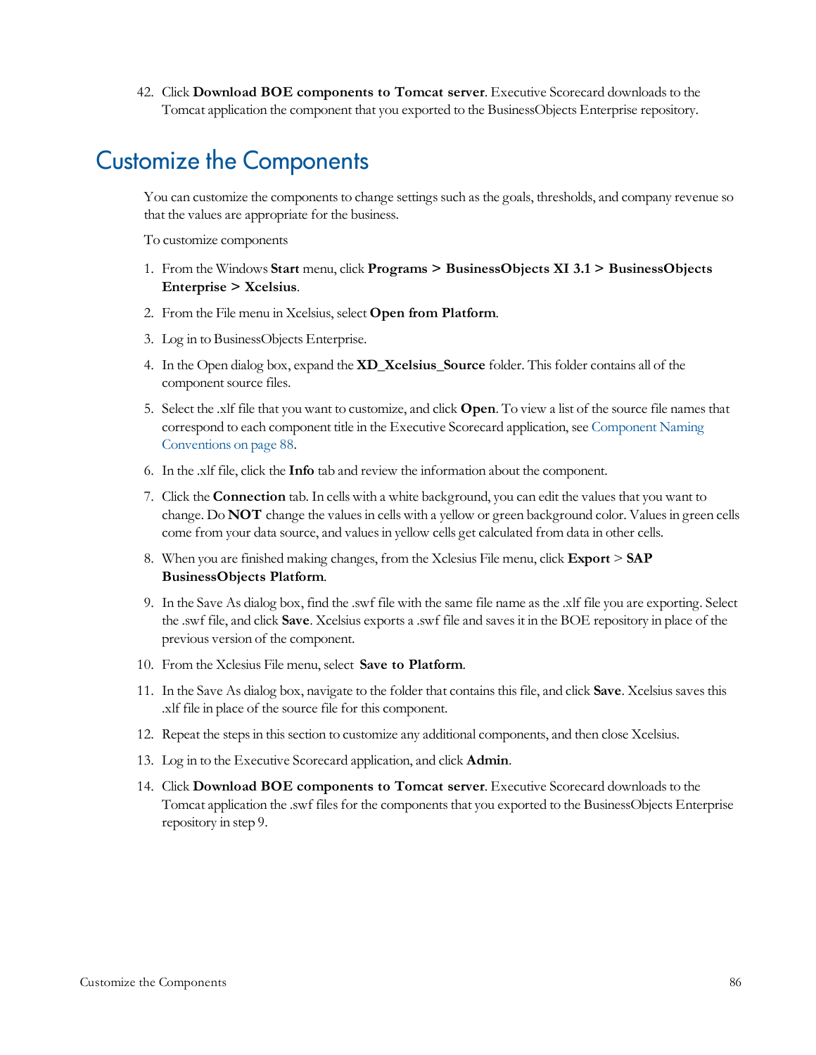42. Click **Download BOE components to Tomcat server**. Executive Scorecard downloads to the Tomcat application the component that you exported to the BusinessObjects Enterprise repository.

## Customize the Components

You can customize the components to change settings such as the goals, thresholds, and company revenue so that the values are appropriate for the business.

To customize components

1. From the Windows **Start** menu, click **Programs > BusinessObjects XI 3.1 > BusinessObjects Enterprise > Xcelsius**.
2. From the File menu in Xcelsius, select **Open from Platform**.
3. Log in to BusinessObjects Enterprise.
4. In the Open dialog box, expand the **XD_Xcelsius_Source** folder. This folder contains all of the component source files.
5. Select the .xlf file that you want to customize, and click **Open**. To view a list of the source file names that correspond to each component title in the Executive Scorecard application, see Component Naming Conventions on page 88.
6. In the .xlf file, click the **Info** tab and review the information about the component.
7. Click the **Connection** tab. In cells with a white background, you can edit the values that you want to change. Do **NOT** change the values in cells with a yellow or green background color. Values in green cells come from your data source, and values in yellow cells get calculated from data in other cells.
8. When you are finished making changes, from the Xclesius File menu, click **Export** > **SAP BusinessObjects Platform**.
9. In the Save As dialog box, find the .swf file with the same file name as the .xlf file you are exporting. Select the .swf file, and click **Save**. Xcelsius exports a .swf file and saves it in the BOE repository in place of the previous version of the component.
10. From the Xclesius File menu, select **Save to Platform**.
11. In the Save As dialog box, navigate to the folder that contains this file, and click **Save**. Xcelsius saves this .xlf file in place of the source file for this component.
12. Repeat the steps in this section to customize any additional components, and then close Xcelsius.
13. Log in to the Executive Scorecard application, and click **Admin**.
14. Click **Download BOE components to Tomcat server**. Executive Scorecard downloads to the Tomcat application the .swf files for the components that you exported to the BusinessObjects Enterprise repository in step 9.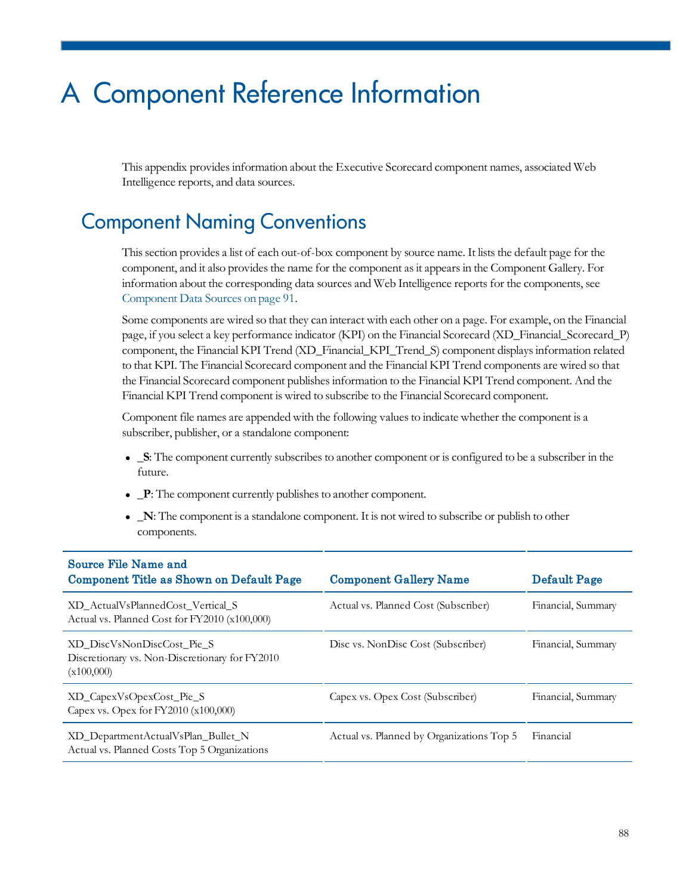# A Component Reference Information

This appendix provides information about the Executive Scorecard component names, associated Web Intelligence reports, and data sources.

## Component Naming Conventions

This section provides a list of each out-of-box component by source name. It lists the default page for the component, and it also provides the name for the component as it appears in the Component Gallery. For information about the corresponding data sources and Web Intelligence reports for the components, see Component Data Sources on page 91.

Some components are wired so that they can interact with each other on a page. For example, on the Financial page, if you select a key performance indicator (KPI) on the Financial Scorecard (XD_Financial_Scorecard_P) component, the Financial KPI Trend (XD_Financial_KPI_Trend_S) component displays information related to that KPI. The Financial Scorecard component and the Financial KPI Trend components are wired so that the Financial Scorecard component publishes information to the Financial KPI Trend component. And the Financial KPI Trend component is wired to subscribe to the Financial Scorecard component.

Component file names are appended with the following values to indicate whether the component is a subscriber, publisher, or a standalone component:

- **_S**: The component currently subscribes to another component or is configured to be a subscriber in the future.
- **_P**: The component currently publishes to another component.
- **_N**: The component is a standalone component. It is not wired to subscribe or publish to other components.

| Source File Name and Component Title as Shown on Default Page | Component Gallery Name | Default Page |
|---|---|---|
| XD_ActualVsPlannedCost_Vertical_S<br>Actual vs. Planned Cost for FY2010 (x100,000) | Actual vs. Planned Cost (Subscriber) | Financial, Summary |
| XD_DiscVsNonDiscCost_Pie_S<br>Discretionary vs. Non-Discretionary for FY2010 (x100,000) | Disc vs. NonDisc Cost (Subscriber) | Financial, Summary |
| XD_CapexVsOpexCost_Pie_S<br>Capex vs. Opex for FY2010 (x100,000) | Capex vs. Opex Cost (Subscriber) | Financial, Summary |
| XD_DepartmentActualVsPlan_Bullet_N<br>Actual vs. Planned Costs Top 5 Organizations | Actual vs. Planned by Organizations Top 5 | Financial |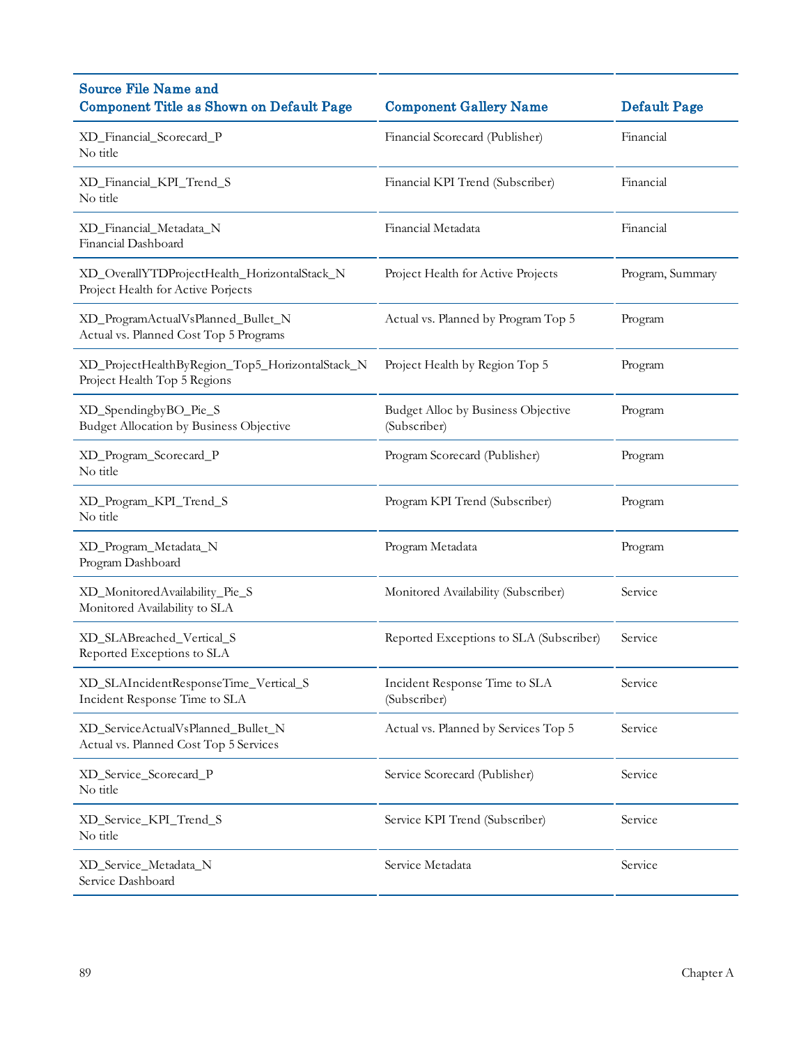| Source File Name and Component Title as Shown on Default Page | Component Gallery Name | Default Page |
|---|---|---|
| XD_Financial_Scorecard_P<br>No title | Financial Scorecard (Publisher) | Financial |
| XD_Financial_KPI_Trend_S<br>No title | Financial KPI Trend (Subscriber) | Financial |
| XD_Financial_Metadata_N<br>Financial Dashboard | Financial Metadata | Financial |
| XD_OverallYTDProjectHealth_HorizontalStack_N<br>Project Health for Active Porjects | Project Health for Active Projects | Program, Summary |
| XD_ProgramActualVsPlanned_Bullet_N<br>Actual vs. Planned Cost Top 5 Programs | Actual vs. Planned by Program Top 5 | Program |
| XD_ProjectHealthByRegion_Top5_HorizontalStack_N<br>Project Health Top 5 Regions | Project Health by Region Top 5 | Program |
| XD_SpendingbyBO_Pie_S<br>Budget Allocation by Business Objective | Budget Alloc by Business Objective (Subscriber) | Program |
| XD_Program_Scorecard_P<br>No title | Program Scorecard (Publisher) | Program |
| XD_Program_KPI_Trend_S<br>No title | Program KPI Trend (Subscriber) | Program |
| XD_Program_Metadata_N<br>Program Dashboard | Program Metadata | Program |
| XD_MonitoredAvailability_Pie_S<br>Monitored Availability to SLA | Monitored Availability (Subscriber) | Service |
| XD_SLABreached_Vertical_S<br>Reported Exceptions to SLA | Reported Exceptions to SLA (Subscriber) | Service |
| XD_SLAIncidentResponseTime_Vertical_S<br>Incident Response Time to SLA | Incident Response Time to SLA (Subscriber) | Service |
| XD_ServiceActualVsPlanned_Bullet_N<br>Actual vs. Planned Cost Top 5 Services | Actual vs. Planned by Services Top 5 | Service |
| XD_Service_Scorecard_P<br>No title | Service Scorecard (Publisher) | Service |
| XD_Service_KPI_Trend_S<br>No title | Service KPI Trend (Subscriber) | Service |
| XD_Service_Metadata_N<br>Service Dashboard | Service Metadata | Service |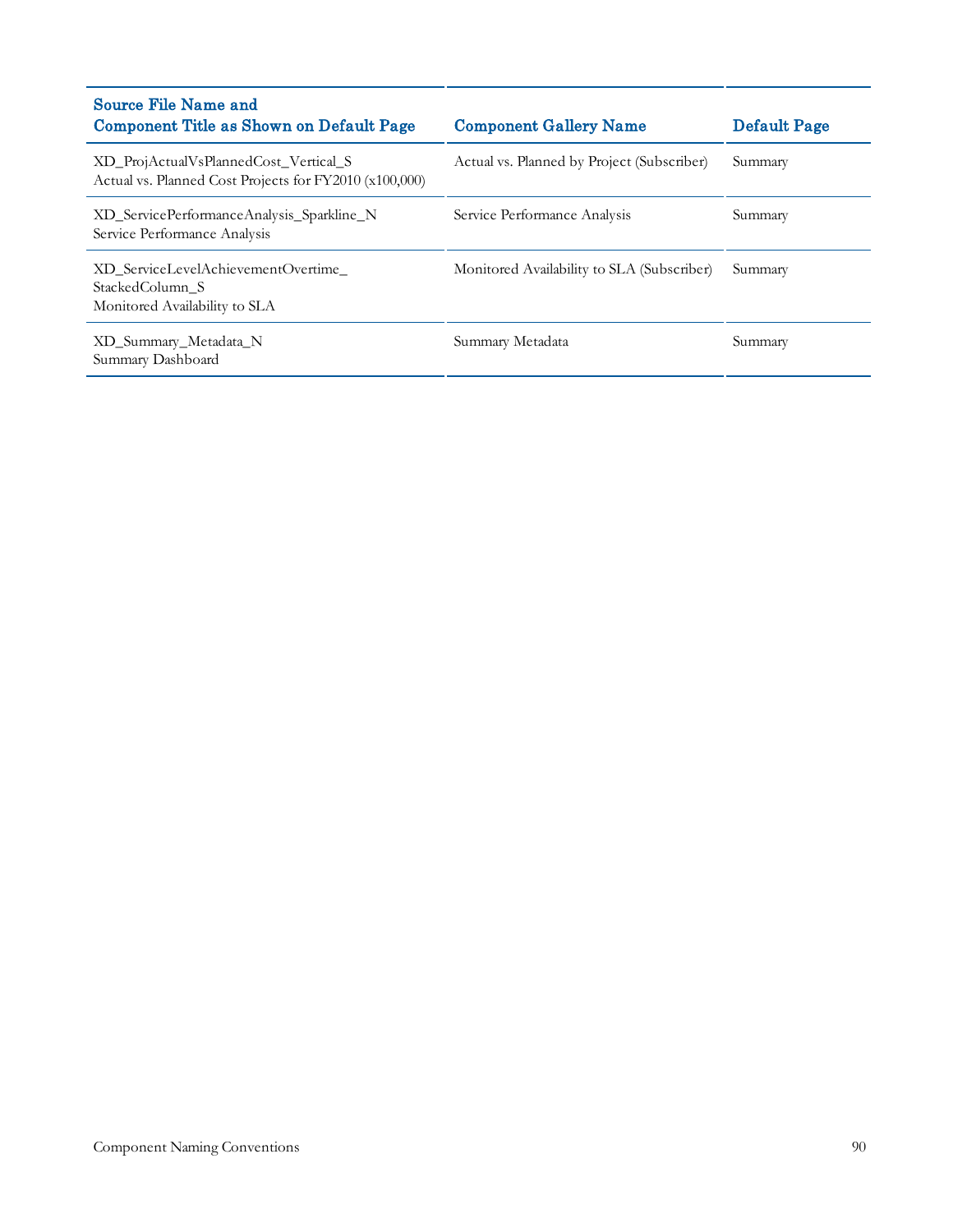| Source File Name and Component Title as Shown on Default Page | Component Gallery Name | Default Page |
|---|---|---|
| XD_ProjActualVsPlannedCost_Vertical_S<br>Actual vs. Planned Cost Projects for FY2010 (x100,000) | Actual vs. Planned by Project (Subscriber) | Summary |
| XD_ServicePerformanceAnalysis_Sparkline_N<br>Service Performance Analysis | Service Performance Analysis | Summary |
| XD_ServiceLevelAchievementOvertime_<br>StackedColumn_S<br>Monitored Availability to SLA | Monitored Availability to SLA (Subscriber) | Summary |
| XD_Summary_Metadata_N<br>Summary Dashboard | Summary Metadata | Summary |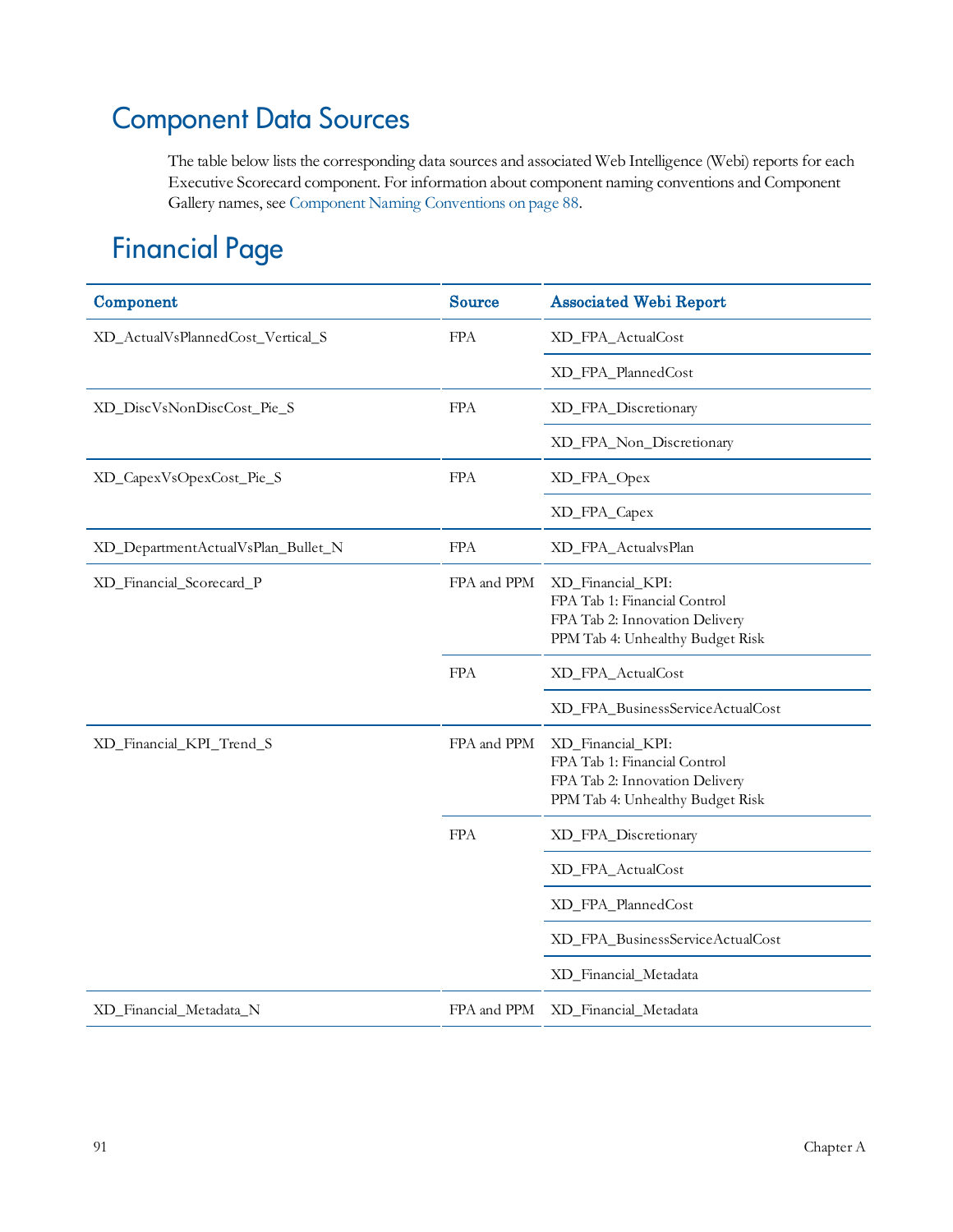## Component Data Sources

The table below lists the corresponding data sources and associated Web Intelligence (Webi) reports for each Executive Scorecard component. For information about component naming conventions and Component Gallery names, see Component Naming Conventions on page 88.

## Financial Page

| Component | Source | Associated Webi Report |
|---|---|---|
| XD_ActualVsPlannedCost_Vertical_S | FPA | XD_FPA_ActualCost |
| | | XD_FPA_PlannedCost |
| XD_DiscVsNonDiscCost_Pie_S | FPA | XD_FPA_Discretionary |
| | | XD_FPA_Non_Discretionary |
| XD_CapexVsOpexCost_Pie_S | FPA | XD_FPA_Opex |
| | | XD_FPA_Capex |
| XD_DepartmentActualVsPlan_Bullet_N | FPA | XD_FPA_ActualvsPlan |
| XD_Financial_Scorecard_P | FPA and PPM | XD_Financial_KPI:<br>FPA Tab 1: Financial Control<br>FPA Tab 2: Innovation Delivery<br>PPM Tab 4: Unhealthy Budget Risk |
| | FPA | XD_FPA_ActualCost |
| | | XD_FPA_BusinessServiceActualCost |
| XD_Financial_KPI_Trend_S | FPA and PPM | XD_Financial_KPI:<br>FPA Tab 1: Financial Control<br>FPA Tab 2: Innovation Delivery<br>PPM Tab 4: Unhealthy Budget Risk |
| | FPA | XD_FPA_Discretionary |
| | | XD_FPA_ActualCost |
| | | XD_FPA_PlannedCost |
| | | XD_FPA_BusinessServiceActualCost |
| | | XD_Financial_Metadata |
| XD_Financial_Metadata_N | FPA and PPM | XD_Financial_Metadata |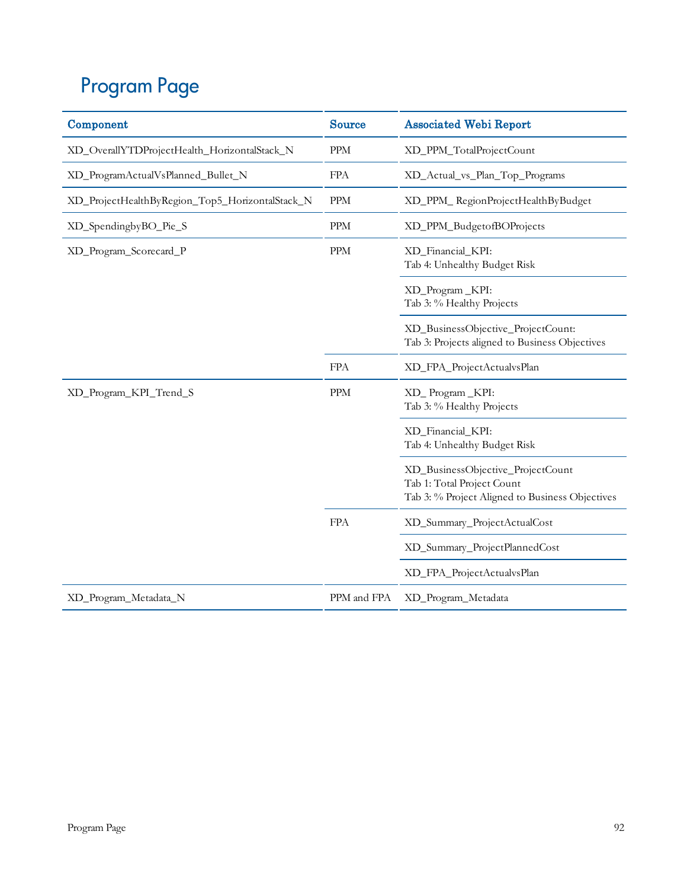# Program Page

| Component | Source | Associated Webi Report |
|---|---|---|
| XD_OverallYTDProjectHealth_HorizontalStack_N | PPM | XD_PPM_TotalProjectCount |
| XD_ProgramActualVsPlanned_Bullet_N | FPA | XD_Actual_vs_Plan_Top_Programs |
| XD_ProjectHealthByRegion_Top5_HorizontalStack_N | PPM | XD_PPM_ RegionProjectHealthByBudget |
| XD_SpendingbyBO_Pie_S | PPM | XD_PPM_BudgetofBOProjects |
| XD_Program_Scorecard_P | PPM | XD_Financial_KPI:<br>Tab 4: Unhealthy Budget Risk |
| | | XD_Program _KPI:<br>Tab 3: % Healthy Projects |
| | | XD_BusinessObjective_ProjectCount:<br>Tab 3: Projects aligned to Business Objectives |
| | FPA | XD_FPA_ProjectActualvsPlan |
| XD_Program_KPI_Trend_S | PPM | XD_ Program _KPI:<br>Tab 3: % Healthy Projects |
| | | XD_Financial_KPI:<br>Tab 4: Unhealthy Budget Risk |
| | | XD_BusinessObjective_ProjectCount<br>Tab 1: Total Project Count<br>Tab 3: % Project Aligned to Business Objectives |
| | FPA | XD_Summary_ProjectActualCost |
| | | XD_Summary_ProjectPlannedCost |
| | | XD_FPA_ProjectActualvsPlan |
| XD_Program_Metadata_N | PPM and FPA | XD_Program_Metadata |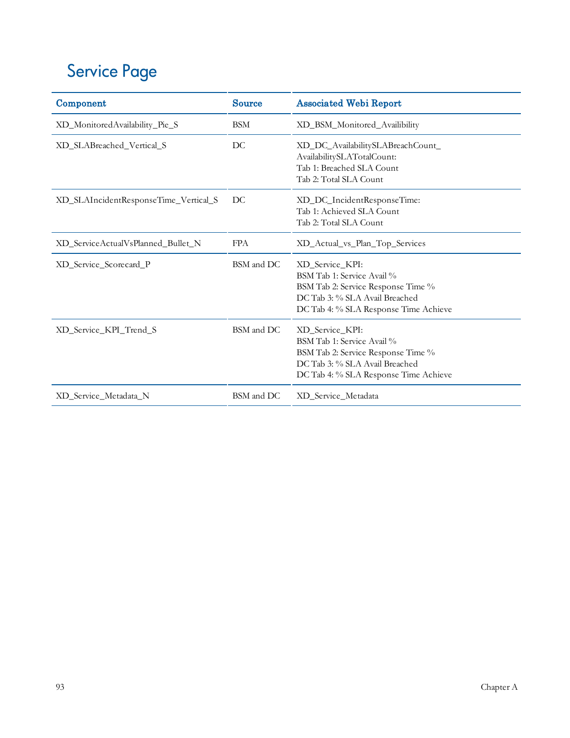## Service Page

| Component | Source | Associated Webi Report |
|---|---|---|
| XD_MonitoredAvailability_Pie_S | BSM | XD_BSM_Monitored_Availibility |
| XD_SLABreached_Vertical_S | DC | XD_DC_AvailabilitySLABreachCount_AvailabilitySLATotalCount:<br>Tab 1: Breached SLA Count<br>Tab 2: Total SLA Count |
| XD_SLAIncidentResponseTime_Vertical_S | DC | XD_DC_IncidentResponseTime:<br>Tab 1: Achieved SLA Count<br>Tab 2: Total SLA Count |
| XD_ServiceActualVsPlanned_Bullet_N | FPA | XD_Actual_vs_Plan_Top_Services |
| XD_Service_Scorecard_P | BSM and DC | XD_Service_KPI:<br>BSM Tab 1: Service Avail %<br>BSM Tab 2: Service Response Time %<br>DC Tab 3: % SLA Avail Breached<br>DC Tab 4: % SLA Response Time Achieve |
| XD_Service_KPI_Trend_S | BSM and DC | XD_Service_KPI:<br>BSM Tab 1: Service Avail %<br>BSM Tab 2: Service Response Time %<br>DC Tab 3: % SLA Avail Breached<br>DC Tab 4: % SLA Response Time Achieve |
| XD_Service_Metadata_N | BSM and DC | XD_Service_Metadata |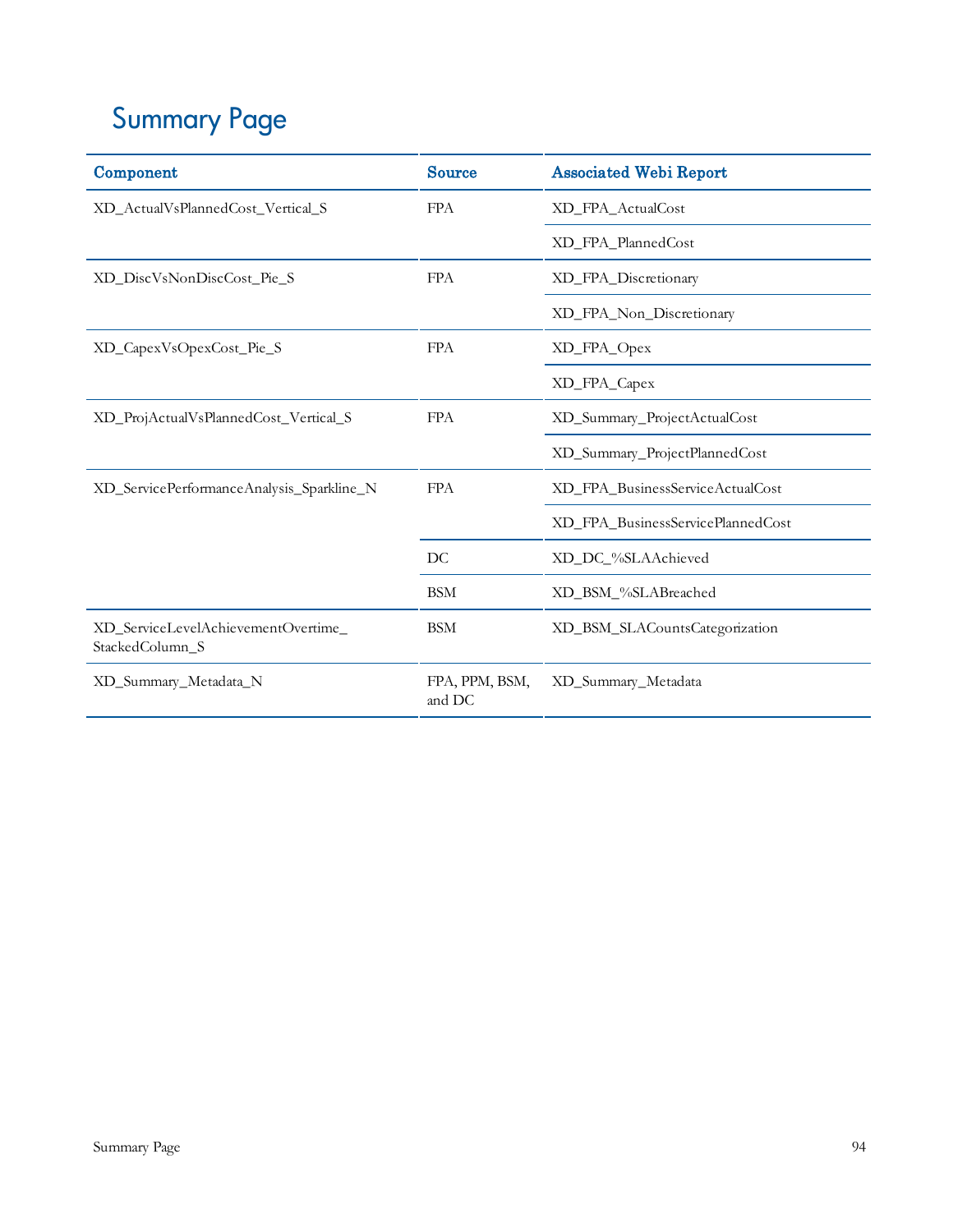# Summary Page

| Component | Source | Associated Webi Report |
| --- | --- | --- |
| XD_ActualVsPlannedCost_Vertical_S | FPA | XD_FPA_ActualCost |
| | | XD_FPA_PlannedCost |
| XD_DiscVsNonDiscCost_Pie_S | FPA | XD_FPA_Discretionary |
| | | XD_FPA_Non_Discretionary |
| XD_CapexVsOpexCost_Pie_S | FPA | XD_FPA_Opex |
| | | XD_FPA_Capex |
| XD_ProjActualVsPlannedCost_Vertical_S | FPA | XD_Summary_ProjectActualCost |
| | | XD_Summary_ProjectPlannedCost |
| XD_ServicePerformanceAnalysis_Sparkline_N | FPA | XD_FPA_BusinessServiceActualCost |
| | | XD_FPA_BusinessServicePlannedCost |
| | DC | XD_DC_%SLAAchieved |
| | BSM | XD_BSM_%SLABreached |
| XD_ServiceLevelAchievementOvertime_StackedColumn_S | BSM | XD_BSM_SLACountsCategorization |
| XD_Summary_Metadata_N | FPA, PPM, BSM, and DC | XD_Summary_Metadata |